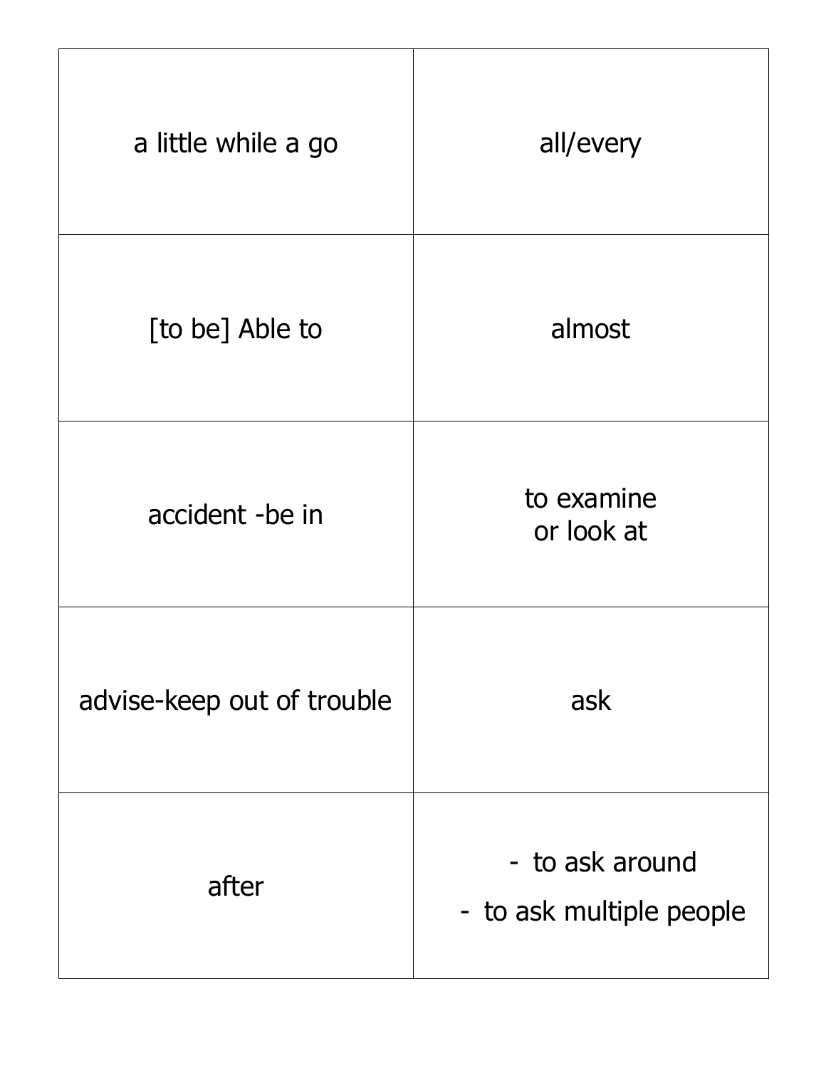| | |
|---|---|
| a little while a go | all/every |
| [to be] Able to | almost |
| accident -be in | to examine or look at |
| advise-keep out of trouble | ask |
| after | - to ask around<br>- to ask multiple people |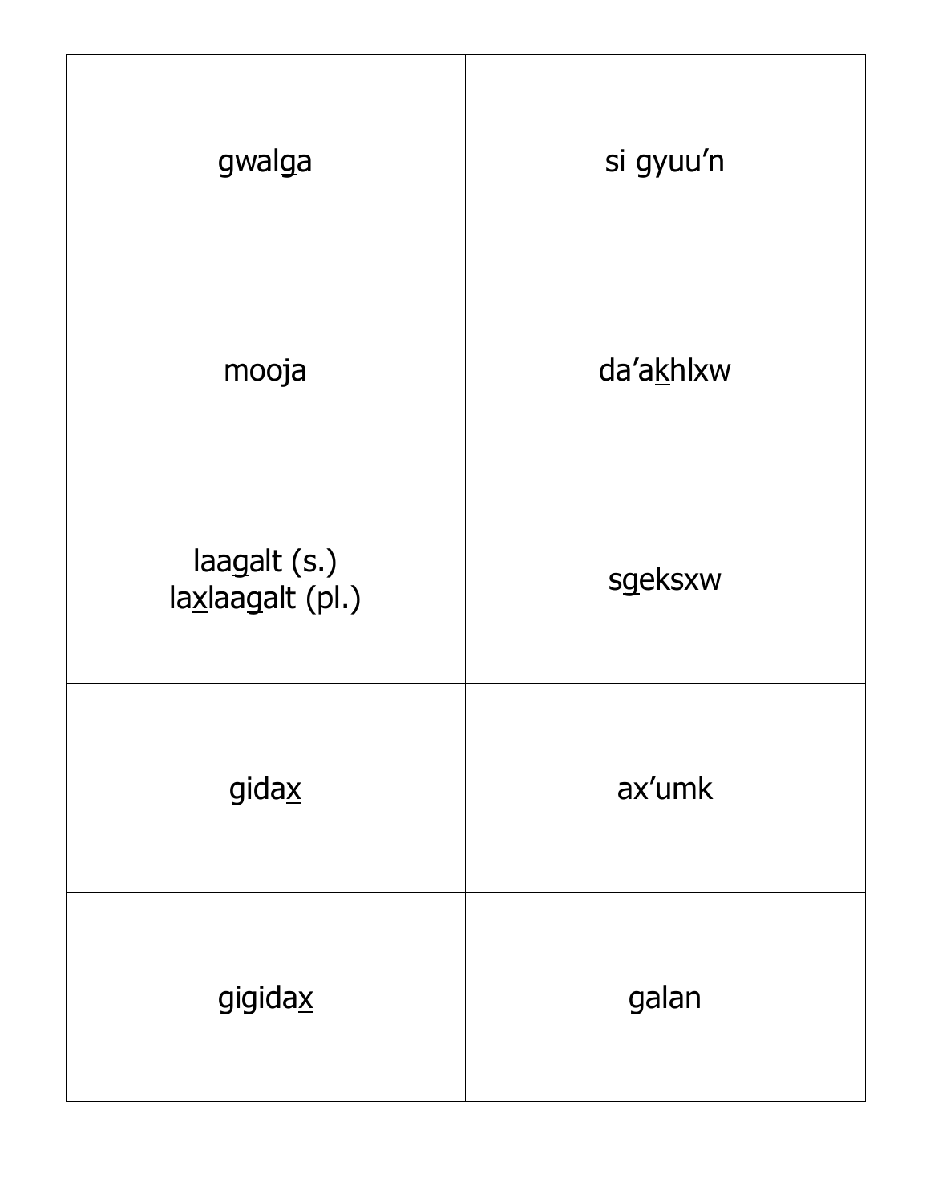| | |
|---|---|
| gwal<u>g</u>a | si gyuu’n |
| mooja | da’a<u>k</u>hlxw |
| laa<u>g</u>alt (s.)<br>la<u>x</u>laa<u>g</u>alt (pl.) | s<u>g</u>eksxw |
| gida<u>x</u> | ax’umk |
| gigida<u>x</u> | galan |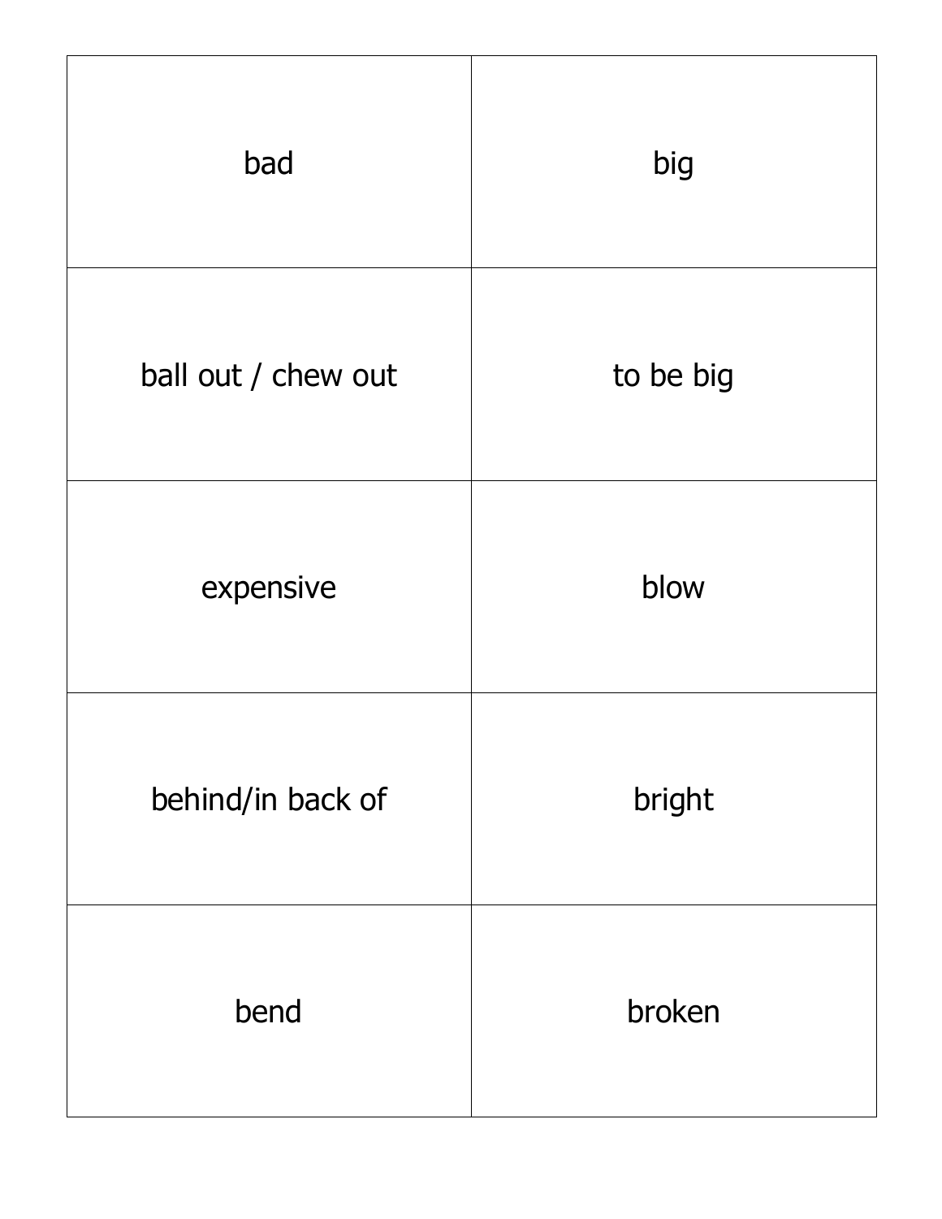| | |
|---|---|
| bad | big |
| ball out / chew out | to be big |
| expensive | blow |
| behind/in back of | bright |
| bend | broken |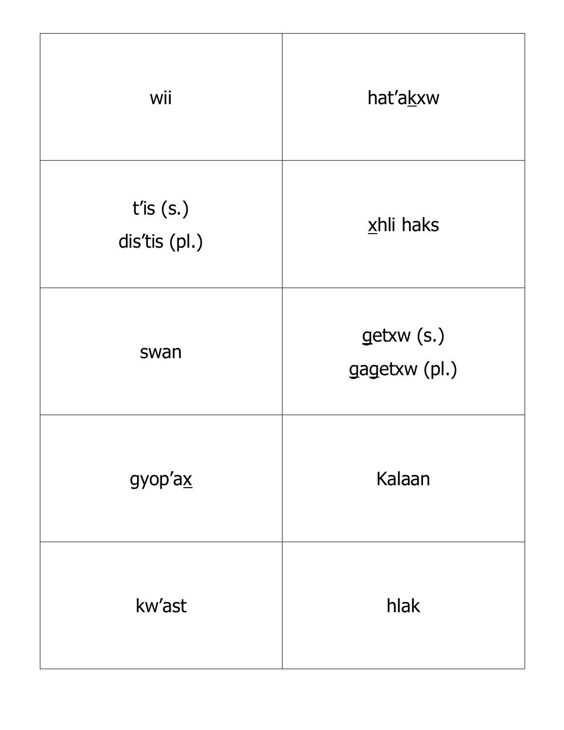| | |
|---|---|
| wii | hat’a<u>k</u>xw |
| t’is (s.)<br>dis’tis (pl.) | <u>x</u>hli haks |
| swan | <u>g</u>etxw (s.)<br><u>g</u>a<u>g</u>etxw (pl.) |
| gyop’a<u>x</u> | Kalaan |
| kw’ast | hlak |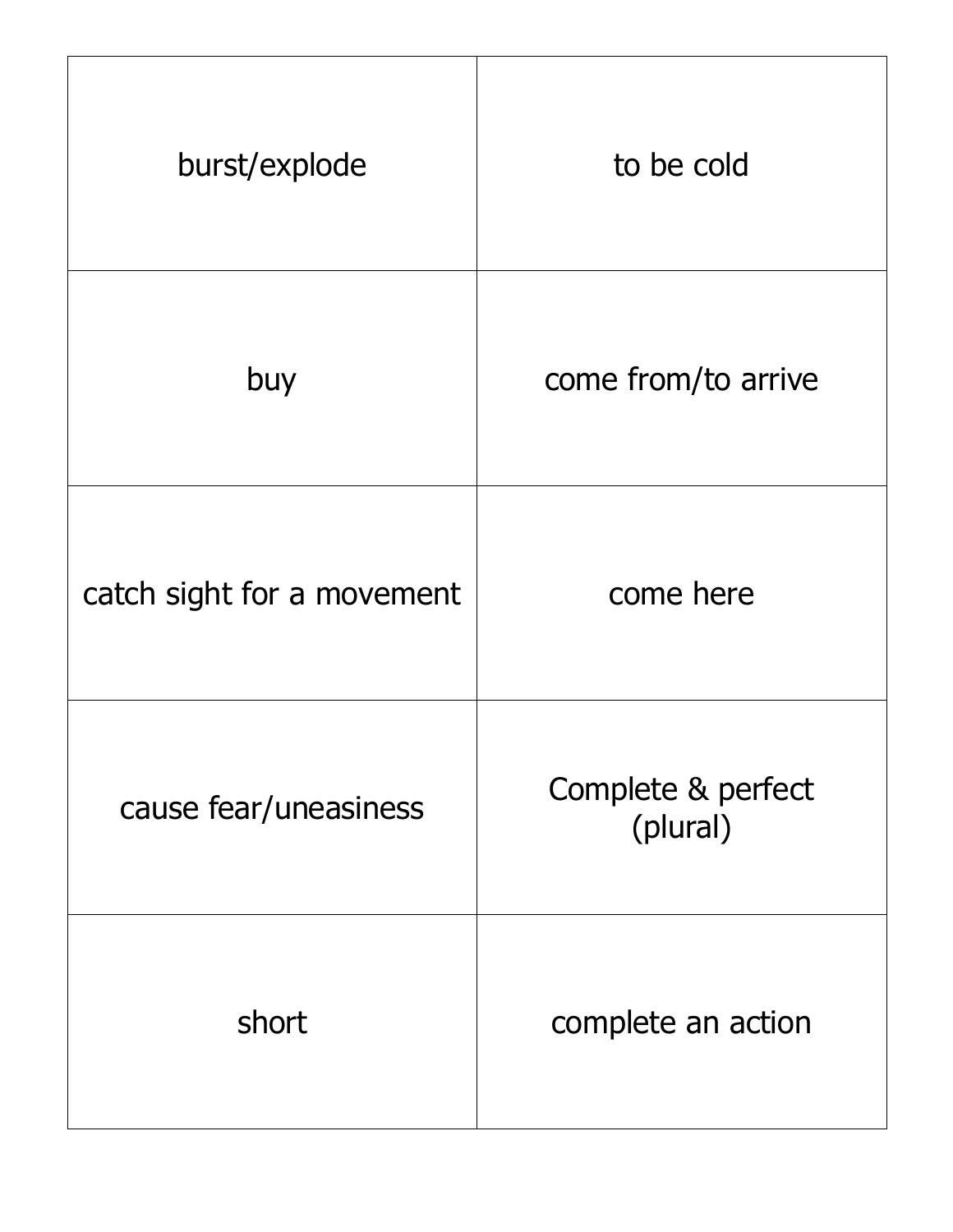| | |
|---|---|
| burst/explode | to be cold |
| buy | come from/to arrive |
| catch sight for a movement | come here |
| cause fear/uneasiness | Complete & perfect (plural) |
| short | complete an action |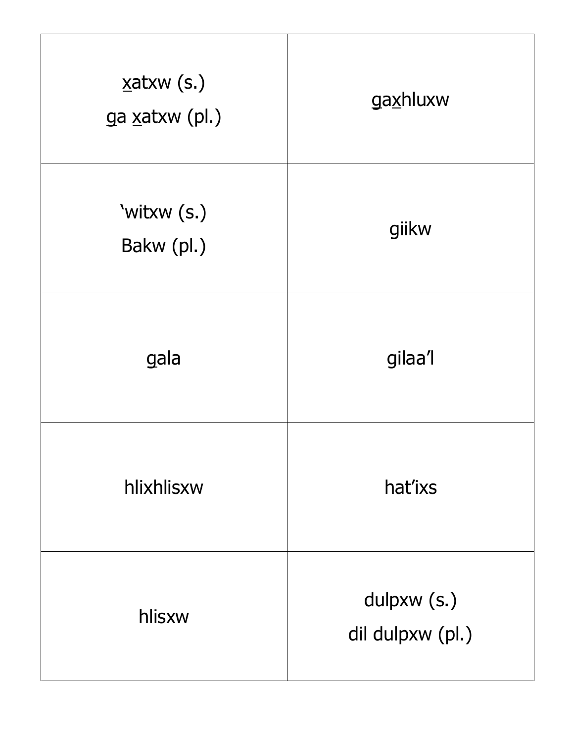| | |
|---|---|
| x̲atxw (s.)<br>g̲a x̲atxw (pl.) | g̲ax̲hluxw |
| ‘witxw (s.)<br>Bakw (pl.) | giikw |
| g̲ala | gilaa’l |
| hlixhlisxw | hat’ixs |
| hlisxw | dulpxw (s.)<br>dil dulpxw (pl.) |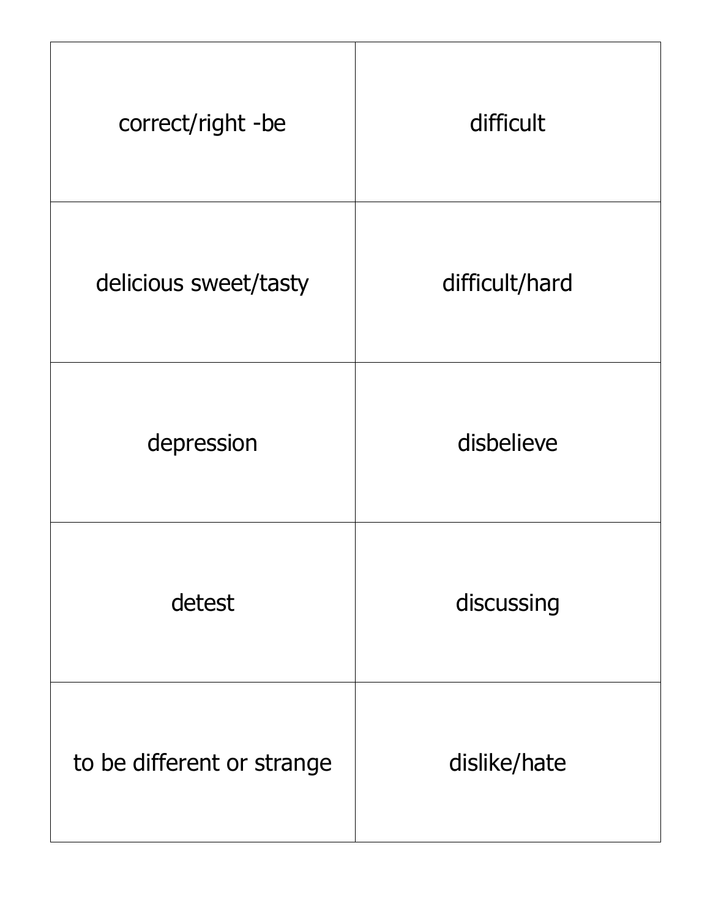| | |
|---|---|
| correct/right -be | difficult |
| delicious sweet/tasty | difficult/hard |
| depression | disbelieve |
| detest | discussing |
| to be different or strange | dislike/hate |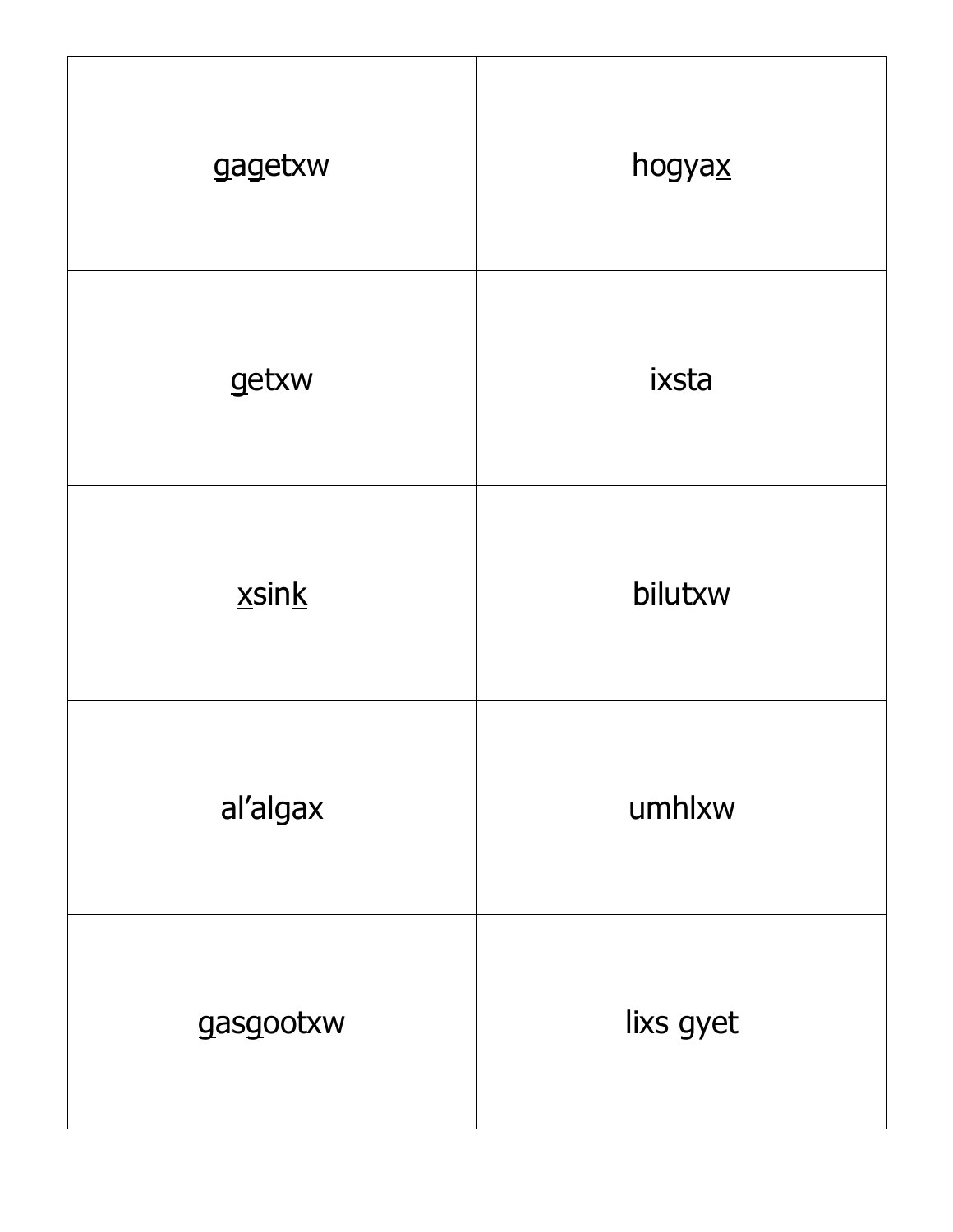| | |
|---|---|
| g̲ag̲etxw | hogyax̲ |
| g̲etxw | ixsta |
| x̲sink̲ | bilutxw |
| al’algax | umhlxw |
| g̲asg̲ootxw | lixs gyet |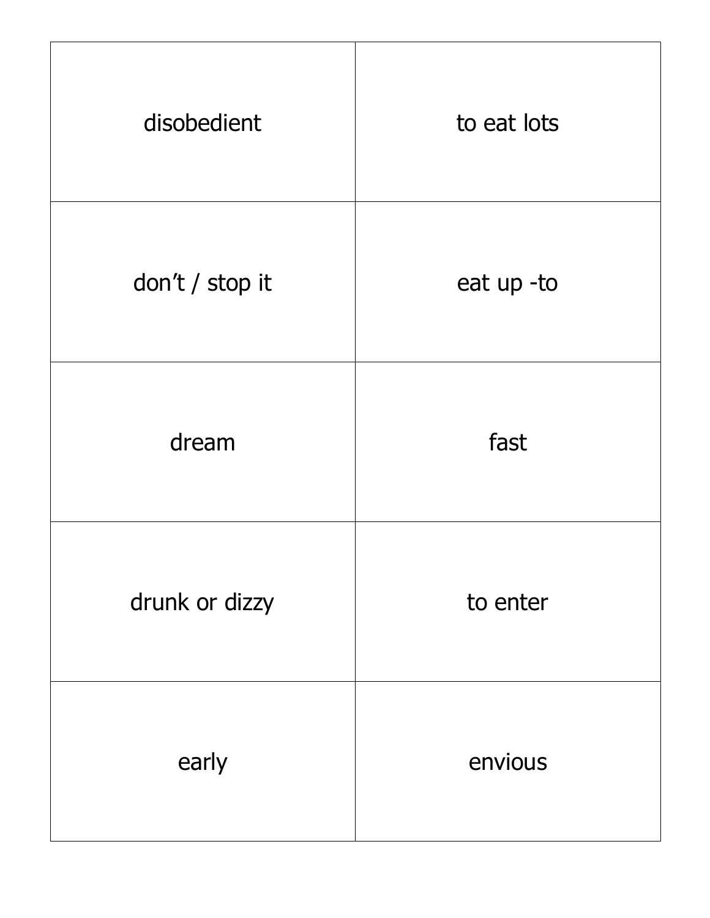| | |
|---|---|
| disobedient | to eat lots |
| don’t / stop it | eat up -to |
| dream | fast |
| drunk or dizzy | to enter |
| early | envious |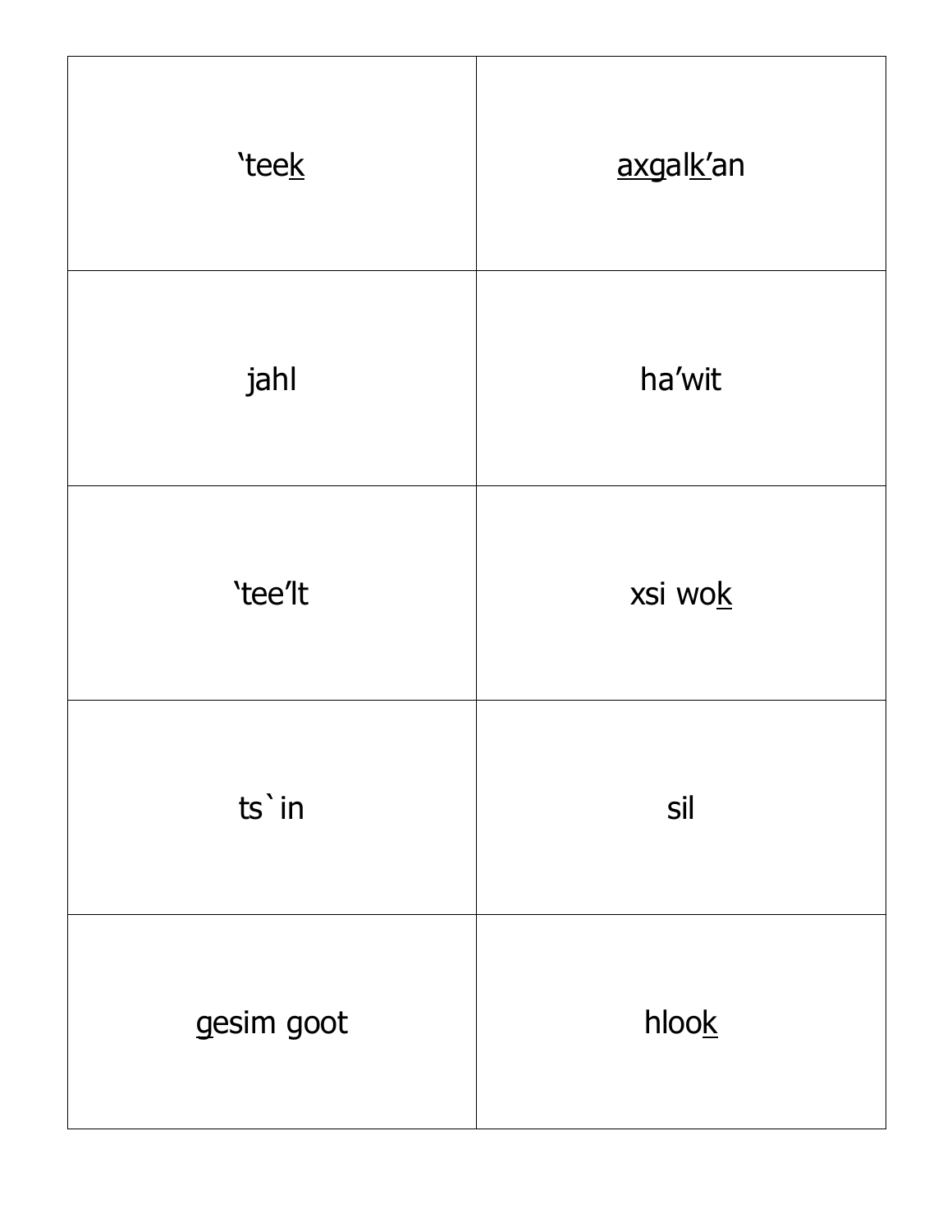| | |
|---|---|
| ‘tee<u>k</u> | <u>axg</u>al<u>k</u>’an |
| jahl | ha’wit |
| ‘tee’lt | xsi wo<u>k</u> |
| ts`in | sil |
| <u>g</u>esim goot | hloo<u>k</u> |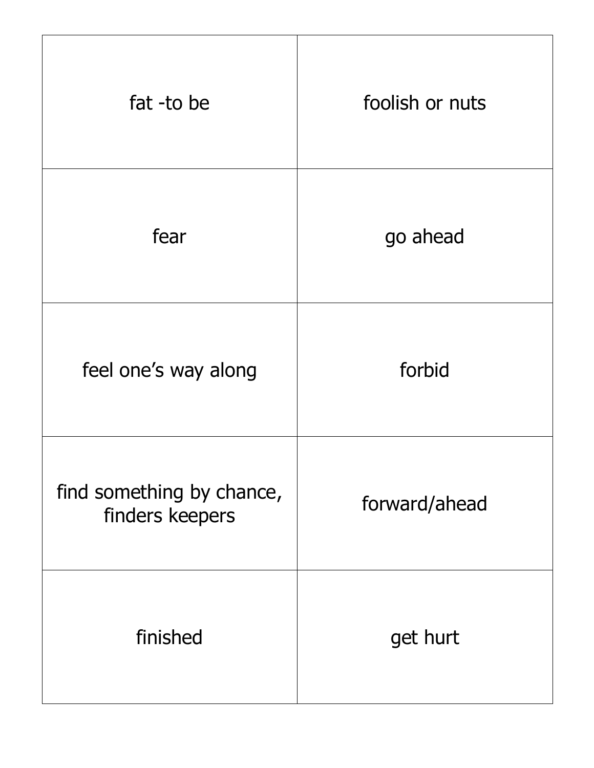| | |
|---|---|
| fat -to be | foolish or nuts |
| fear | go ahead |
| feel one’s way along | forbid |
| find something by chance, finders keepers | forward/ahead |
| finished | get hurt |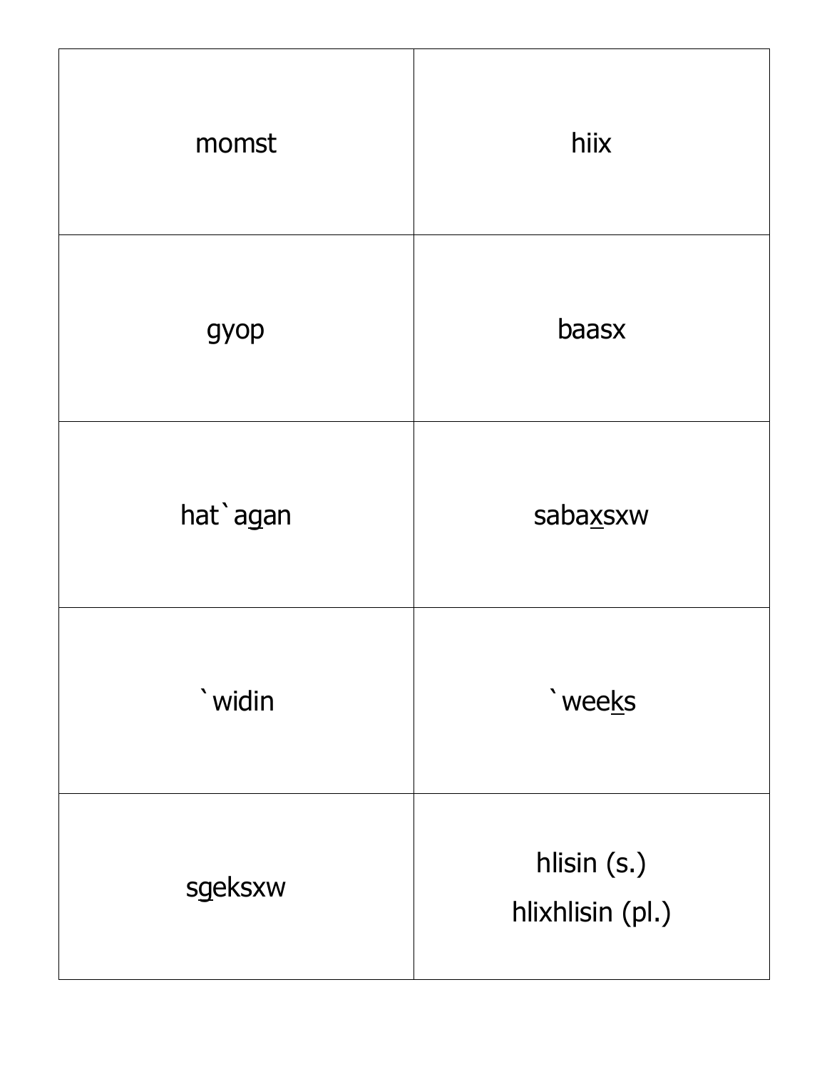| | |
|---|---|
| momst | hiix |
| gyop | baasx |
| hat`a<u>g</u>an | saba<u>x</u>sxw |
| `widin | `wee<u>k</u>s |
| s<u>g</u>eksxw | hlisin (s.)<br>hlixhlisin (pl.) |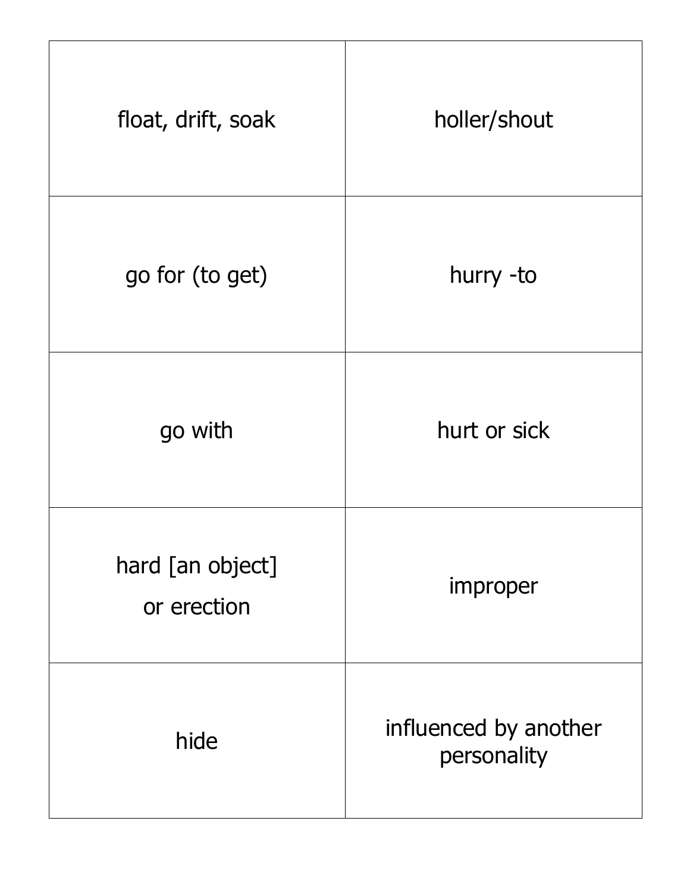| | |
|---|---|
| float, drift, soak | holler/shout |
| go for (to get) | hurry -to |
| go with | hurt or sick |
| hard [an object] or erection | improper |
| hide | influenced by another personality |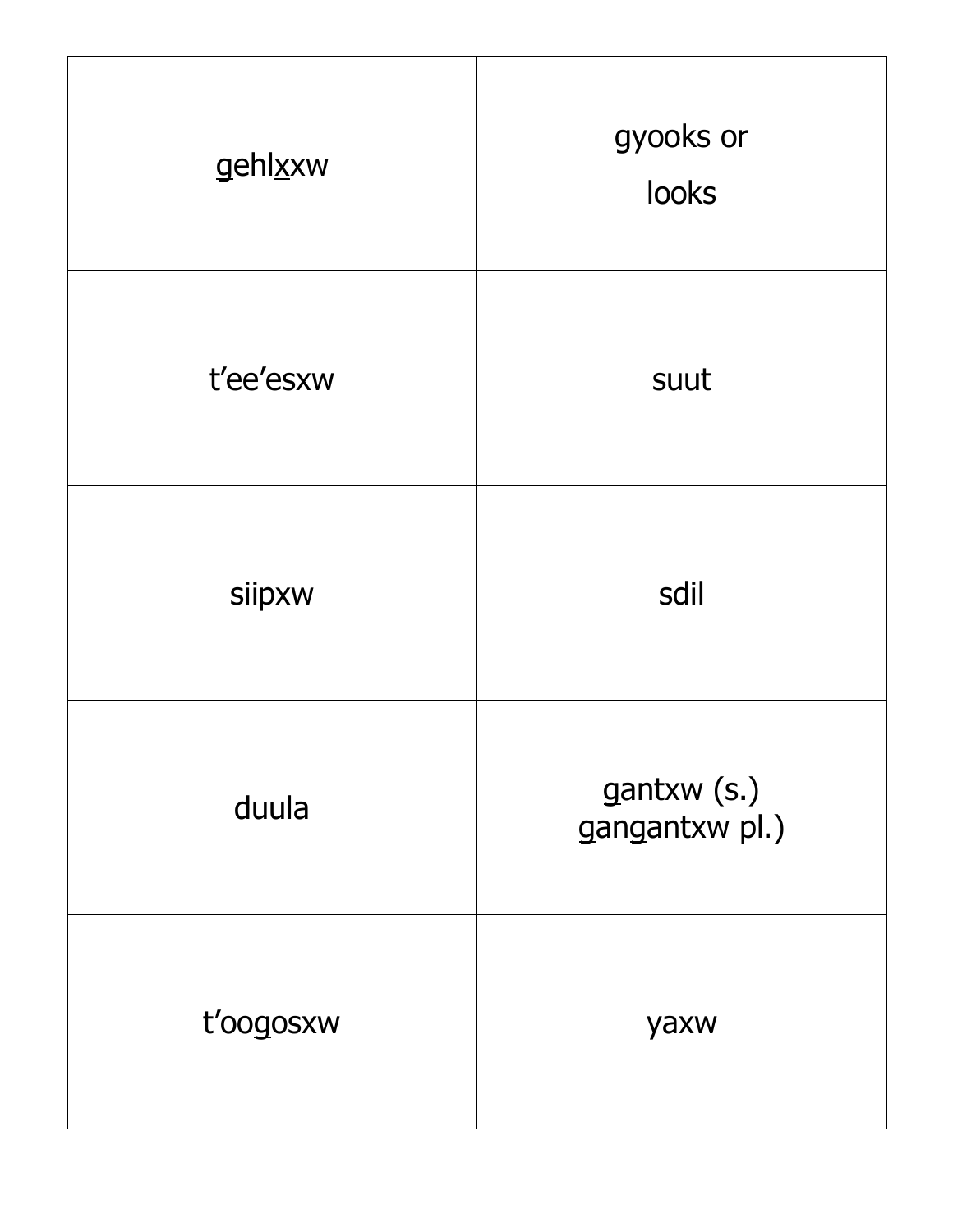| | |
|---|---|
| <u>g</u>ehl<u>x</u>xw | gyooks or<br>looks |
| t’ee’esxw | suut |
| siipxw | sdil |
| duula | <u>g</u>antxw (s.)<br><u>g</u>an<u>g</u>antxw pl.) |
| t’oo<u>g</u>osxw | yaxw |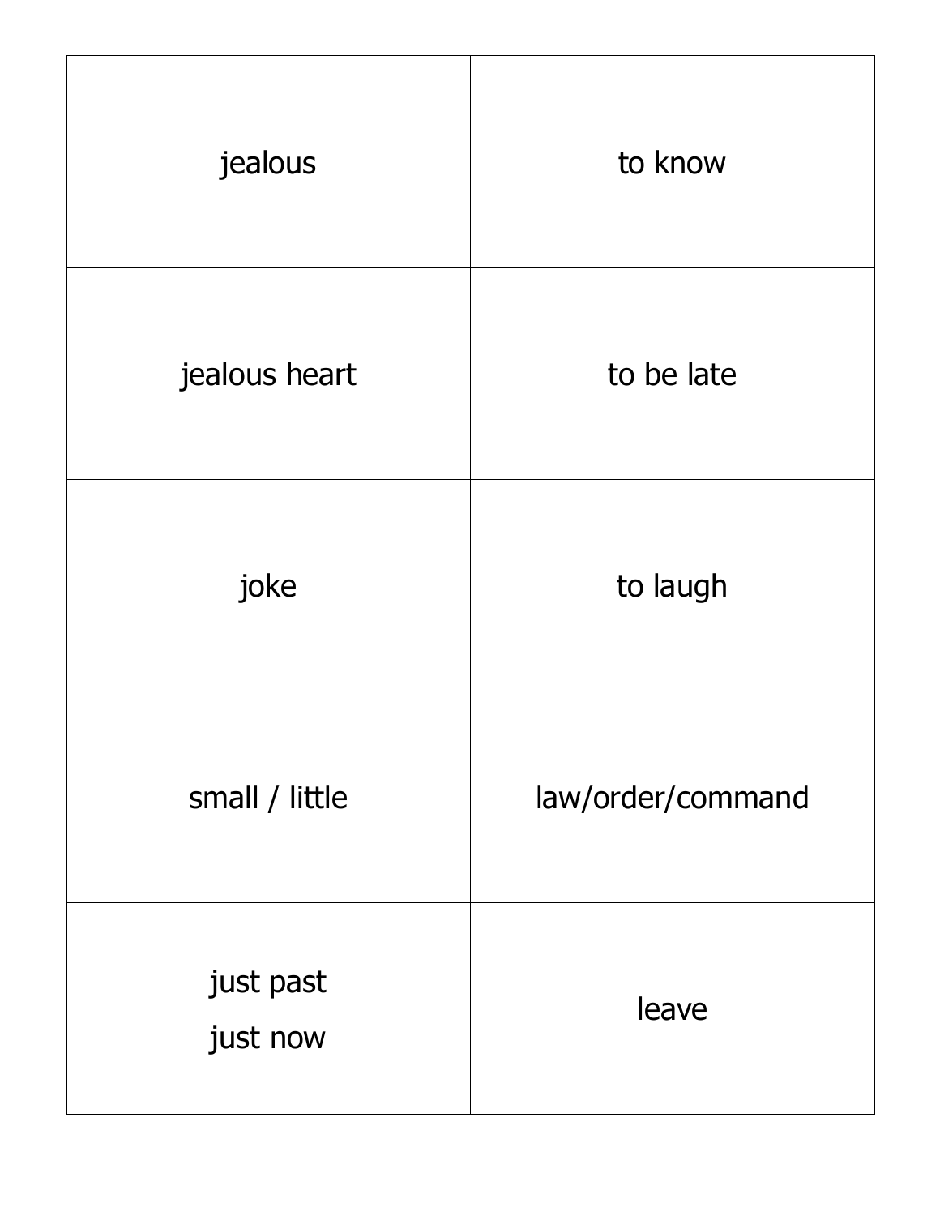| | |
|---|---|
| jealous | to know |
| jealous heart | to be late |
| joke | to laugh |
| small / little | law/order/command |
| just past<br>just now | leave |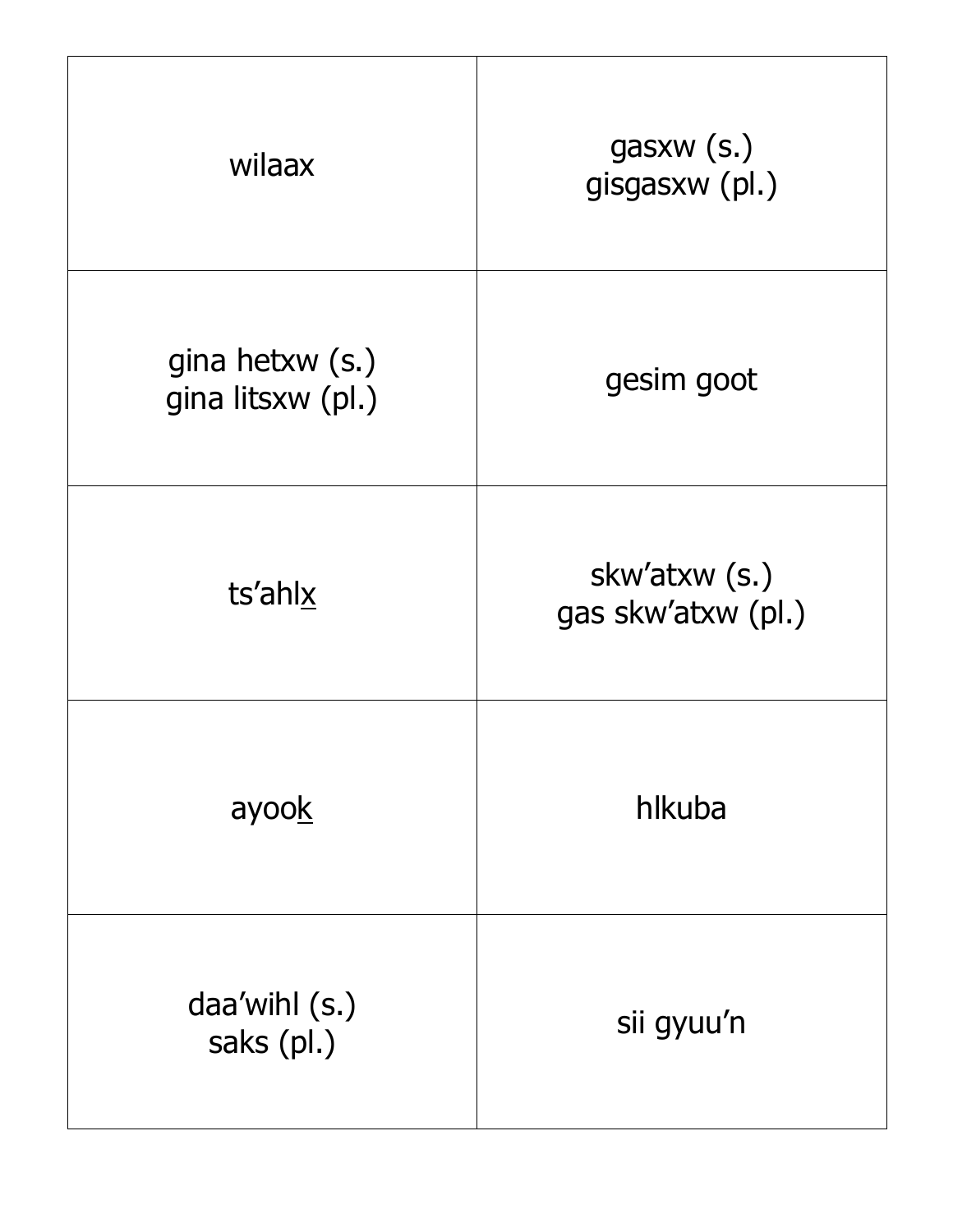| | |
|---|---|
| wilaax | gasxw (s.)<br>gisgasxw (pl.) |
| gina hetxw (s.)<br>gina litsxw (pl.) | gesim goot |
| ts’ahl<u>x</u> | skw’atxw (s.)<br>gas skw’atxw (pl.) |
| ayoo<u>k</u> | hlkuba |
| daa’wihl (s.)<br>saks (pl.) | sii gyuu’n |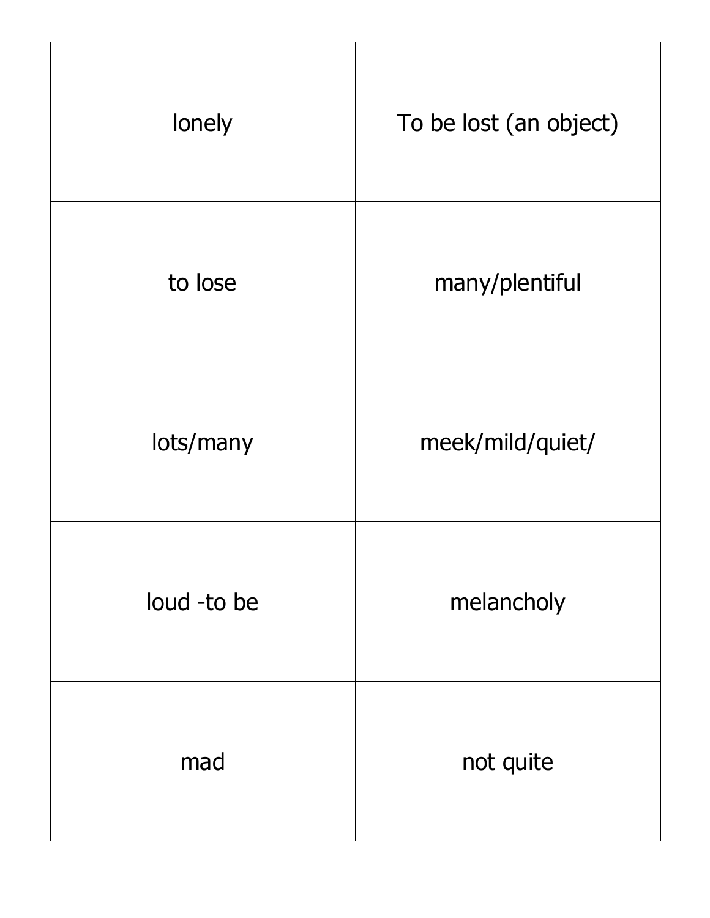| | |
|---|---|
| lonely | To be lost (an object) |
| to lose | many/plentiful |
| lots/many | meek/mild/quiet/ |
| loud -to be | melancholy |
| mad | not quite |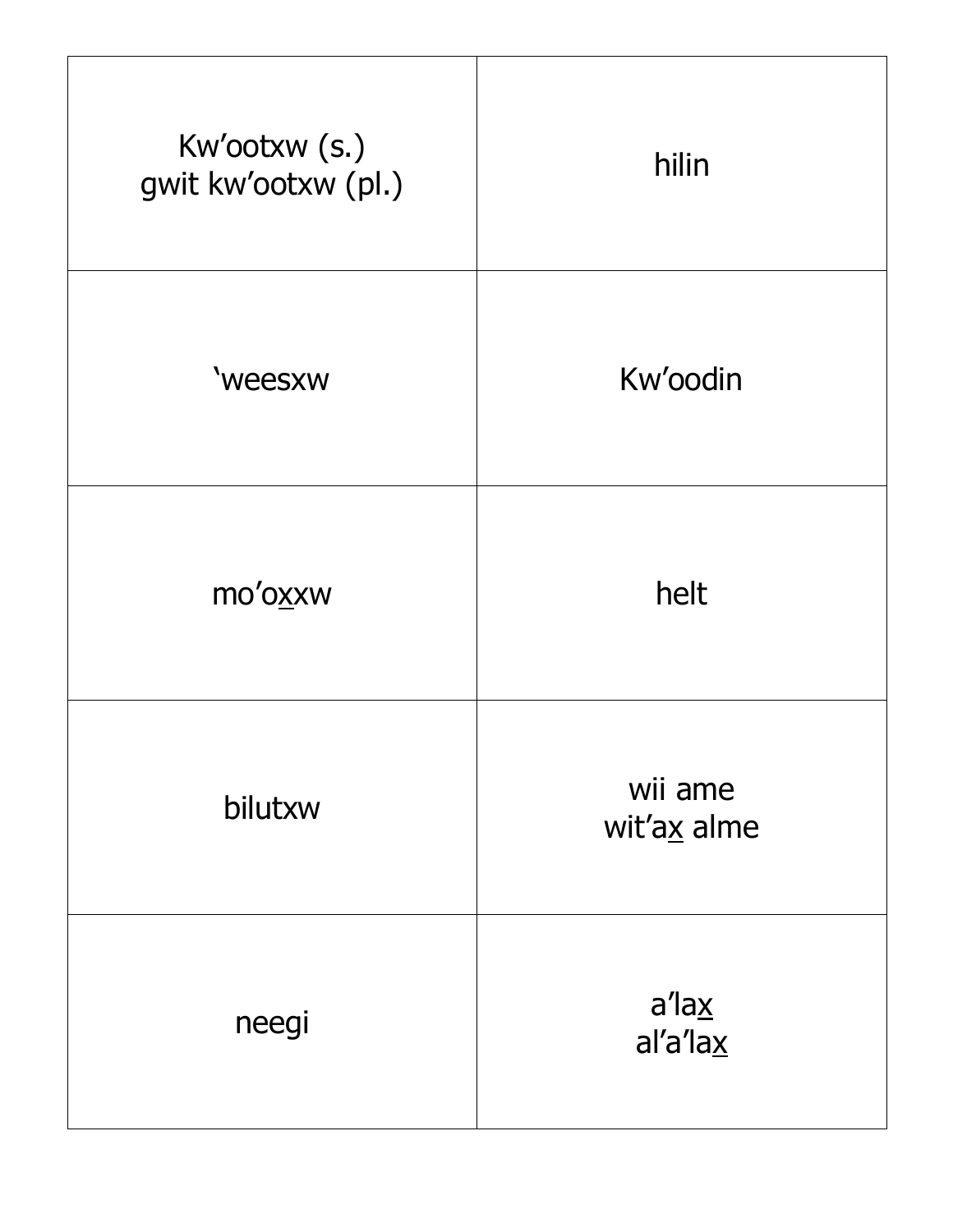| | |
|---|---|
| Kw’ootxw (s.)<br>gwit kw’ootxw (pl.) | hilin |
| ‘weesxw | Kw’oodin |
| mo’o<u>x</u>xw | helt |
| bilutxw | wii ame<br>wit’a<u>x</u> alme |
| neegi | a’la<u>x</u><br>al’a’la<u>x</u> |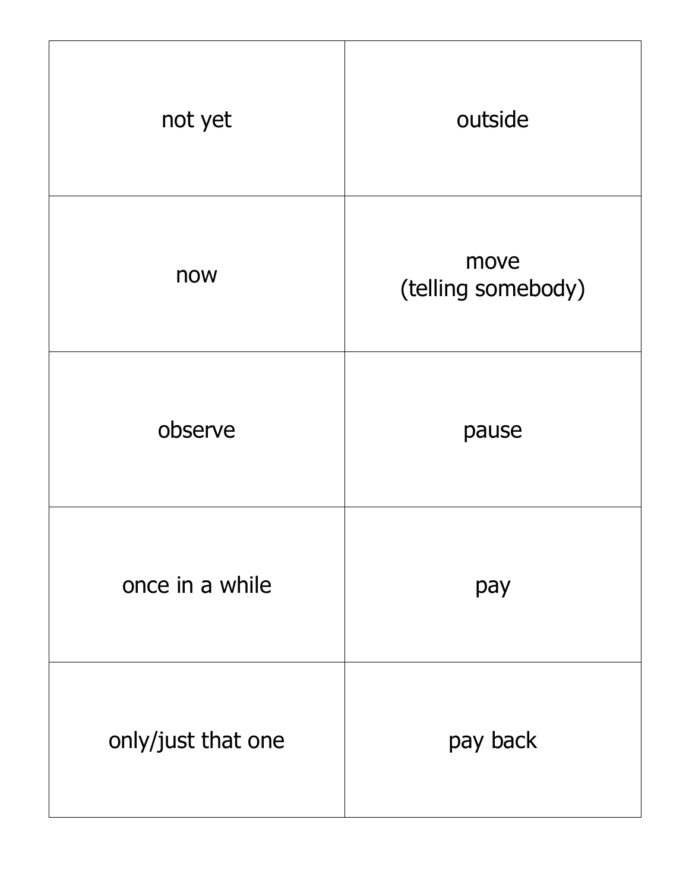| | |
|---|---|
| not yet | outside |
| now | move<br>(telling somebody) |
| observe | pause |
| once in a while | pay |
| only/just that one | pay back |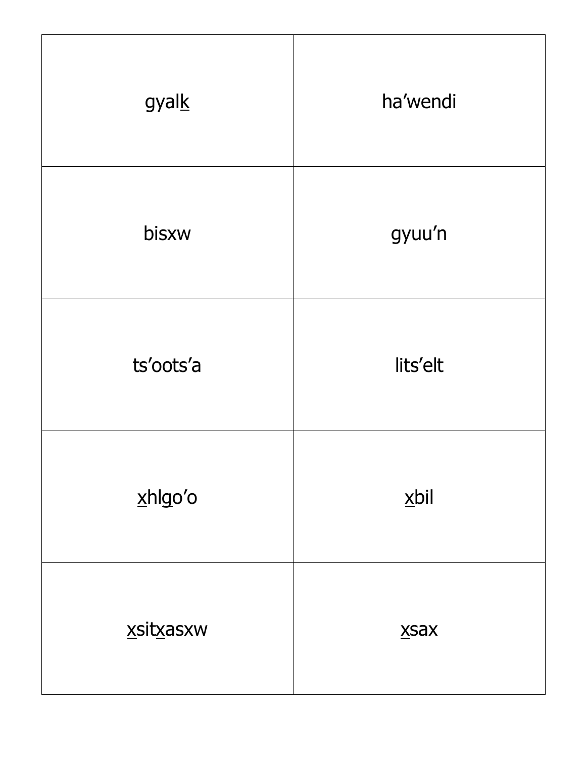| | |
|---|---|
| gyal<u>k</u> | ha’wendi |
| bisxw | gyuu’n |
| ts’oots’a | lits’elt |
| <u>x</u>hl<u>g</u>o’o | <u>x</u>bil |
| <u>x</u>sit<u>x</u>asxw | <u>x</u>sax |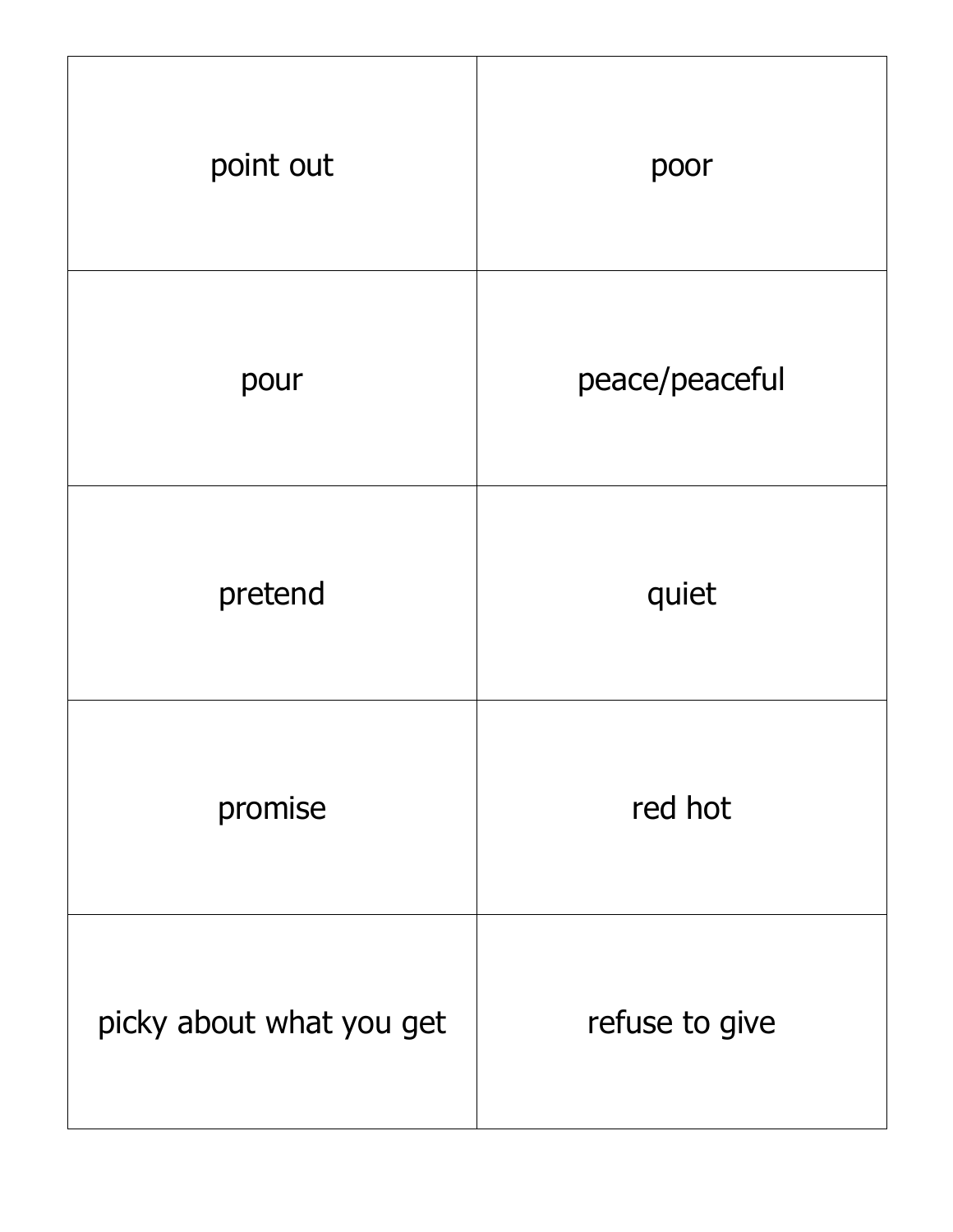| | |
|---|---|
| point out | poor |
| pour | peace/peaceful |
| pretend | quiet |
| promise | red hot |
| picky about what you get | refuse to give |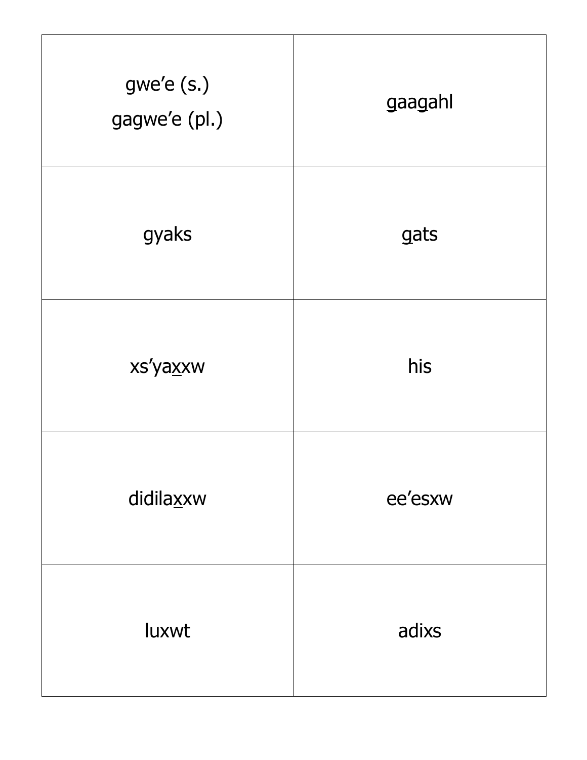| | |
|---|---|
| gwe’e (s.)<br>gagwe’e (pl.) | g̱aag̱ahl |
| gyaks | g̱ats |
| xs’yax̱xw | his |
| didilax̱xw | ee’esxw |
| luxwt | adixs |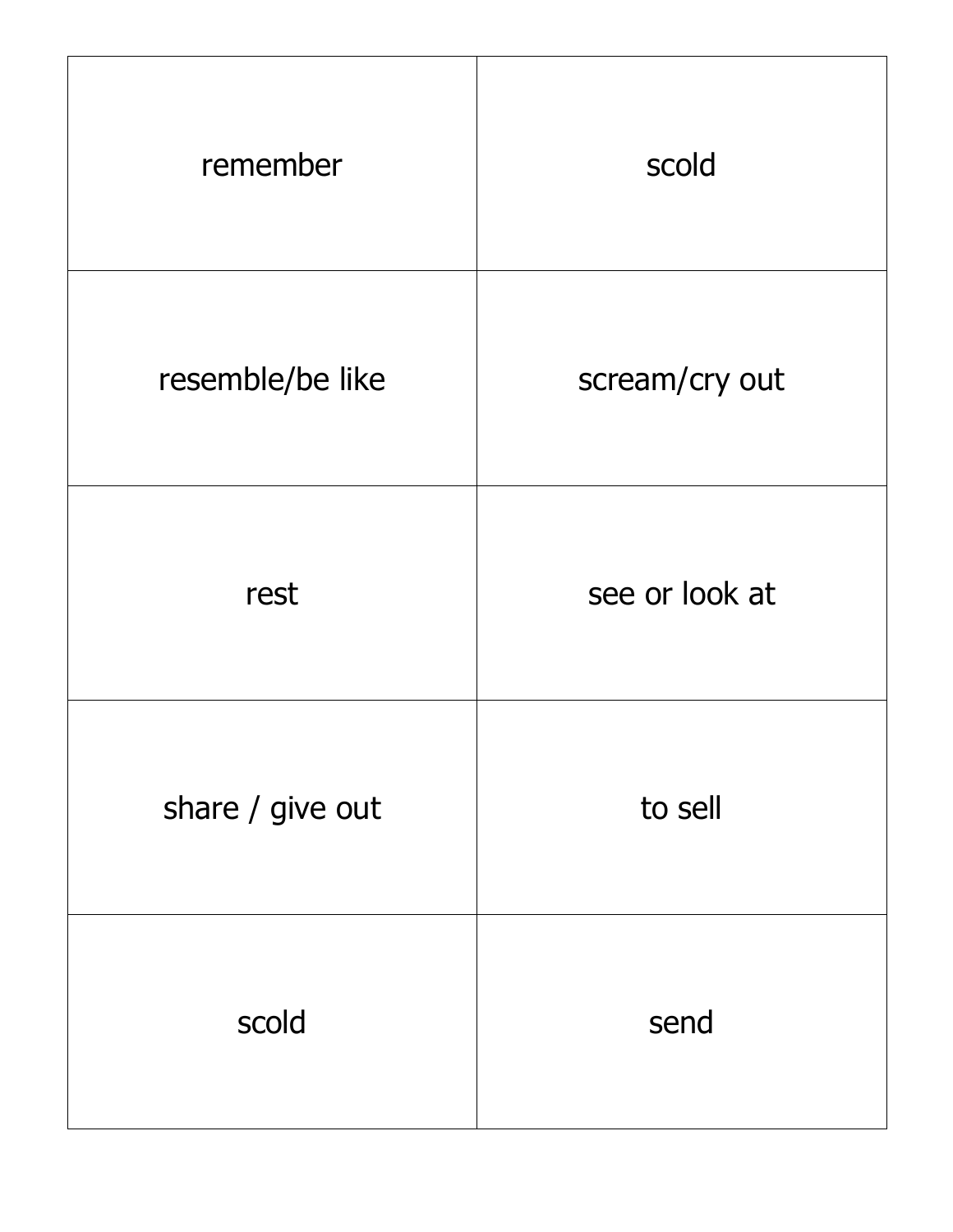| | |
|---|---|
| remember | scold |
| resemble/be like | scream/cry out |
| rest | see or look at |
| share / give out | to sell |
| scold | send |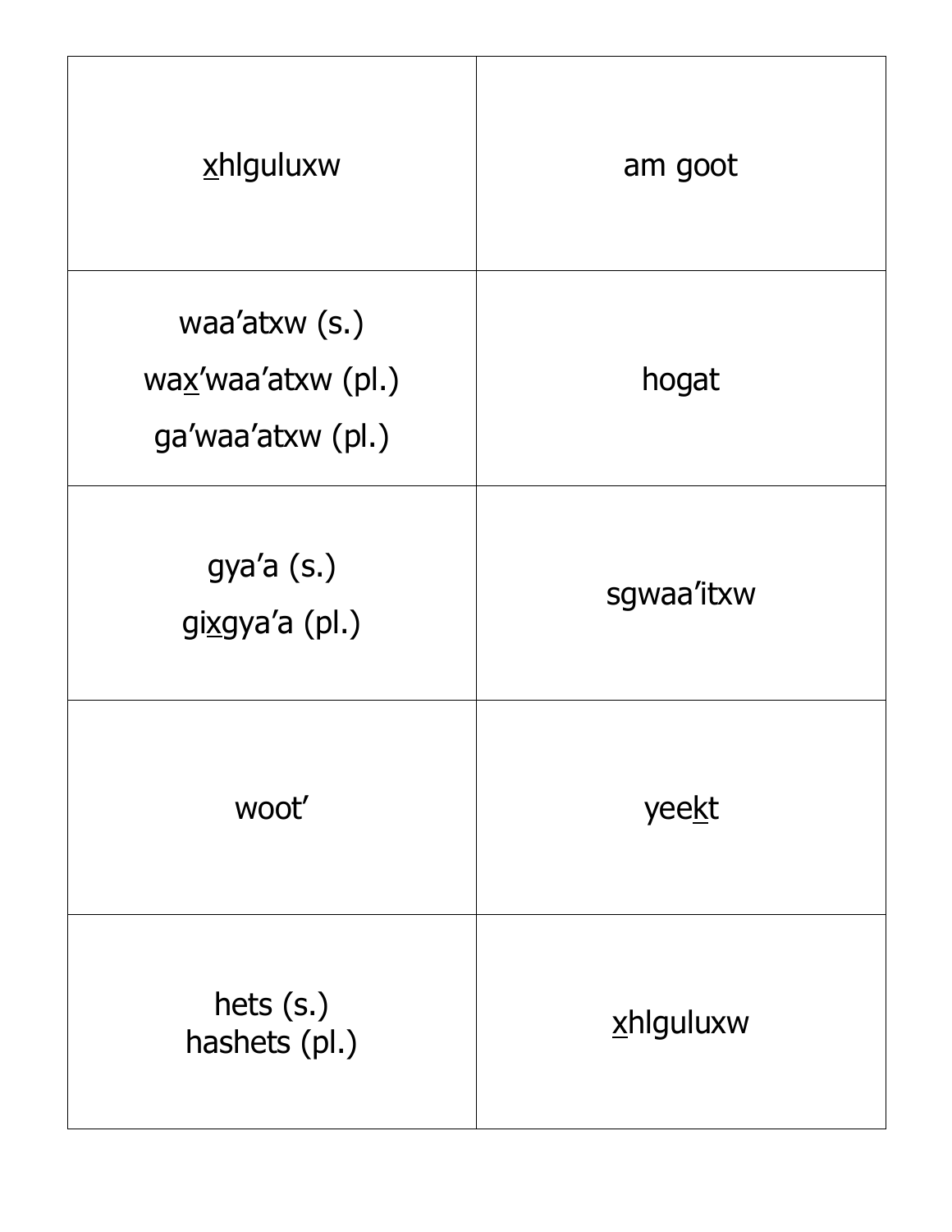| | |
|---|---|
| <u>x</u>hlguluxw | am goot |
| waa’atxw (s.)<br>wa<u>x</u>’waa’atxw (pl.)<br>ga’waa’atxw (pl.) | hogat |
| gya’a (s.)<br>gi<u>x</u>gya’a (pl.) | sgwaa’itxw |
| woot’ | yee<u>k</u>t |
| hets (s.)<br>hashets (pl.) | <u>x</u>hlguluxw |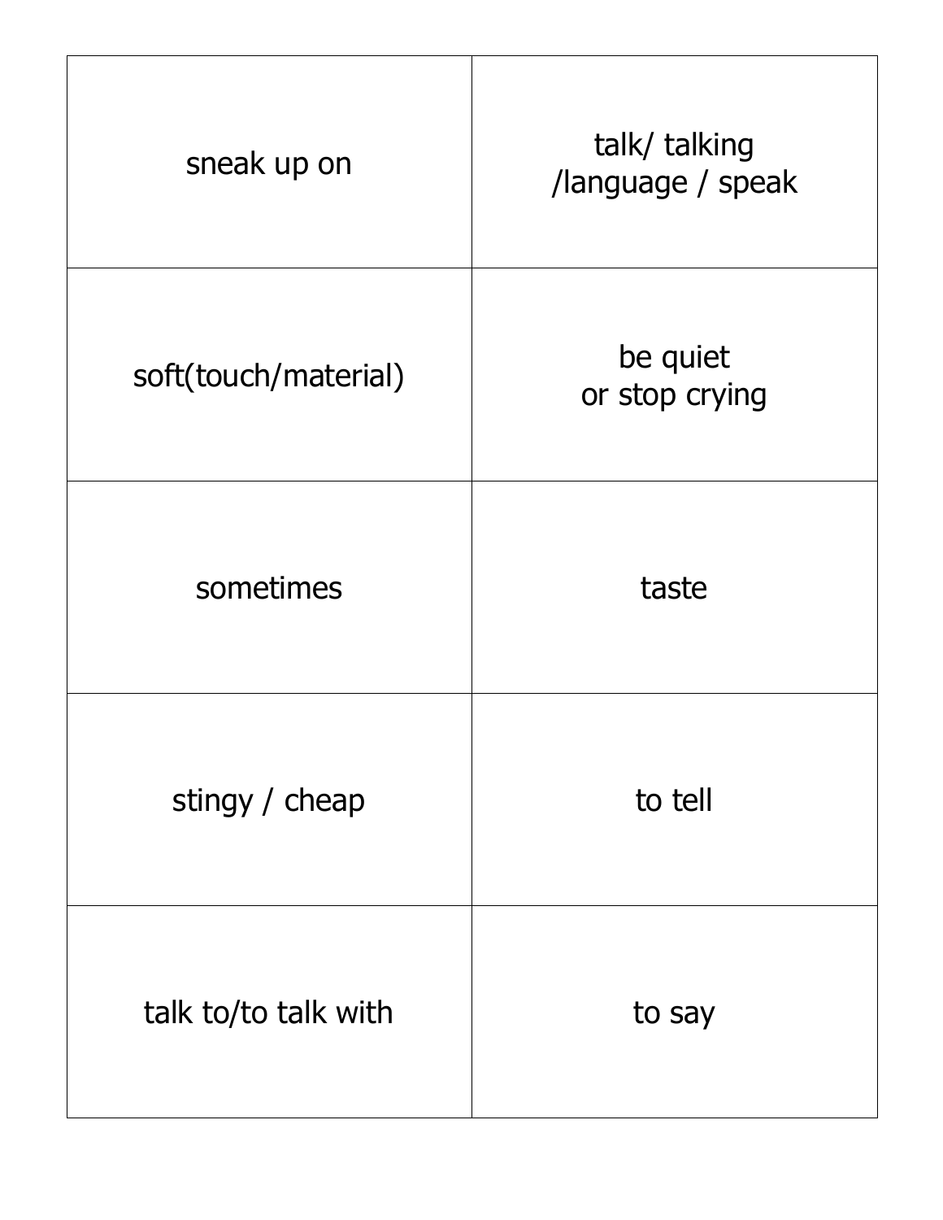| | |
|---|---|
| sneak up on | talk/ talking /language / speak |
| soft(touch/material) | be quiet or stop crying |
| sometimes | taste |
| stingy / cheap | to tell |
| talk to/to talk with | to say |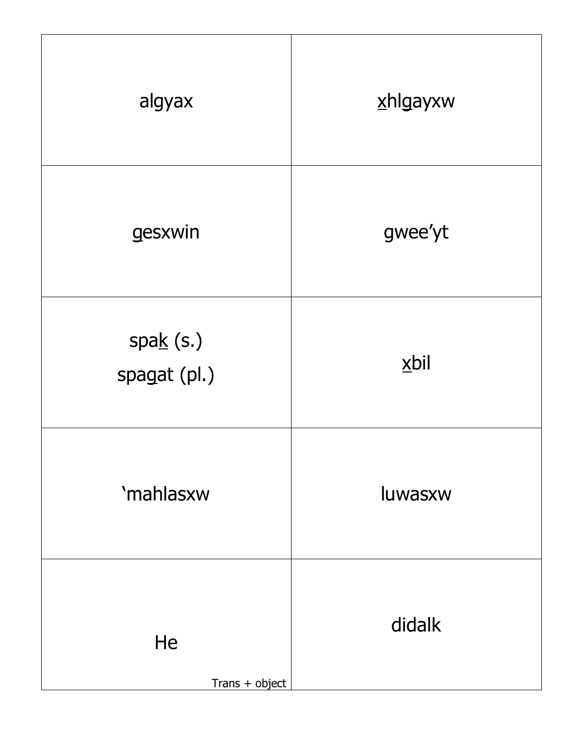| | |
|---|---|
| algyax | x̲hlg̲ayxw |
| g̲esxwin | gwee’yt |
| spak̲ (s.)<br>spag̲at (pl.) | x̲bil |
| ‘mahlasxw | luwasxw |
| He<br>Trans + object | didalk |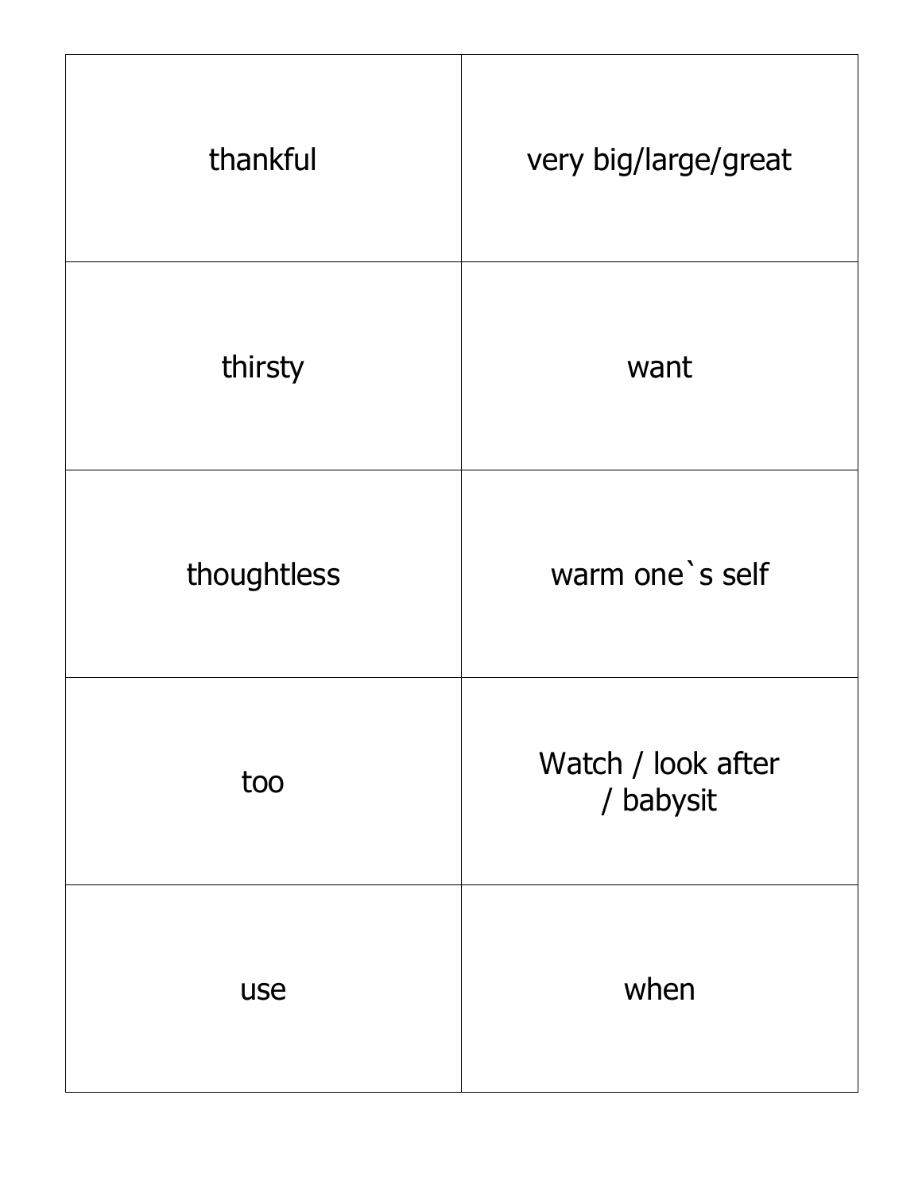| | |
|---|---|
| thankful | very big/large/great |
| thirsty | want |
| thoughtless | warm one`s self |
| too | Watch / look after / babysit |
| use | when |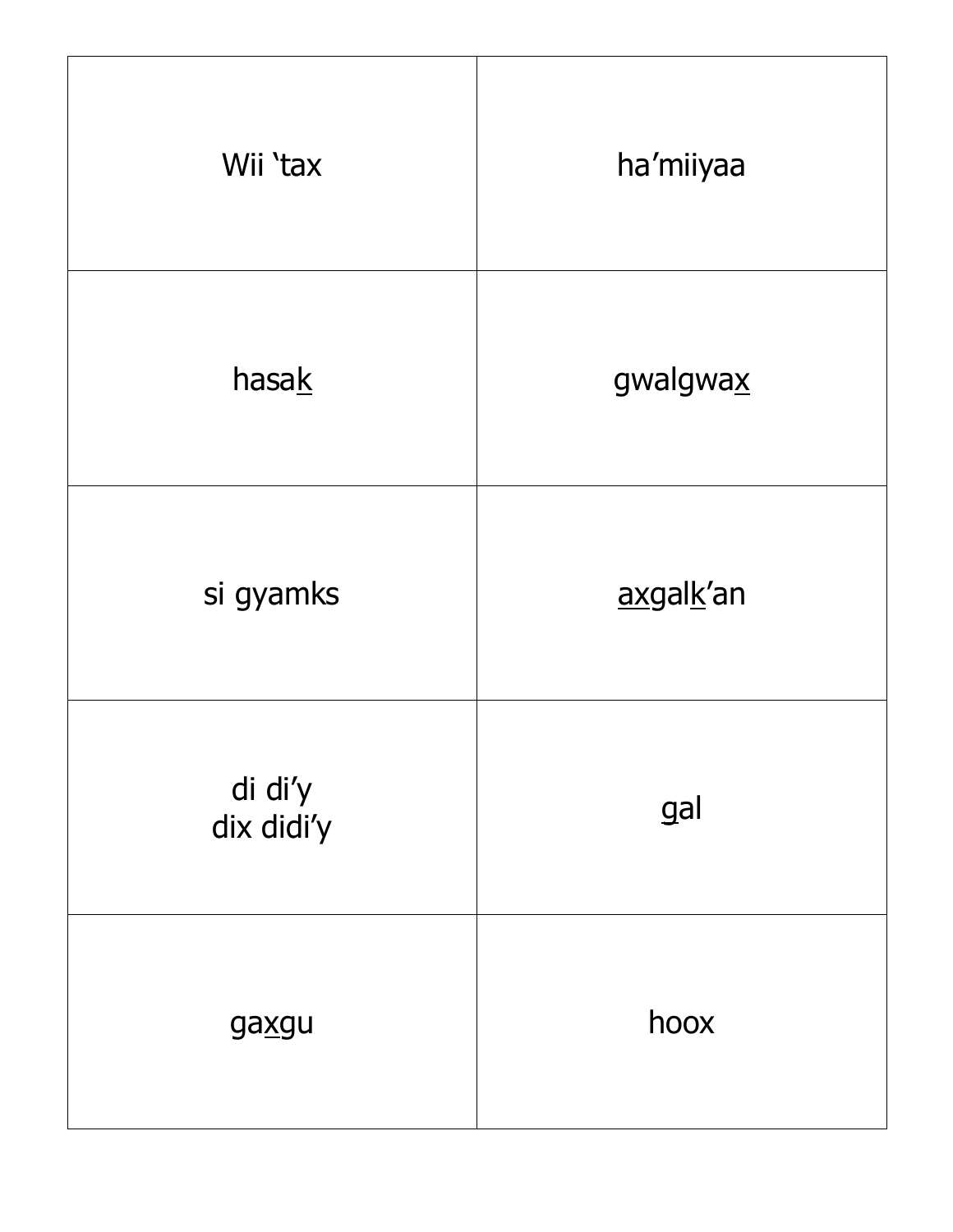| | |
|---|---|
| Wii ‘tax | ha’miiyaa |
| hasa<u>k</u> | gwalgwa<u>x</u> |
| si gyamks | <u>ax</u>gal<u>k</u>’an |
| di di’y<br>dix didi’y | <u>g</u>al |
| ga<u>x</u>gu | hoox |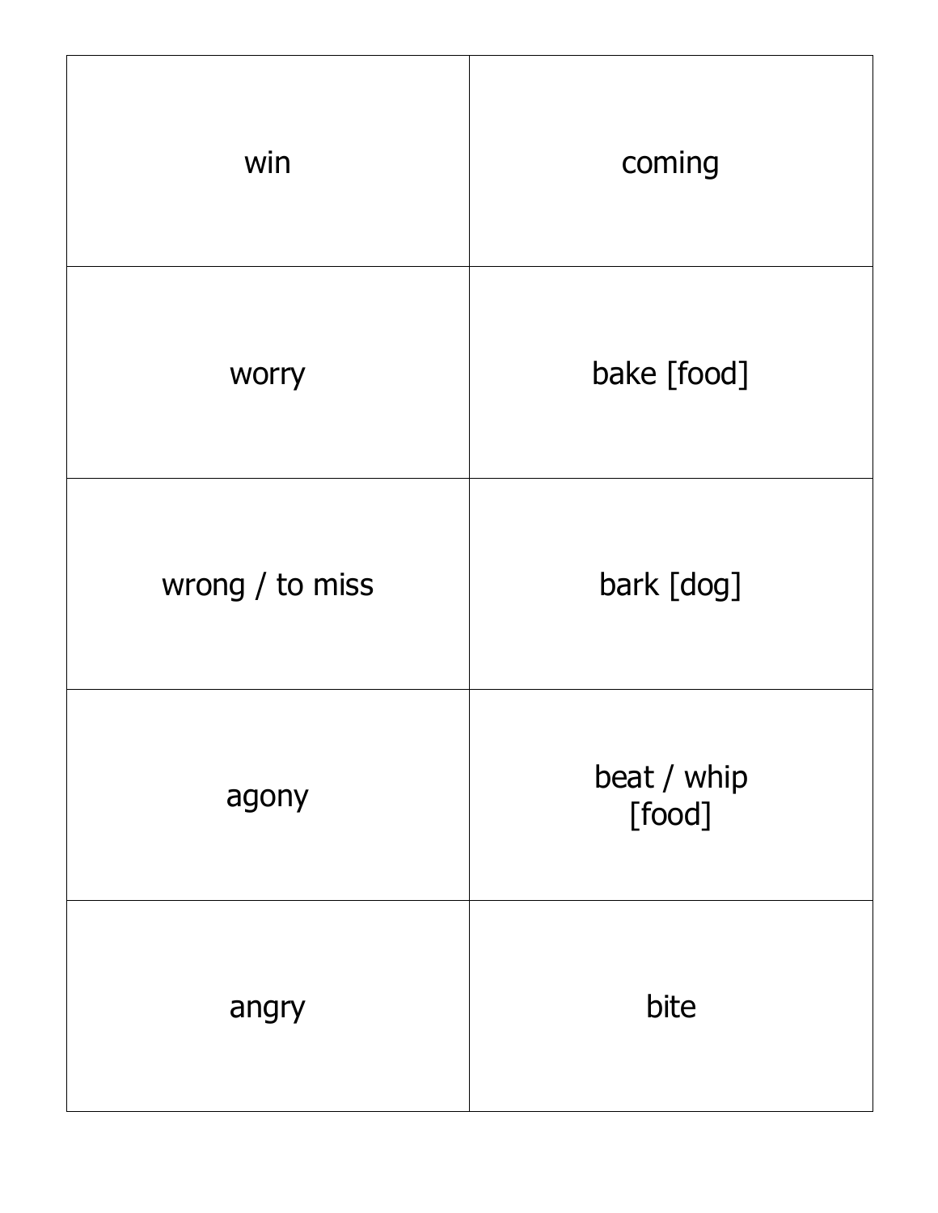| | |
|---|---|
| win | coming |
| worry | bake [food] |
| wrong / to miss | bark [dog] |
| agony | beat / whip [food] |
| angry | bite |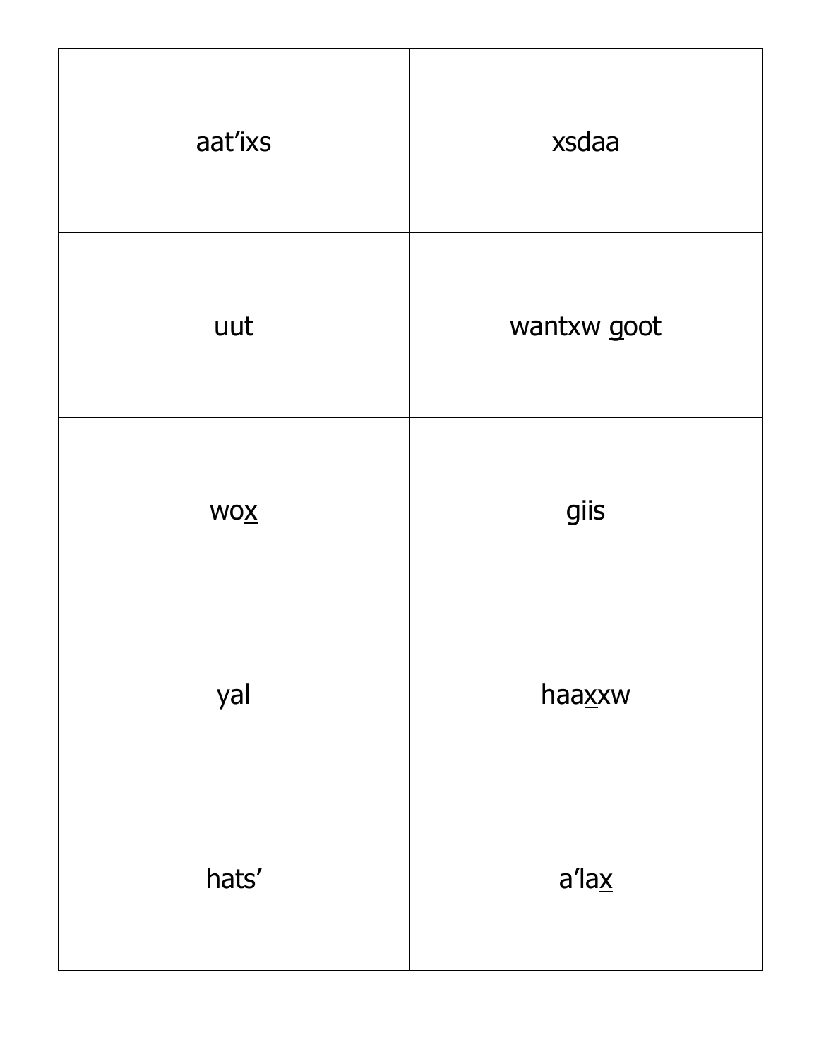| | |
|---|---|
| aat’ixs | xsdaa |
| uut | wantxw <u>g</u>oot |
| wo<u>x</u> | giis |
| yal | haa<u>x</u>xw |
| hats’ | a’la<u>x</u> |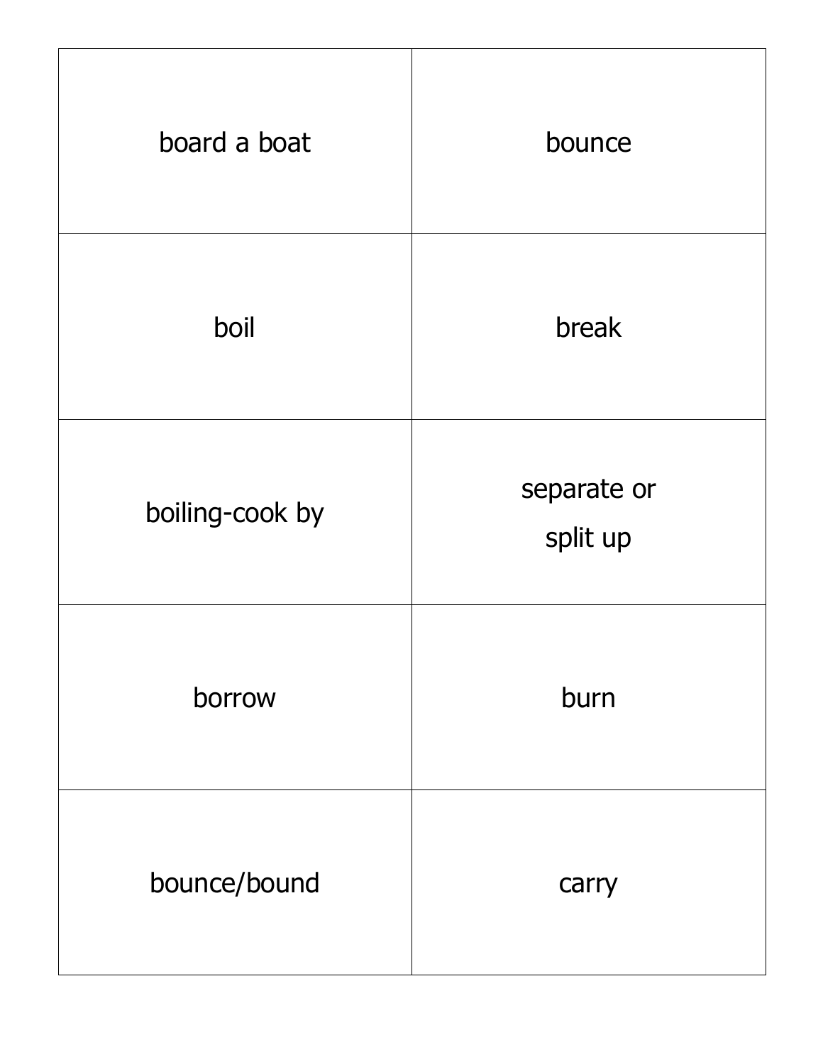| | |
|---|---|
| board a boat | bounce |
| boil | break |
| boiling-cook by | separate or split up |
| borrow | burn |
| bounce/bound | carry |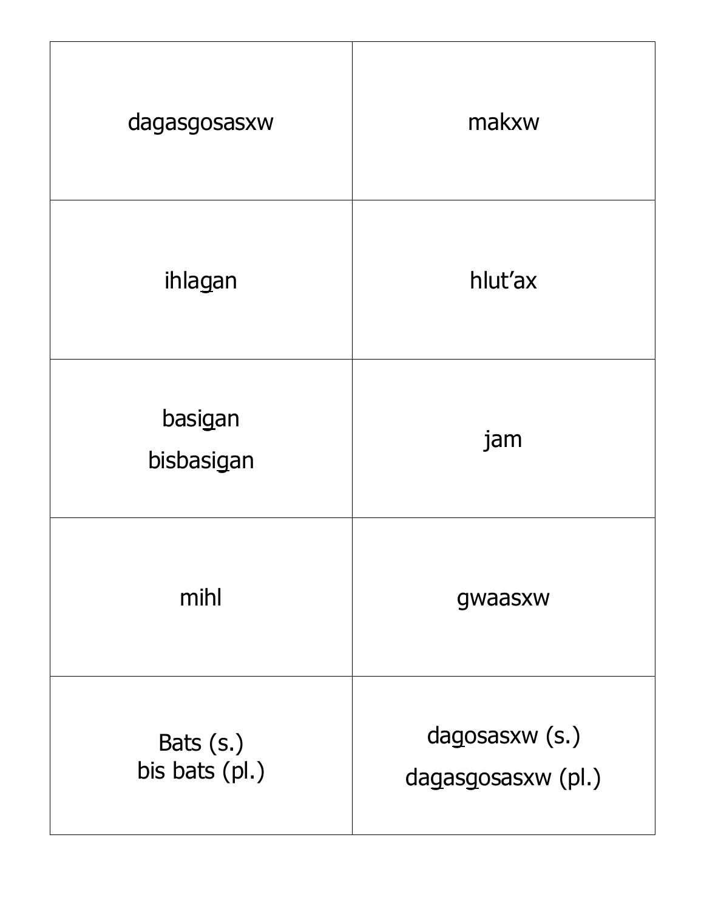| | |
|---|---|
| dagasgosasxw | makxw |
| ihlag̱an | hlut'ax |
| basig̱an<br>bisbasig̱an | jam |
| mihl | gwaasxw |
| Bats (s.)<br>bis bats (pl.) | dag̱osasxw (s.)<br>dag̱asg̱osasxw (pl.) |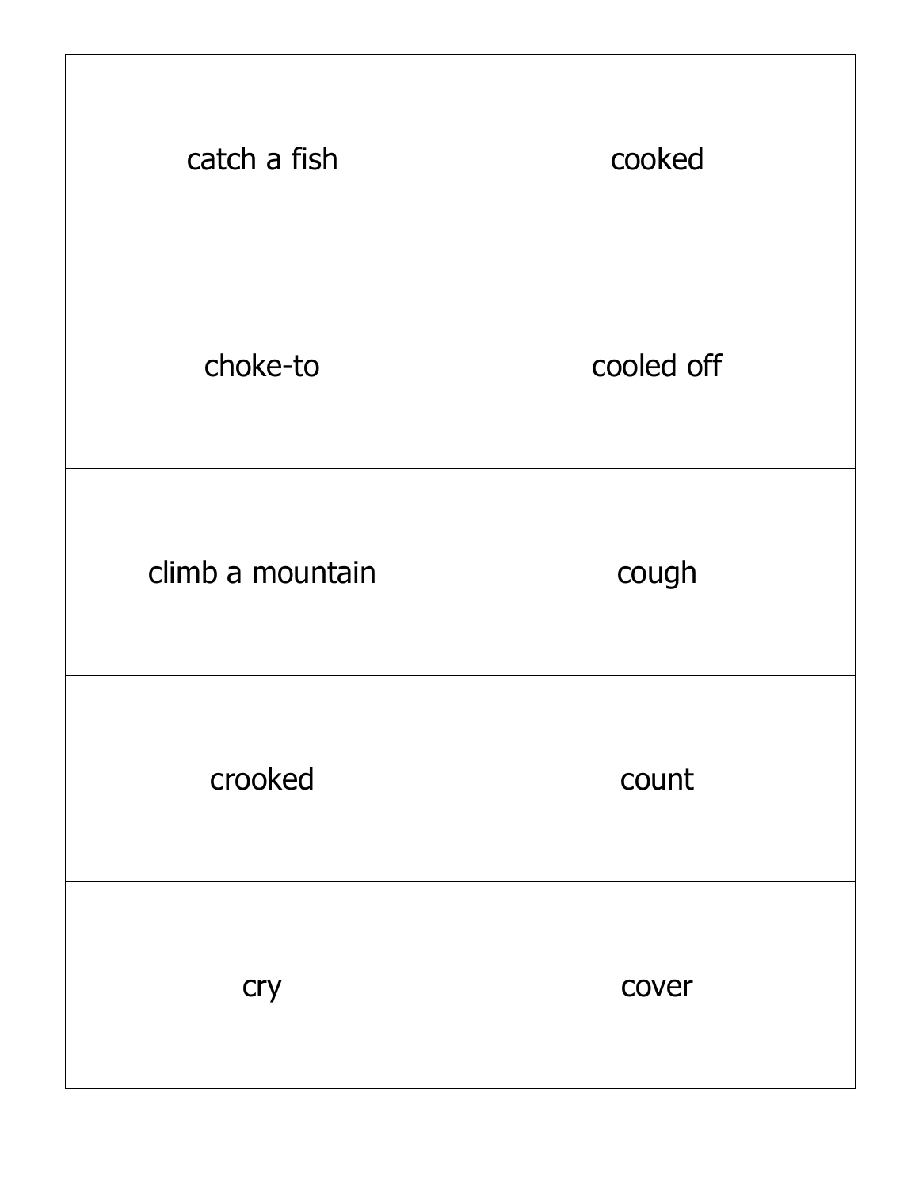| | |
|---|---|
| catch a fish | cooked |
| choke-to | cooled off |
| climb a mountain | cough |
| crooked | count |
| cry | cover |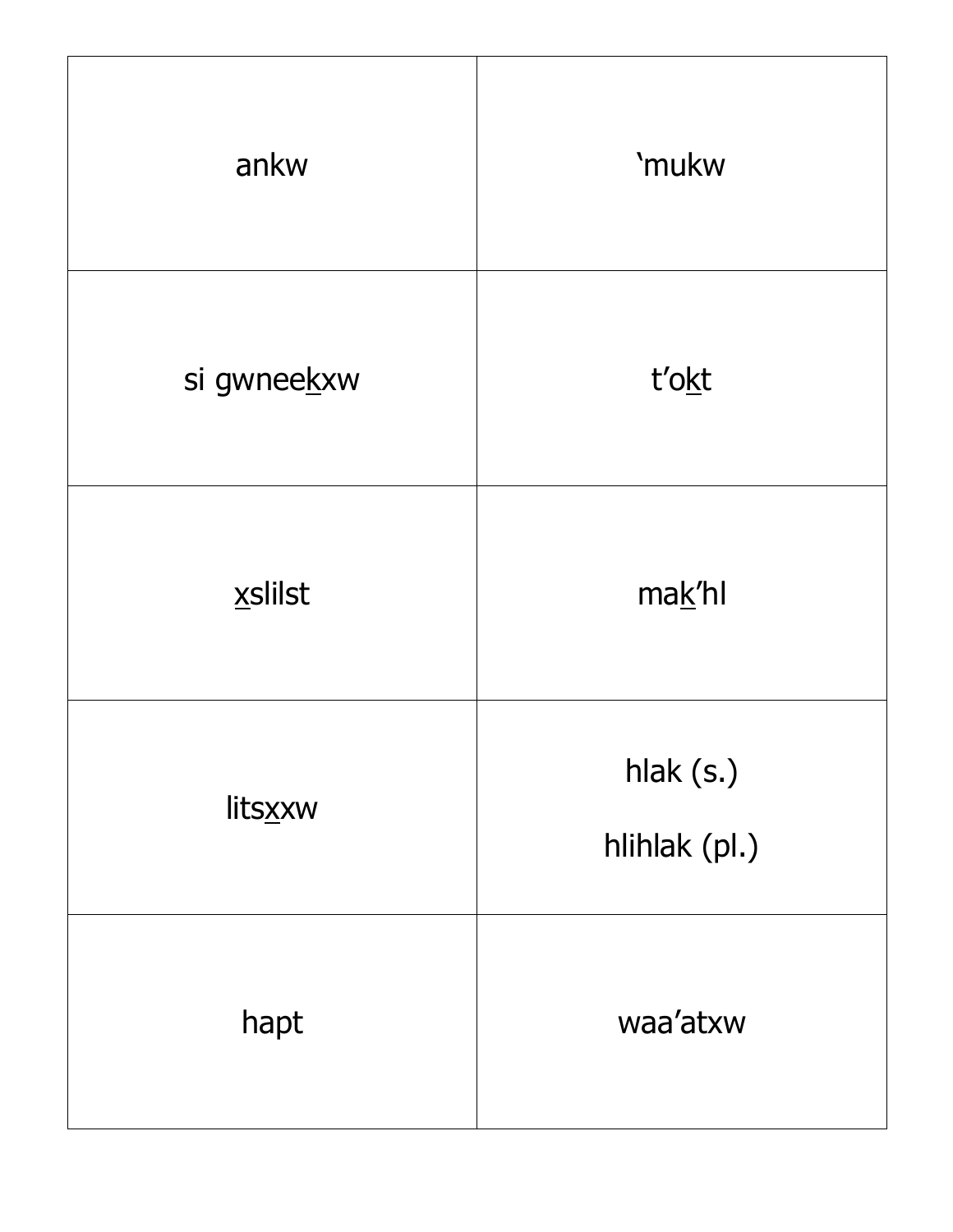| | |
|---|---|
| ankw | ‘mukw |
| si gwneek̲xw | t’ok̲t |
| x̲slilst | mak̲’hl |
| litsx̲xw | hlak (s.)<br>hlihlak (pl.) |
| hapt | waa’atxw |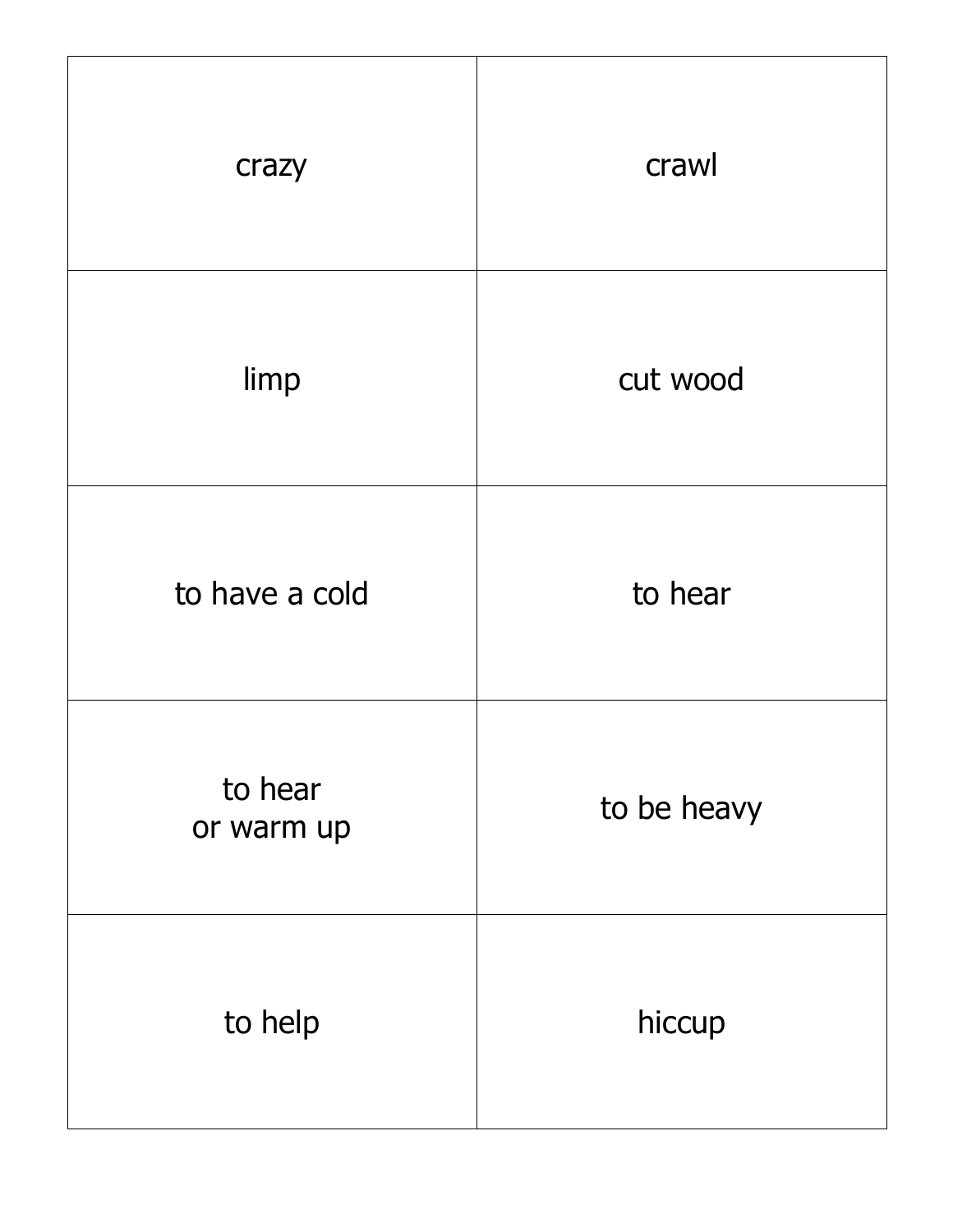| | |
|---|---|
| crazy | crawl |
| limp | cut wood |
| to have a cold | to hear |
| to hear<br>or warm up | to be heavy |
| to help | hiccup |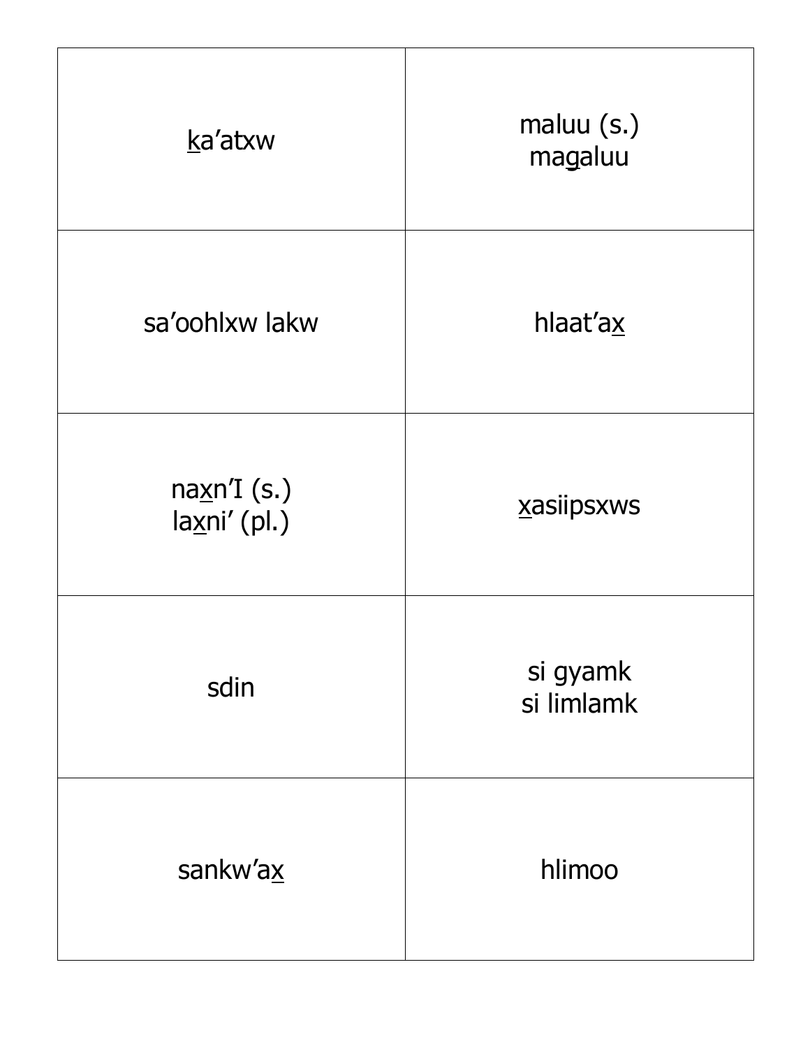| | |
|---|---|
| <u>k</u>a’atxw | maluu (s.)<br>ma<u>g</u>aluu |
| sa’oohlxw lakw | hlaat’a<u>x</u> |
| na<u>x</u>n’I (s.)<br>la<u>x</u>ni’ (pl.) | <u>x</u>asiipsxws |
| sdin | si gyamk<br>si limlamk |
| sankw’a<u>x</u> | hlimoo |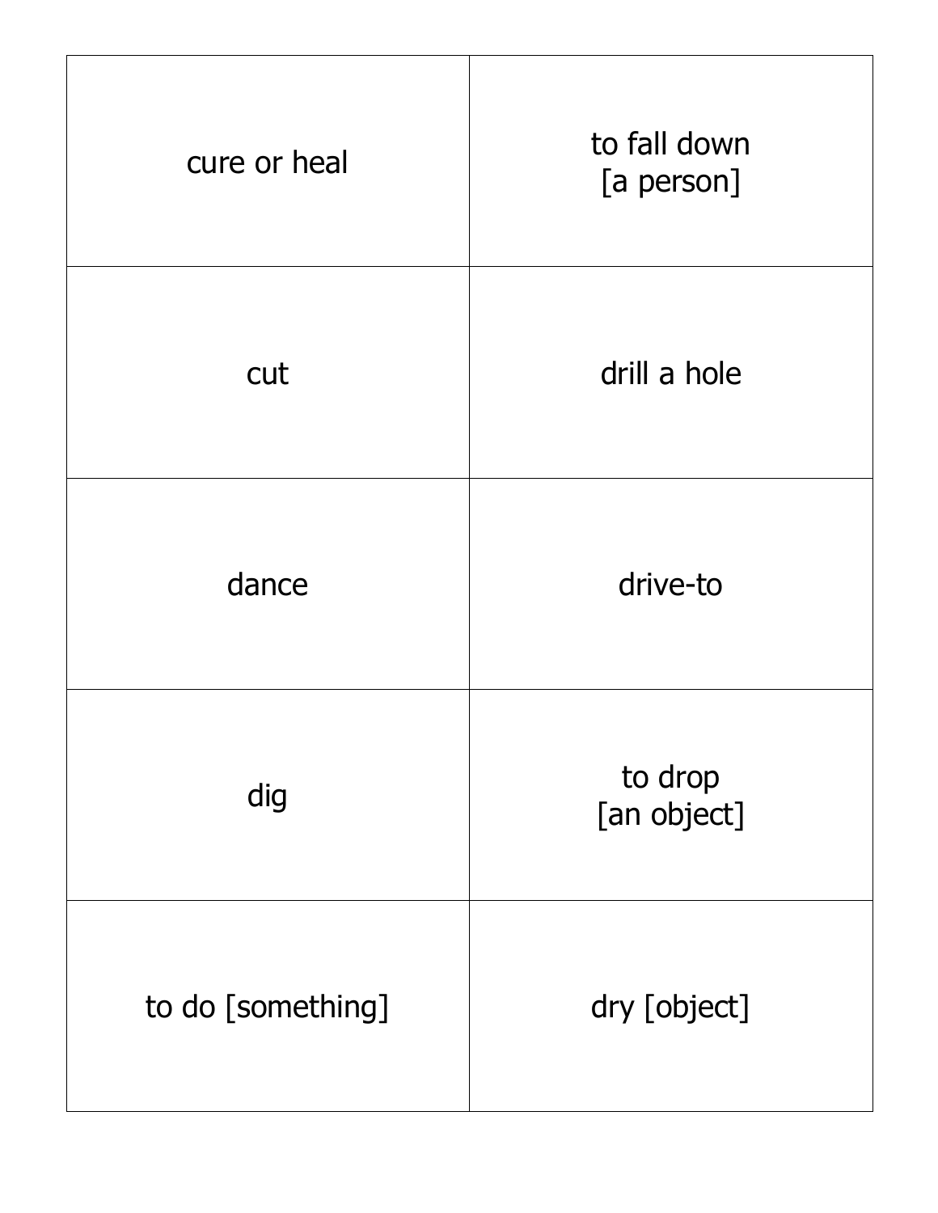| | |
|---|---|
| cure or heal | to fall down [a person] |
| cut | drill a hole |
| dance | drive-to |
| dig | to drop [an object] |
| to do [something] | dry [object] |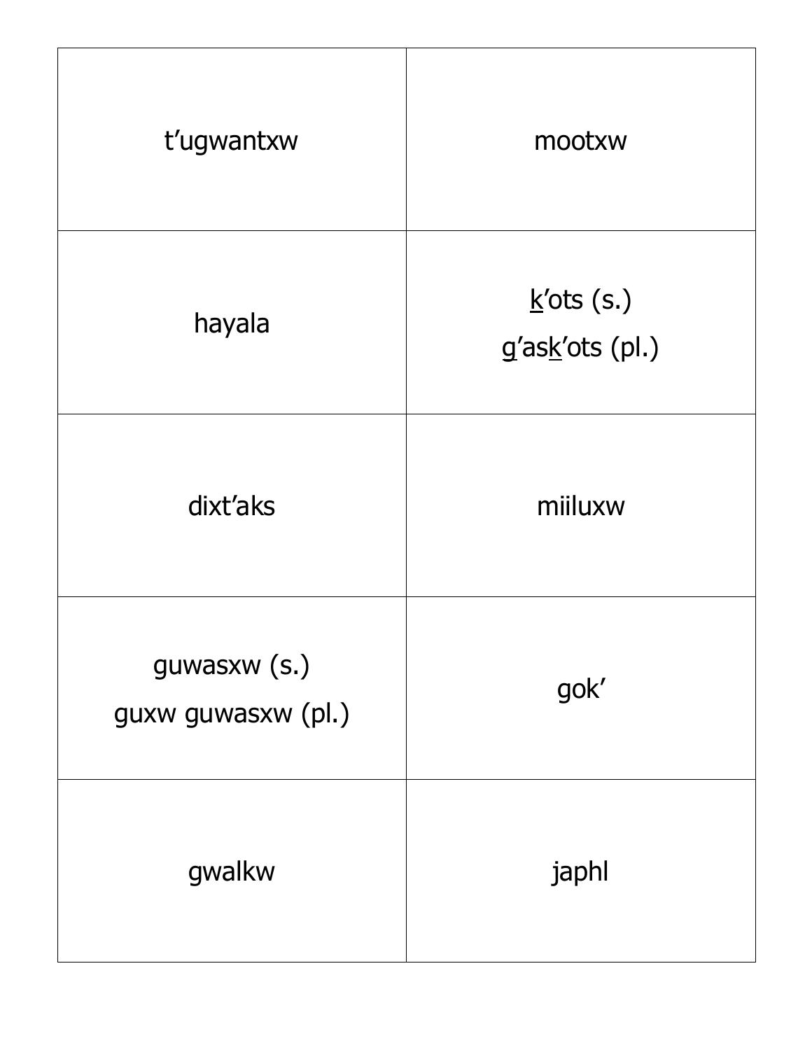| | |
|---|---|
| t’ugwantxw | mootxw |
| hayala | <u>k</u>’ots (s.)<br>g<u></u>’ask’ots (pl.) |
| dixt’aks | miiluxw |
| guwasxw (s.)<br>guxw guwasxw (pl.) | gok’ |
| gwalkw | japhl |

| | |
|---|---|
| t’ugwantxw | mootxw |
| hayala | <u>k</u>’ots (s.)<br><u>g</u>’as<u>k</u>’ots (pl.) |
| dixt’aks | miiluxw |
| guwasxw (s.)<br>guxw guwasxw (pl.) | gok’ |
| gwalkw | japhl |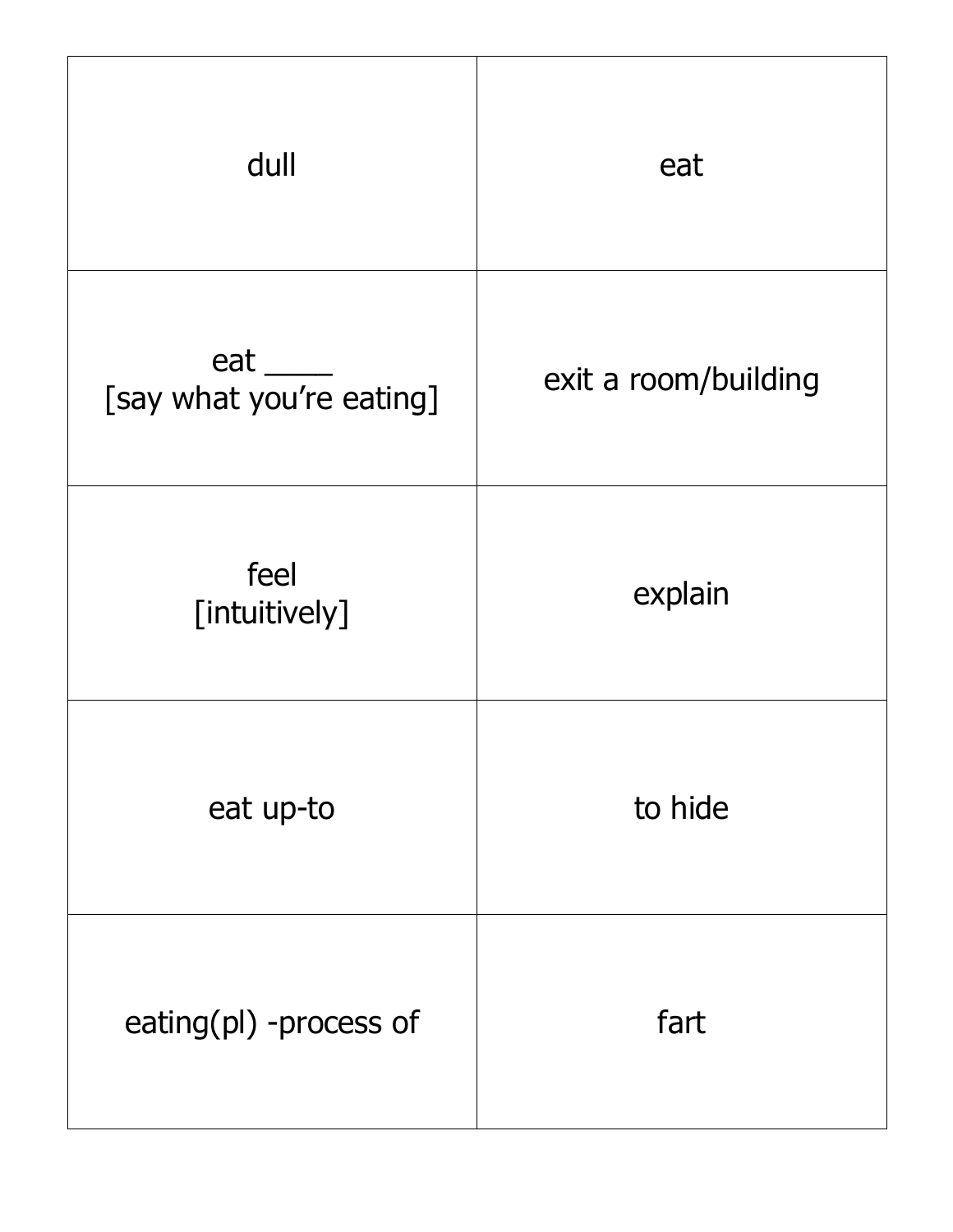| | |
|---|---|
| dull | eat |
| eat ____ [say what you're eating] | exit a room/building |
| feel [intuitively] | explain |
| eat up-to | to hide |
| eating(pl) -process of | fart |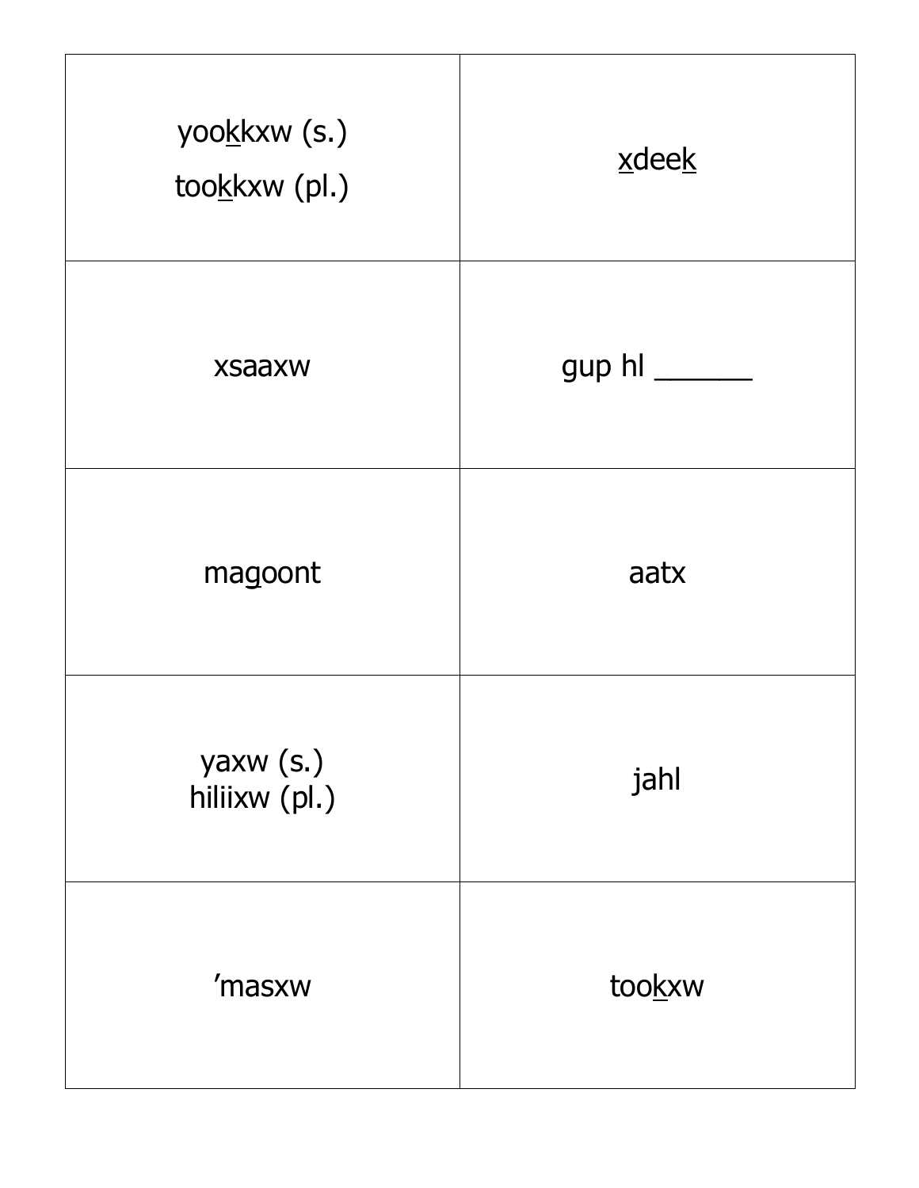| | |
|---|---|
| yoo<u>k</u>kxw (s.)<br>too<u>k</u>kxw (pl.) | <u>x</u>dee<u>k</u> |
| xsaaxw | gup hl ______ |
| ma<u>g</u>oont | aatx |
| yaxw (s.)<br>hiliixw (pl.) | jahl |
| ’masxw | too<u>k</u>xw |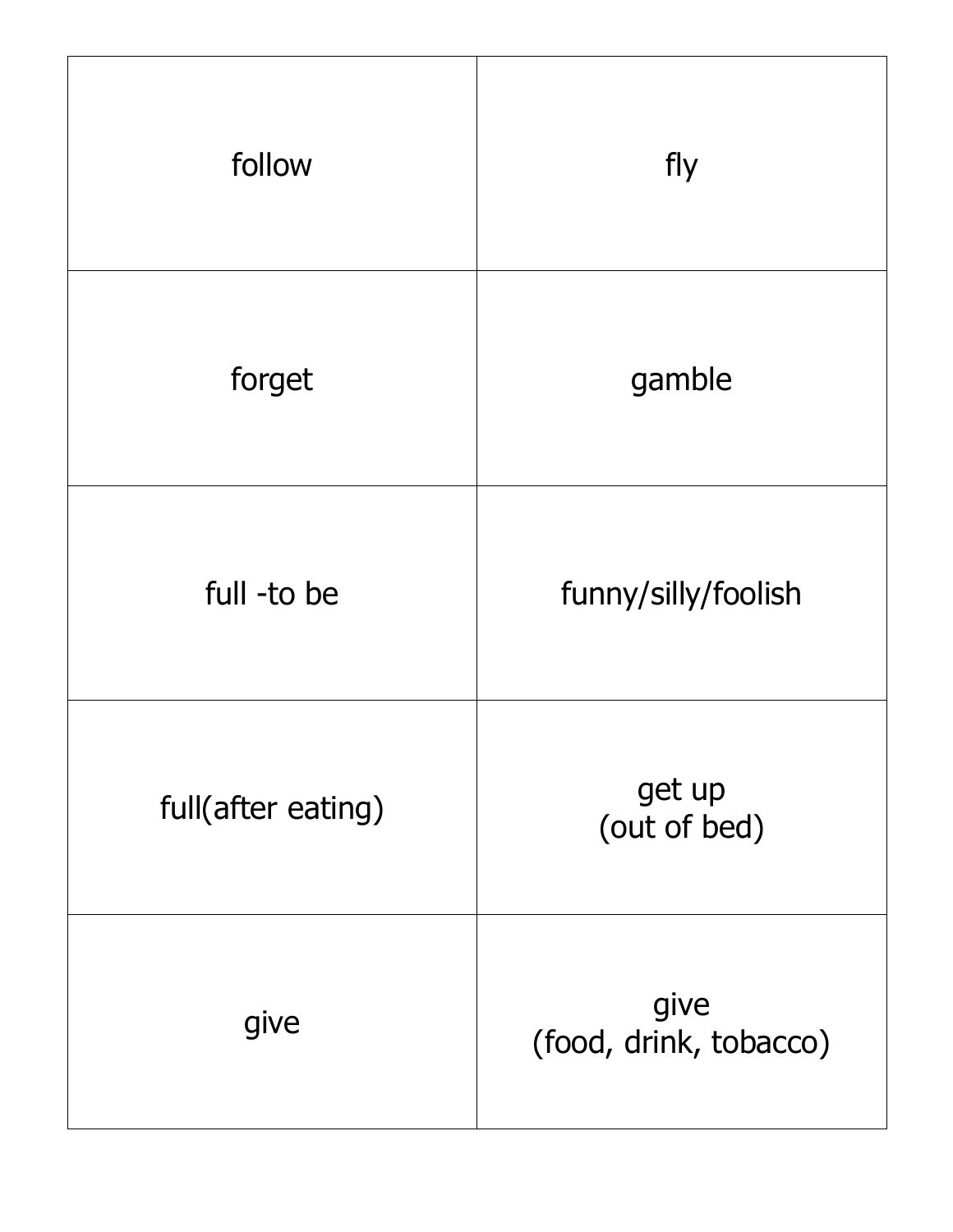| | |
|---|---|
| follow | fly |
| forget | gamble |
| full -to be | funny/silly/foolish |
| full(after eating) | get up (out of bed) |
| give | give (food, drink, tobacco) |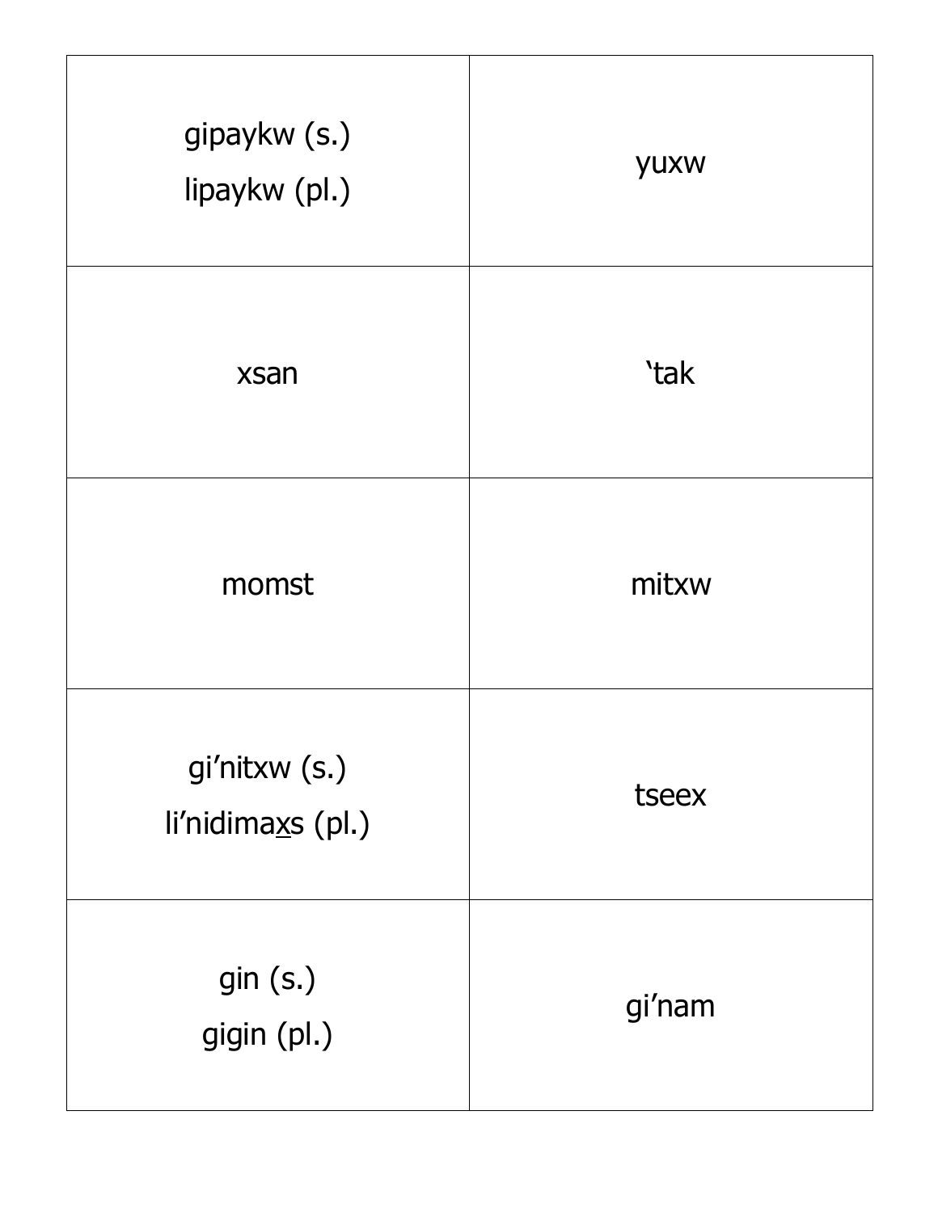| | |
|---|---|
| gipaykw (s.)<br>lipaykw (pl.) | yuxw |
| xsan | ‘tak |
| momst | mitxw |
| gi’nitxw (s.)<br>li’nidimax̲s (pl.) | tseex |
| gin (s.)<br>gigin (pl.) | gi’nam |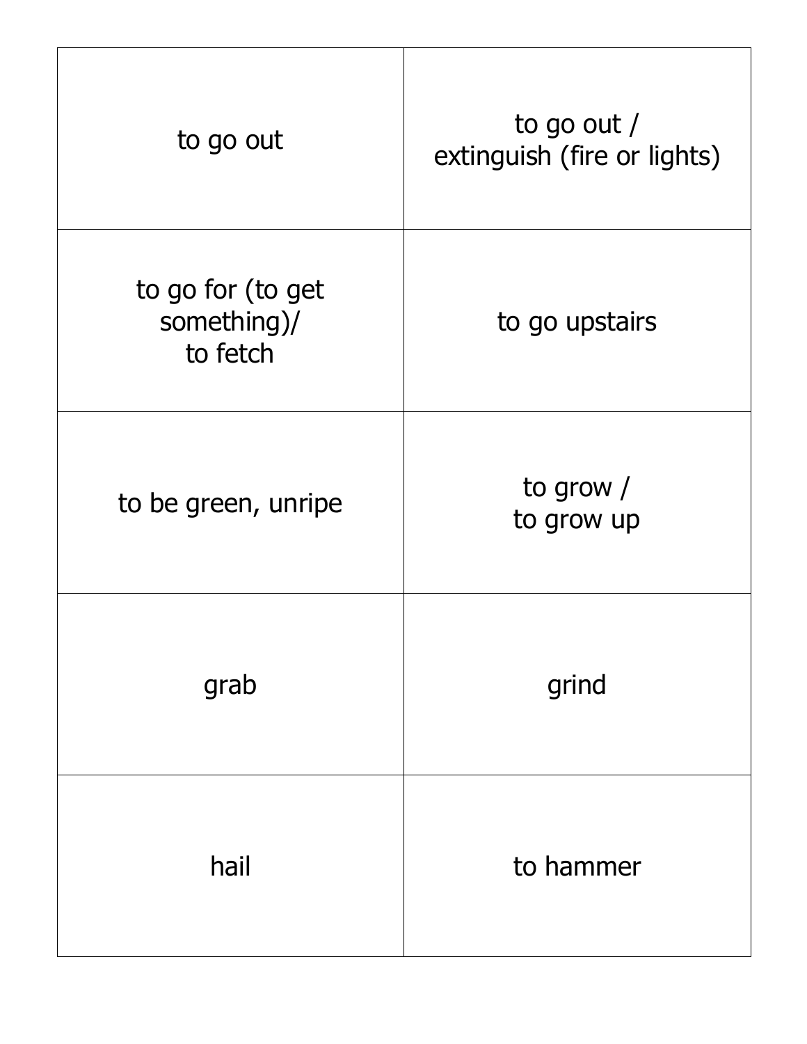| | |
|---|---|
| to go out | to go out / extinguish (fire or lights) |
| to go for (to get something)/ to fetch | to go upstairs |
| to be green, unripe | to grow / to grow up |
| grab | grind |
| hail | to hammer |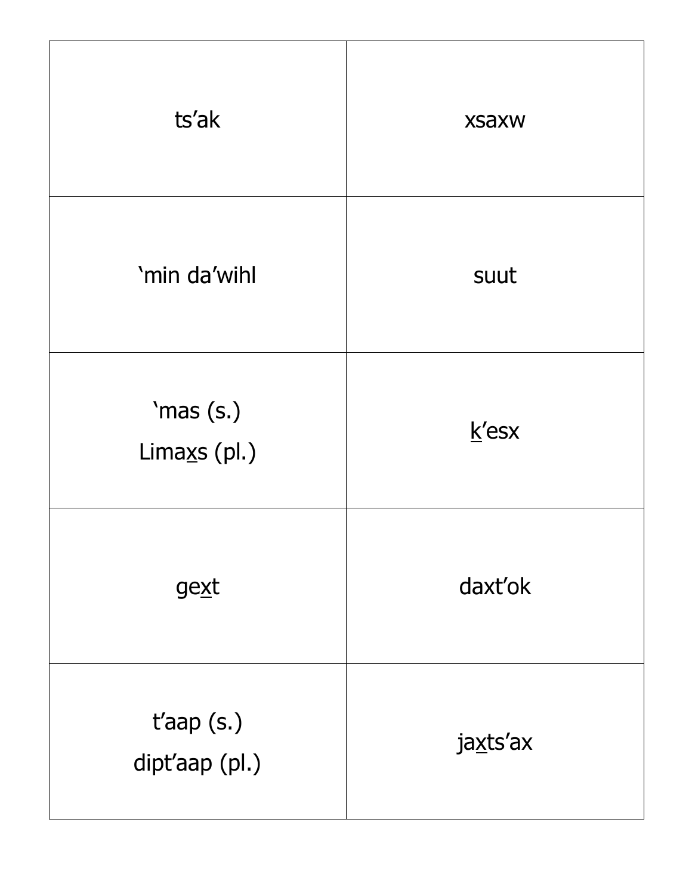| | |
|---|---|
| ts'ak | xsaxw |
| 'min da'wihl | suut |
| 'mas (s.)<br>Lima<u>x</u>s (pl.) | <u>k</u>'esx |
| ge<u>x</u>t | daxt'ok |
| t'aap (s.)<br>dipt'aap (pl.) | ja<u>x</u>ts'ax |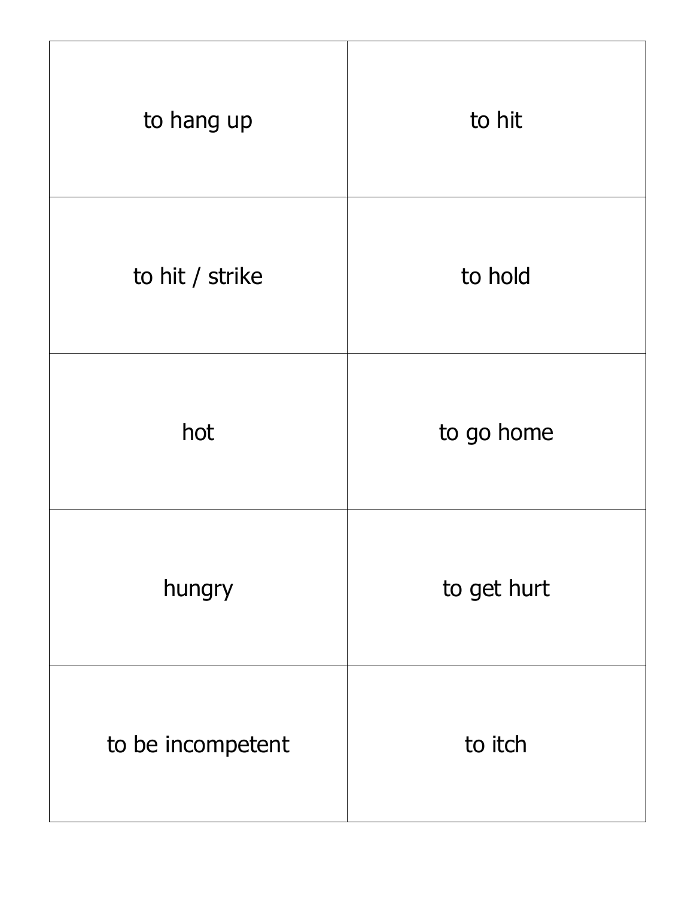| | |
|---|---|
| to hang up | to hit |
| to hit / strike | to hold |
| hot | to go home |
| hungry | to get hurt |
| to be incompetent | to itch |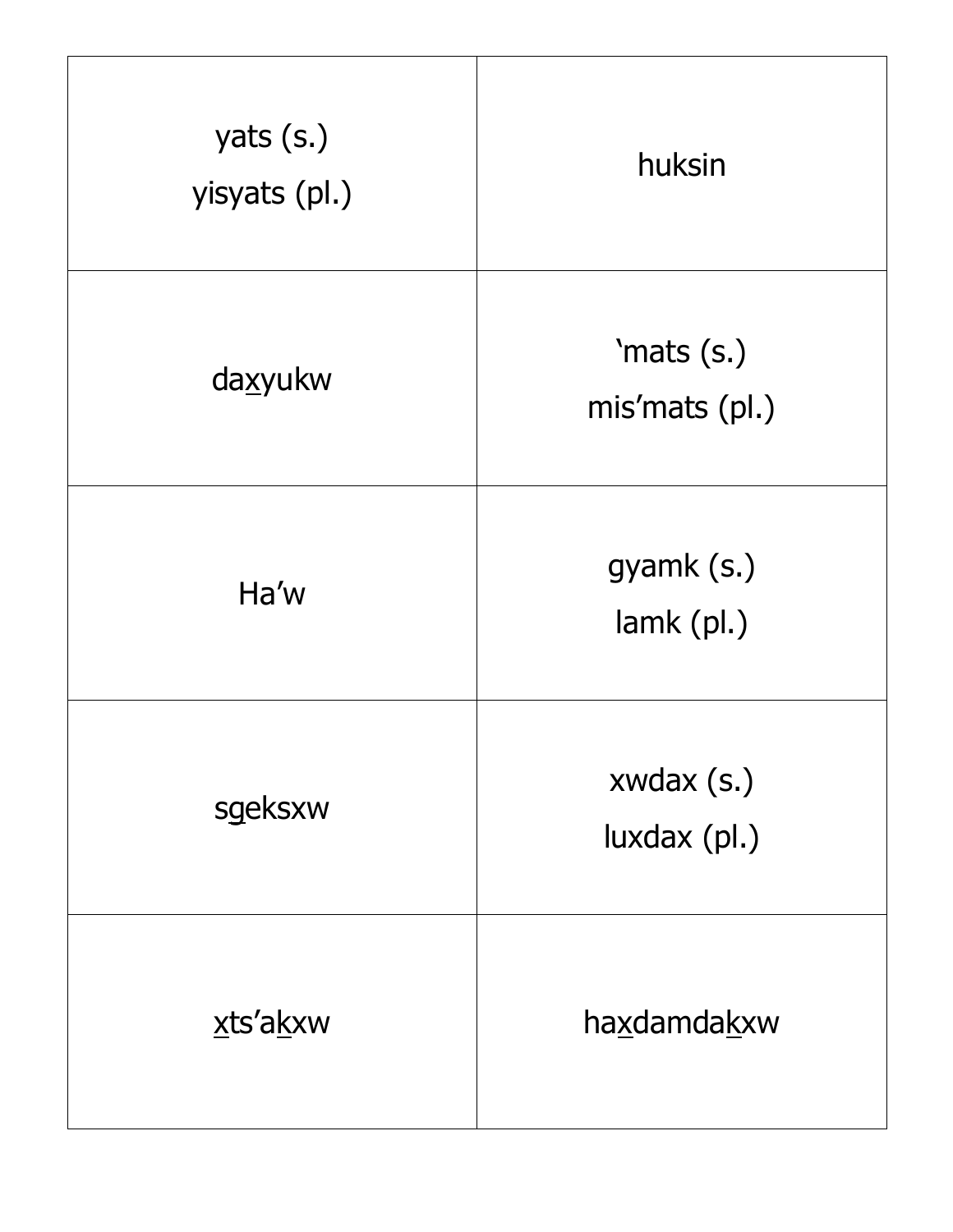| | |
|---|---|
| yats (s.)<br>yisyats (pl.) | huksin |
| da<u>x</u>yukw | ‘mats (s.)<br>mis’mats (pl.) |
| Ha’w | gyamk (s.)<br>lamk (pl.) |
| s<u>g</u>eksxw | xwdax (s.)<br>luxdax (pl.) |
| <u>x</u>ts’a<u>k</u>xw | ha<u>x</u>damda<u>k</u>xw |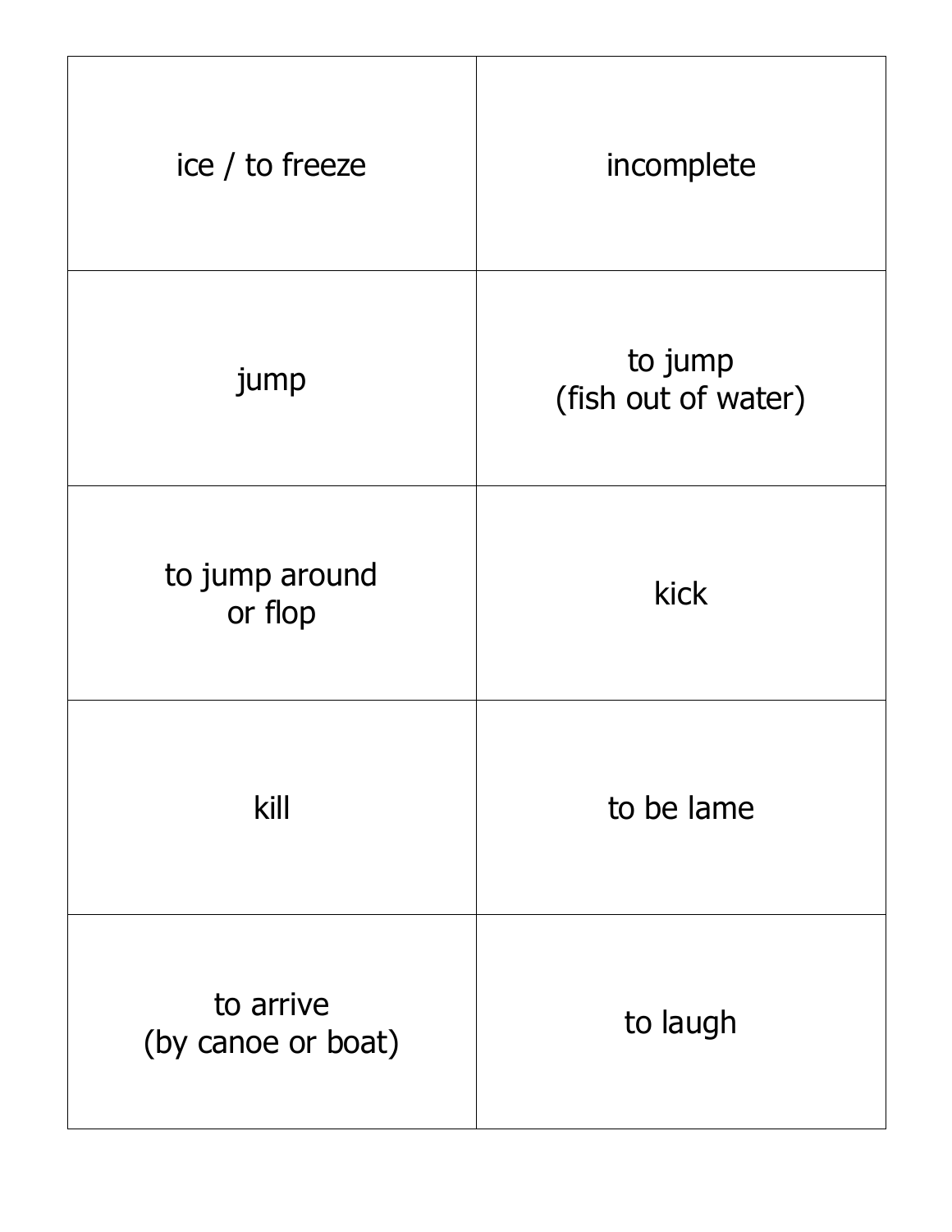| | |
|---|---|
| ice / to freeze | incomplete |
| jump | to jump (fish out of water) |
| to jump around or flop | kick |
| kill | to be lame |
| to arrive (by canoe or boat) | to laugh |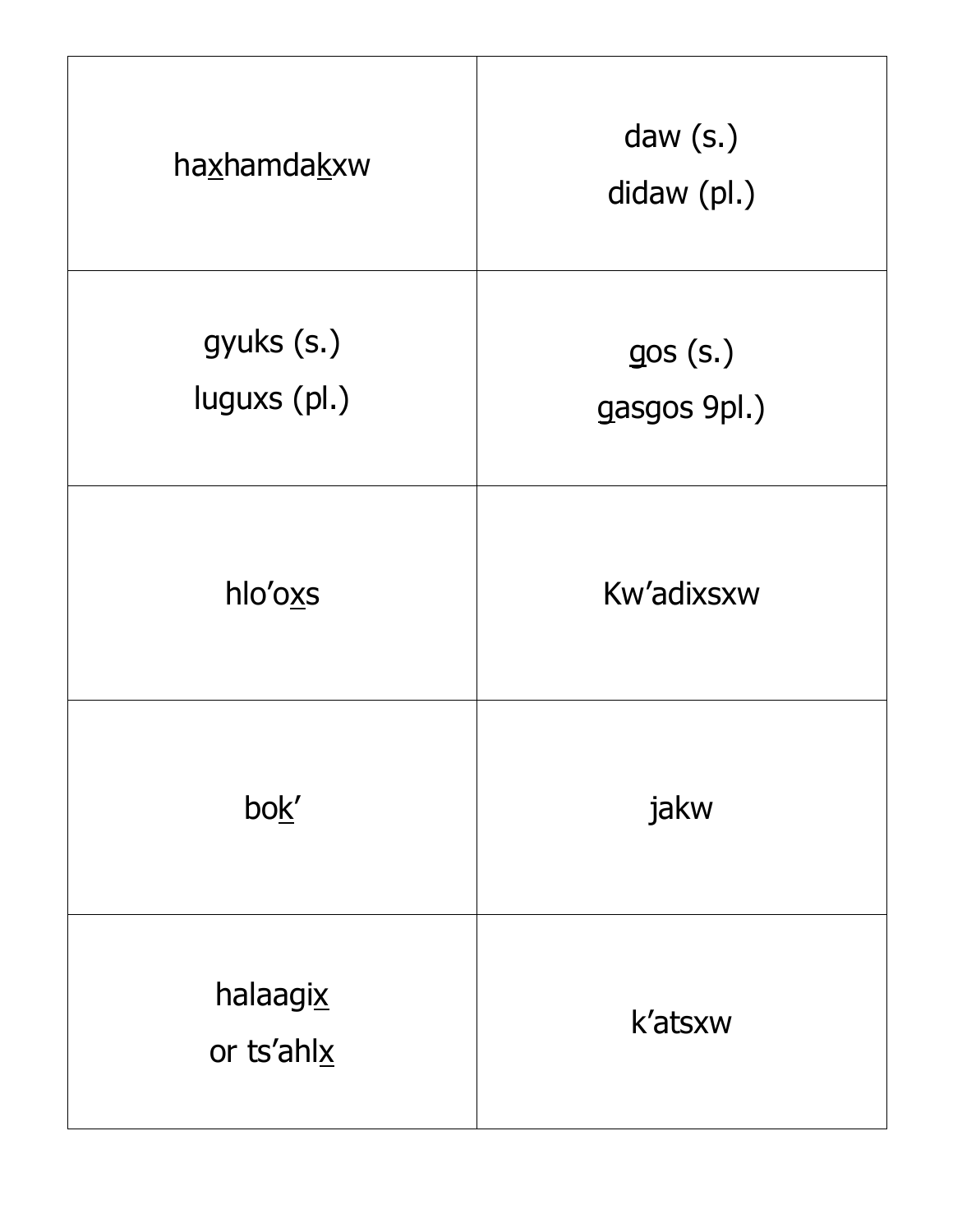| | |
|---|---|
| ha<u>x</u>hamda<u>k</u>xw | daw (s.)<br>didaw (pl.) |
| gyuks (s.)<br>luguxs (pl.) | <u>g</u>os (s.)<br><u>g</u>asgos 9pl.) |
| hlo’o<u>x</u>s | Kw’adixsxw |
| bo<u>k</u>’ | jakw |
| halaagi<u>x</u><br>or ts’ahl<u>x</u> | k’atsxw |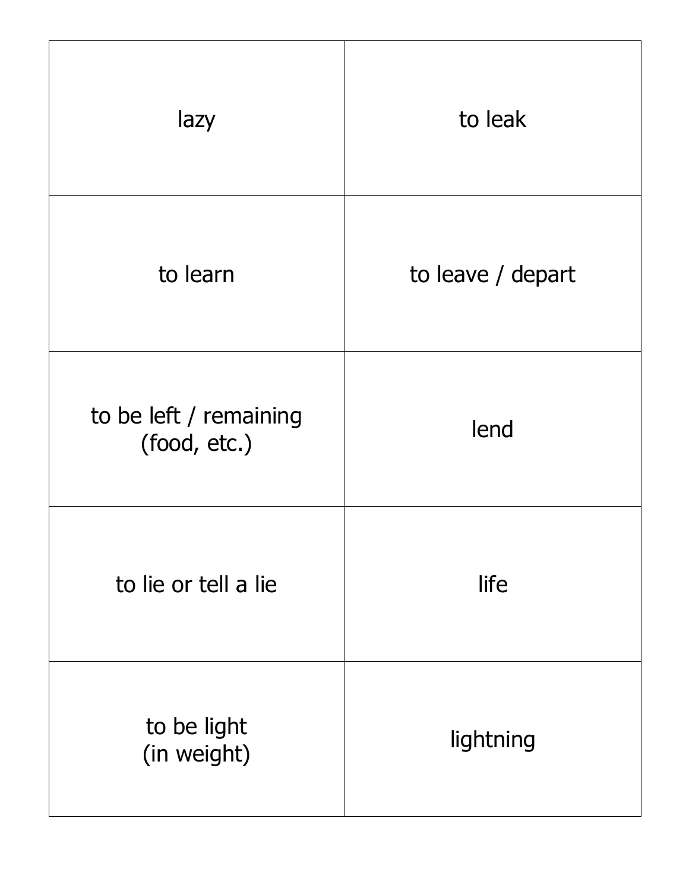| | |
|---|---|
| lazy | to leak |
| to learn | to leave / depart |
| to be left / remaining (food, etc.) | lend |
| to lie or tell a lie | life |
| to be light (in weight) | lightning |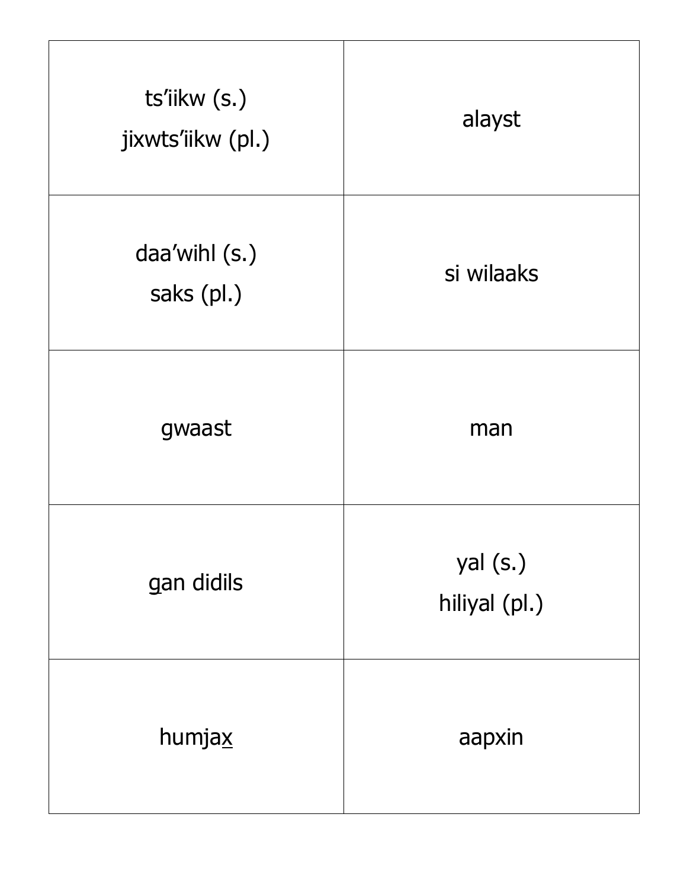| | |
|---|---|
| ts'iikw (s.)<br>jixwts'iikw (pl.) | alayst |
| daa'wihl (s.)<br>saks (pl.) | si wilaaks |
| gwaast | man |
| <u>g</u>an didils | yal (s.)<br>hiliyal (pl.) |
| humja<u>x</u> | aapxin |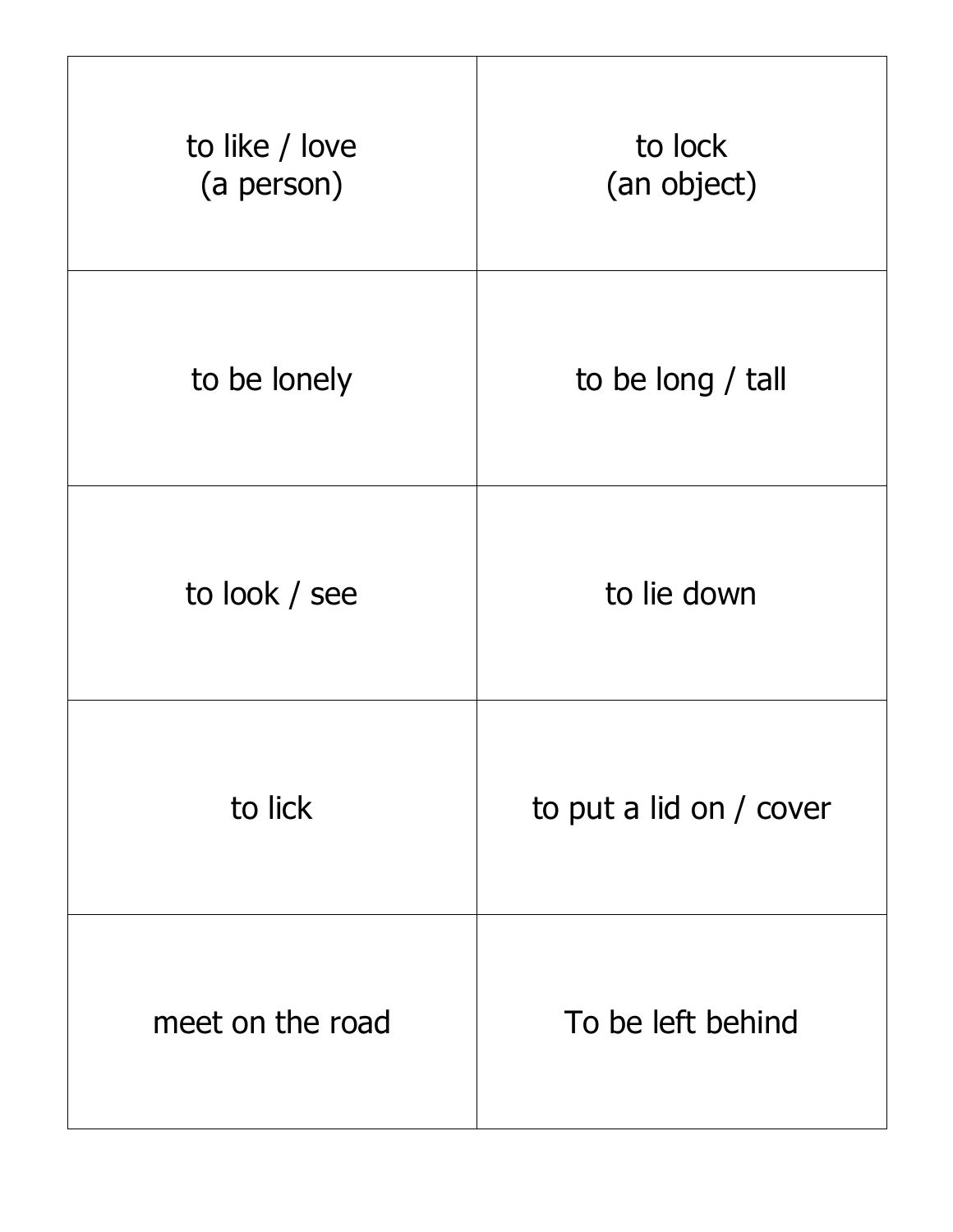| | |
|---|---|
| to like / love (a person) | to lock (an object) |
| to be lonely | to be long / tall |
| to look / see | to lie down |
| to lick | to put a lid on / cover |
| meet on the road | To be left behind |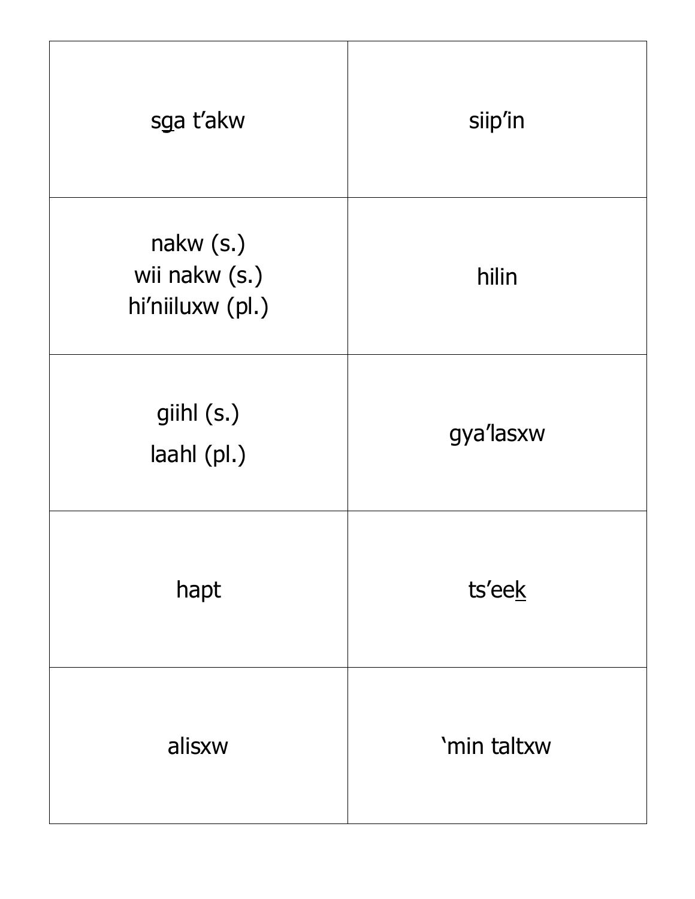| | |
|---|---|
| sg̲a t'akw | siip'in |
| nakw (s.)<br>wii nakw (s.)<br>hi'niiluxw (pl.) | hilin |
| giihl (s.)<br>laahl (pl.) | gya'lasxw |
| hapt | ts'eek̲ |
| alisxw | 'min taltxw |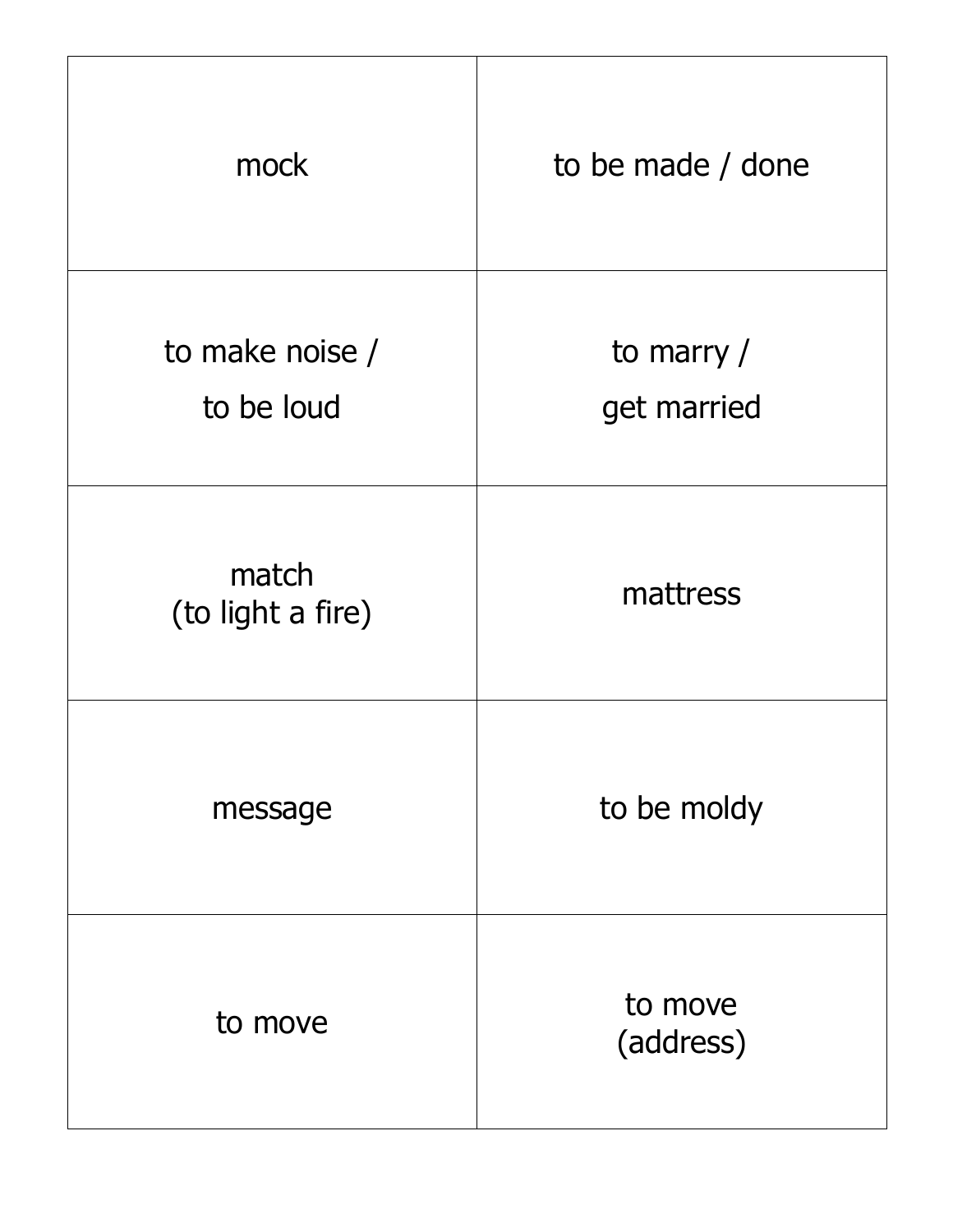| | |
|---|---|
| mock | to be made / done |
| to make noise / to be loud | to marry / get married |
| match (to light a fire) | mattress |
| message | to be moldy |
| to move | to move (address) |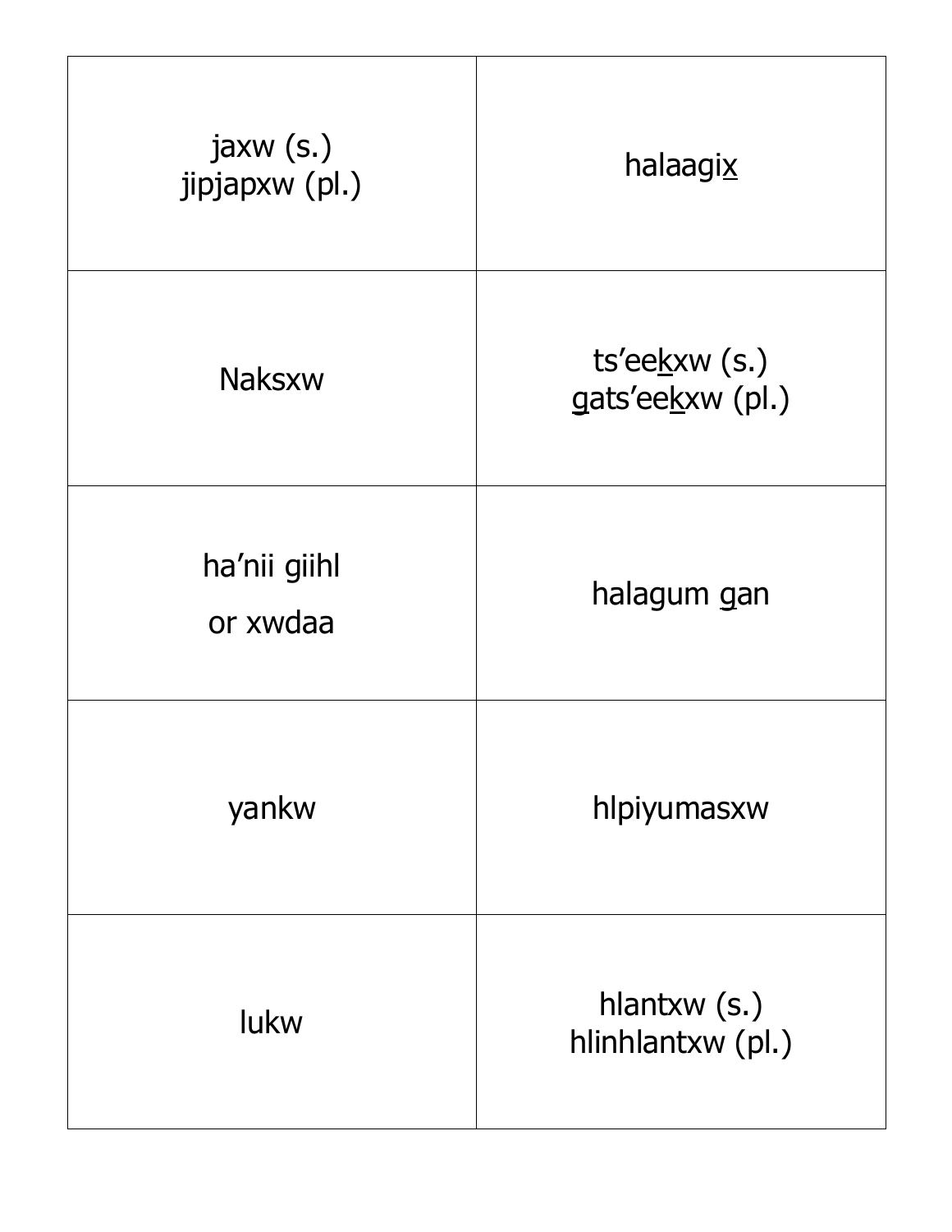| | |
|---|---|
| jaxw (s.)<br>jipjapxw (pl.) | halaagi<u>x</u> |
| Naksxw | ts’ee<u>k</u>xw (s.)<br><u>g</u>ats’ee<u>k</u>xw (pl.) |
| ha’nii giihl<br>or xwdaa | halagum <u>g</u>an |
| yankw | hlpiyumasxw |
| lukw | hlantxw (s.)<br>hlinhlantxw (pl.) |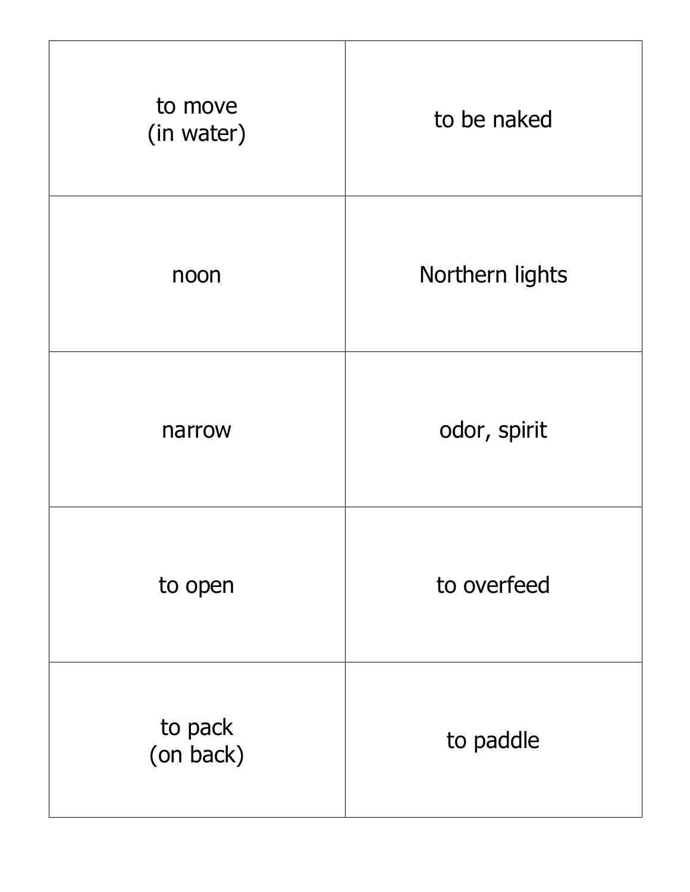| | |
|---|---|
| to move (in water) | to be naked |
| noon | Northern lights |
| narrow | odor, spirit |
| to open | to overfeed |
| to pack (on back) | to paddle |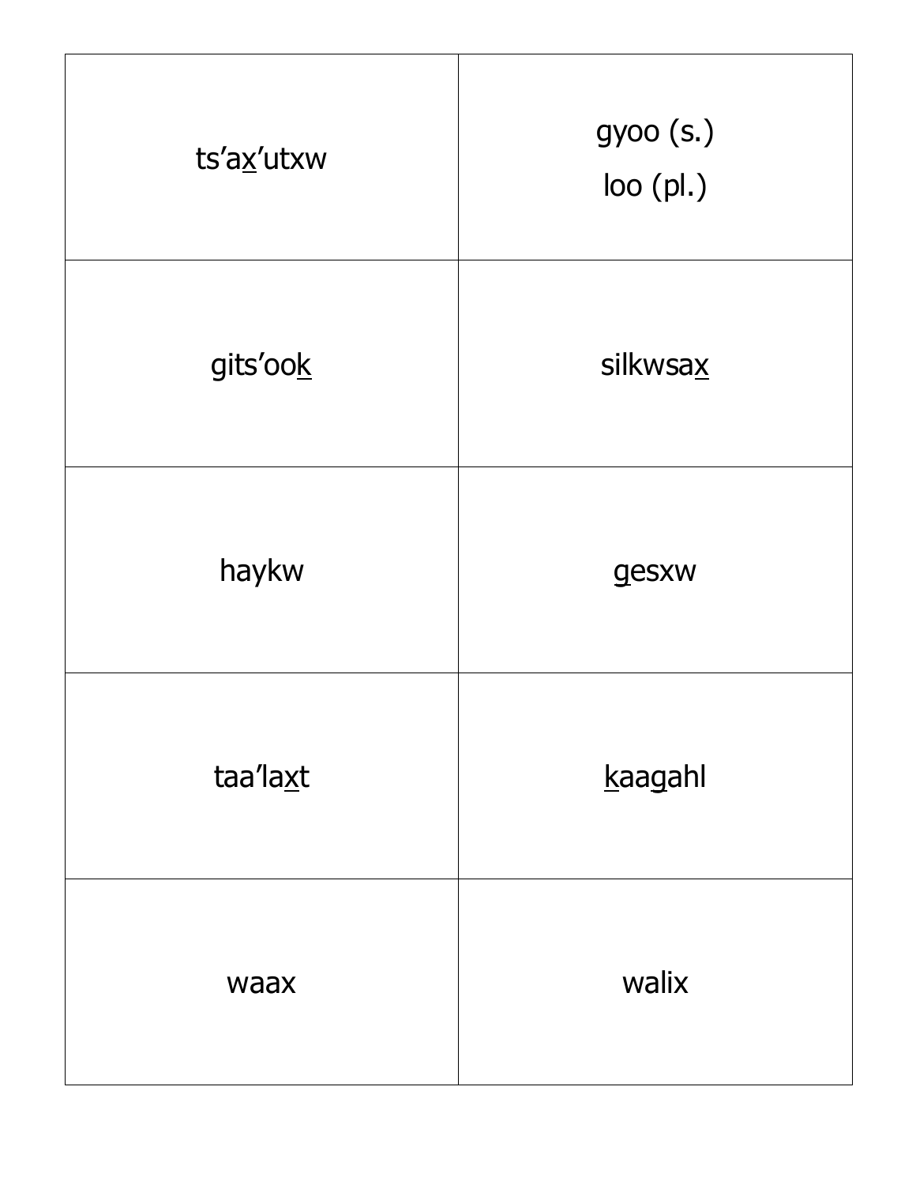| | |
|---|---|
| ts’a<u>x</u>’utxw | gyoo (s.)<br>loo (pl.) |
| gits’oo<u>k</u> | silkwsa<u>x</u> |
| haykw | <u>g</u>esxw |
| taa’la<u>x</u>t | <u>k</u>aa<u>g</u>ahl |
| waax | walix |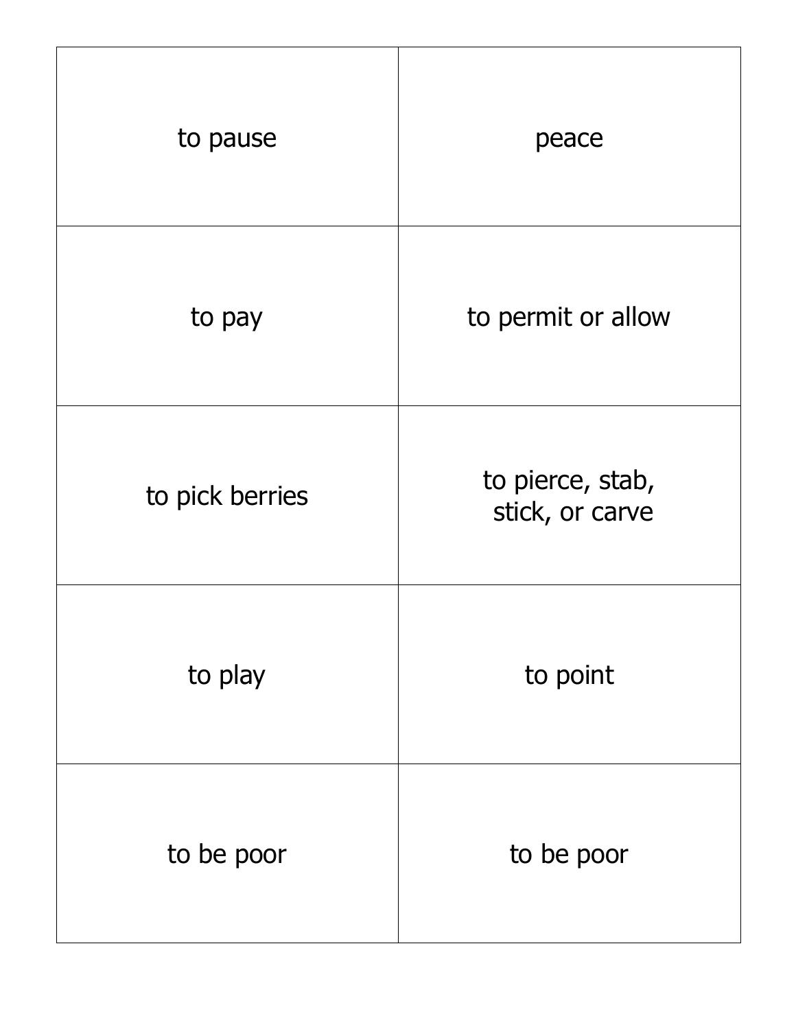| | |
|---|---|
| to pause | peace |
| to pay | to permit or allow |
| to pick berries | to pierce, stab, stick, or carve |
| to play | to point |
| to be poor | to be poor |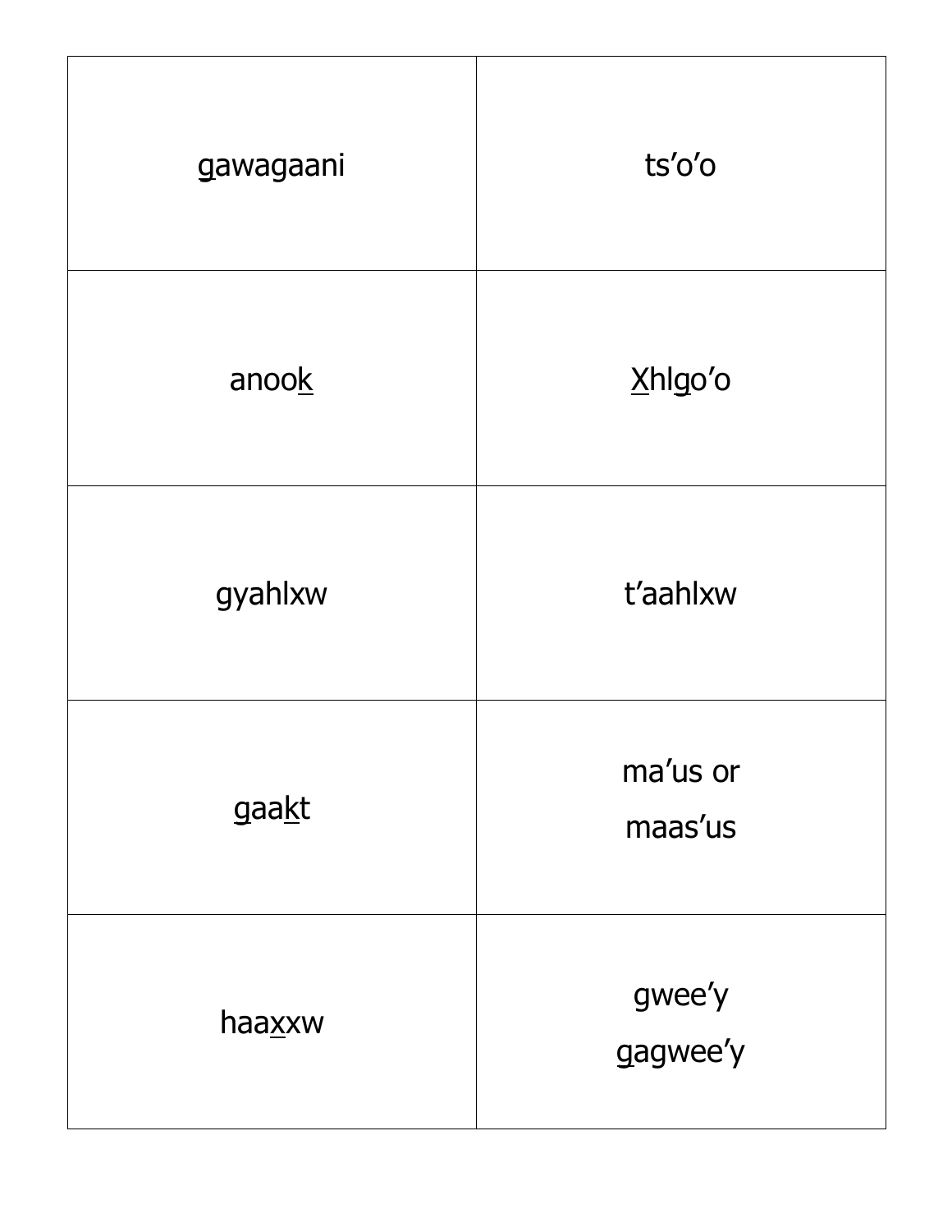| | |
|---|---|
| g̲awagaani | ts’o’o |
| anook̲ | X̲hlg̲o’o |
| gyahlxw | t’aahlxw |
| g̲aak̲t | ma’us or<br>maas’us |
| haax̲xw | gwee’y<br>g̲agwee’y |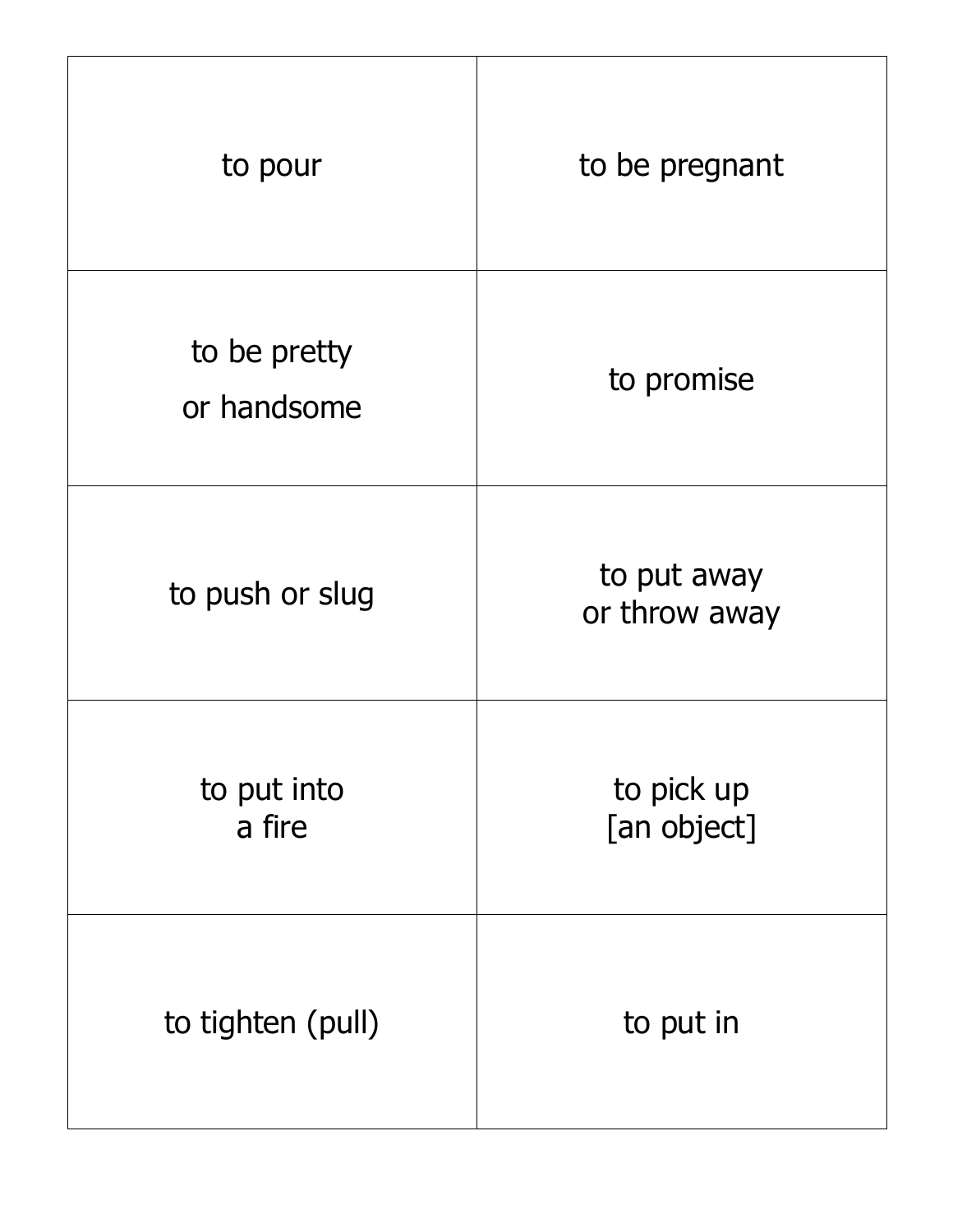| | |
|---|---|
| to pour | to be pregnant |
| to be pretty or handsome | to promise |
| to push or slug | to put away or throw away |
| to put into a fire | to pick up [an object] |
| to tighten (pull) | to put in |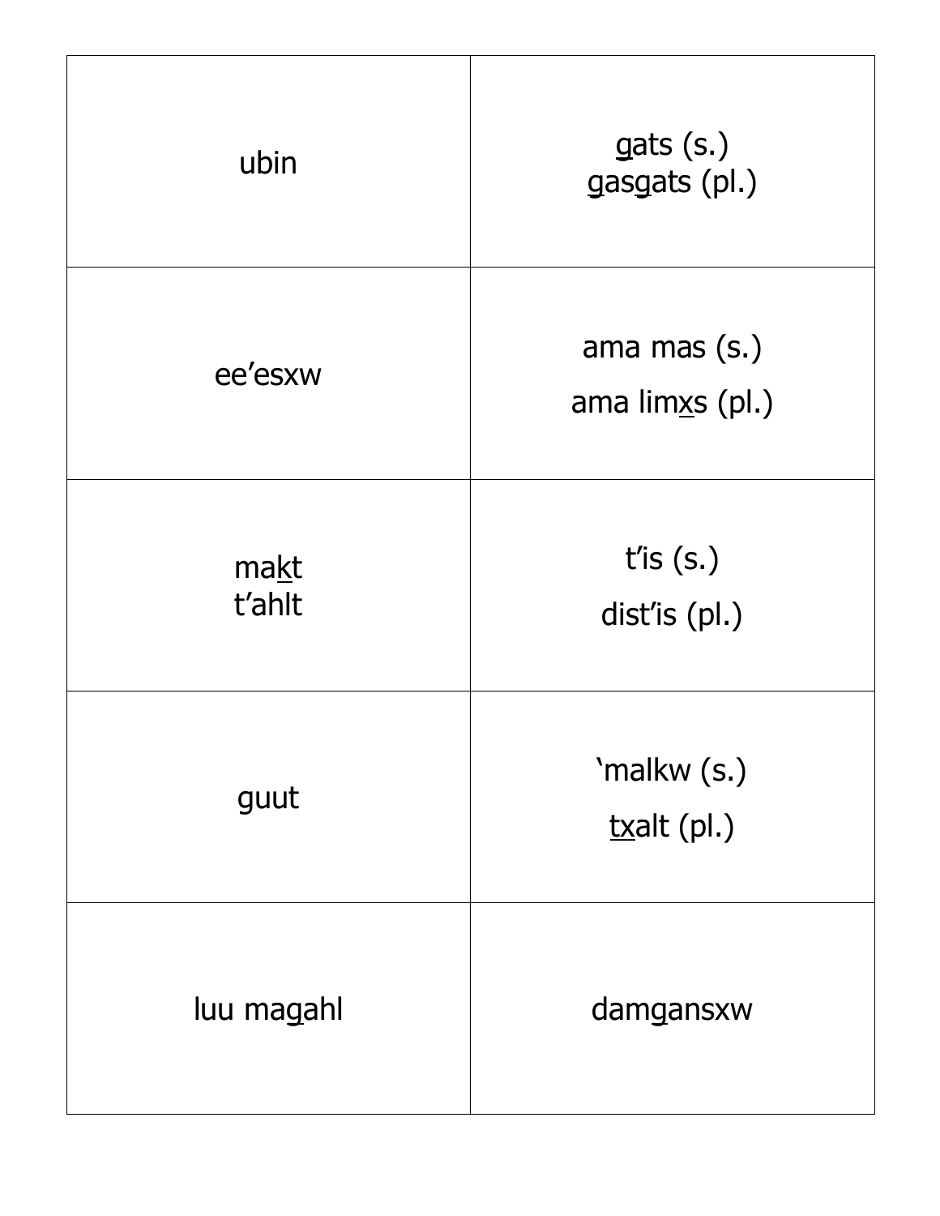| | |
|---|---|
| ubin | g̱ats (s.)<br>g̱asg̱ats (pl.) |
| ee'esxw | ama mas (s.)<br>ama limx̱s (pl.) |
| maḵt<br>t'ahlt | t'is (s.)<br>dist'is (pl.) |
| guut | 'malkw (s.)<br>ṯx̱alt (pl.) |
| luu mag̱ahl | damg̱ansxw |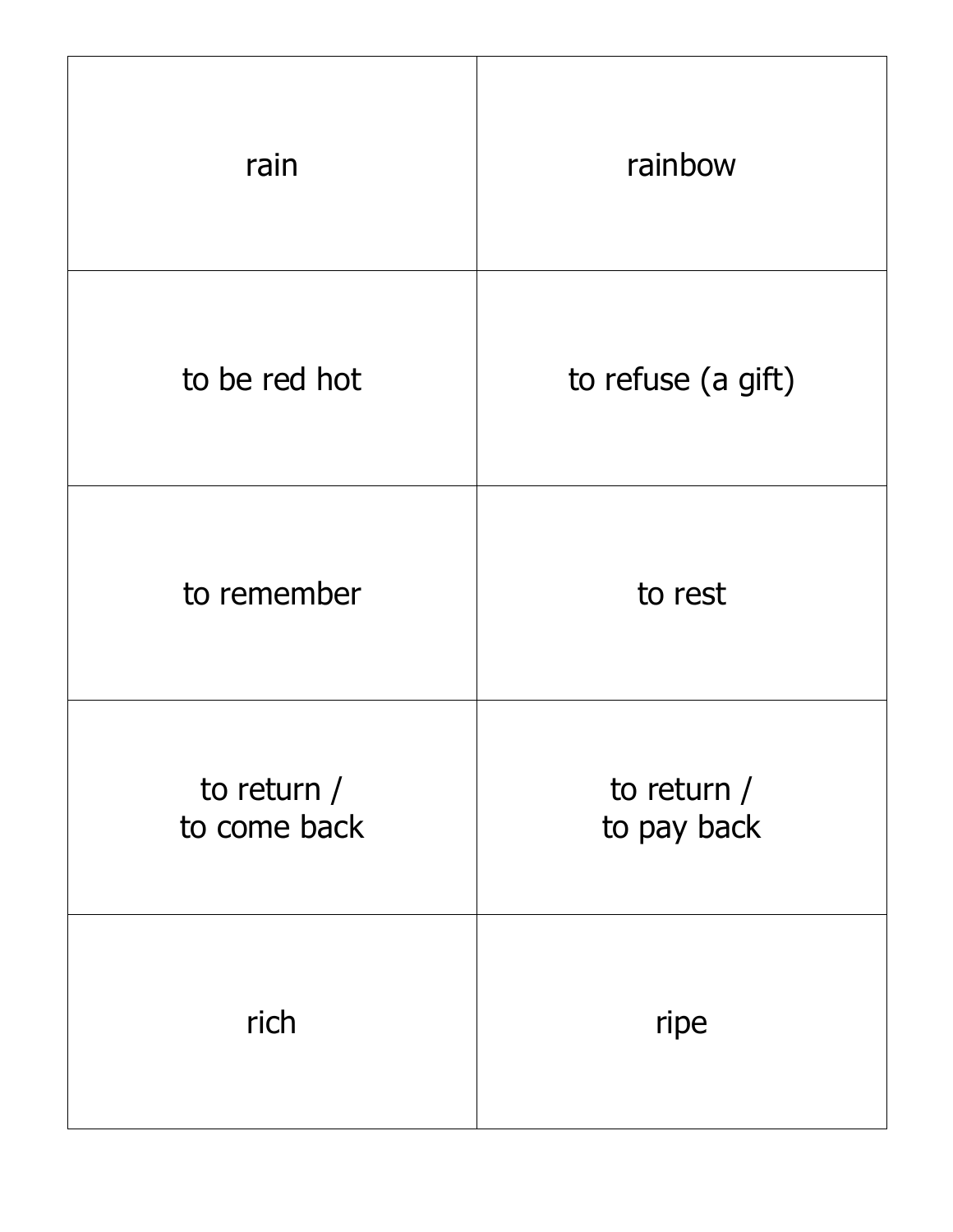| | |
|---|---|
| rain | rainbow |
| to be red hot | to refuse (a gift) |
| to remember | to rest |
| to return / to come back | to return / to pay back |
| rich | ripe |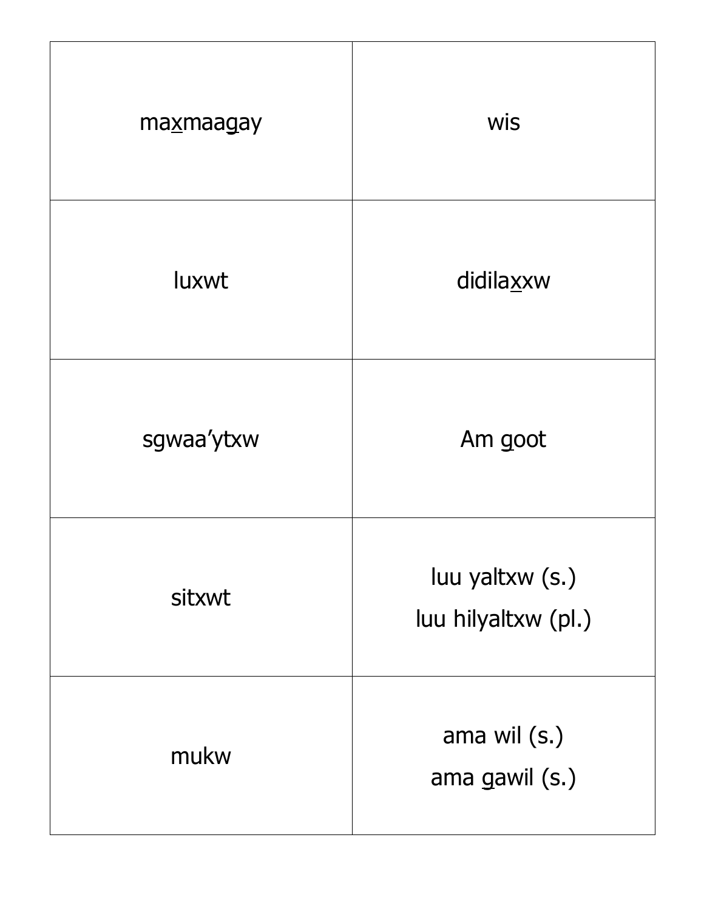| | |
|---|---|
| ma<u>x</u>maa<u>g</u>ay | wis |
| luxwt | didila<u>x</u>xw |
| sgwaa’ytxw | Am <u>g</u>oot |
| sitxwt | luu yaltxw (s.)<br>luu hilyaltxw (pl.) |
| mukw | ama wil (s.)<br>ama <u>g</u>awil (s.) |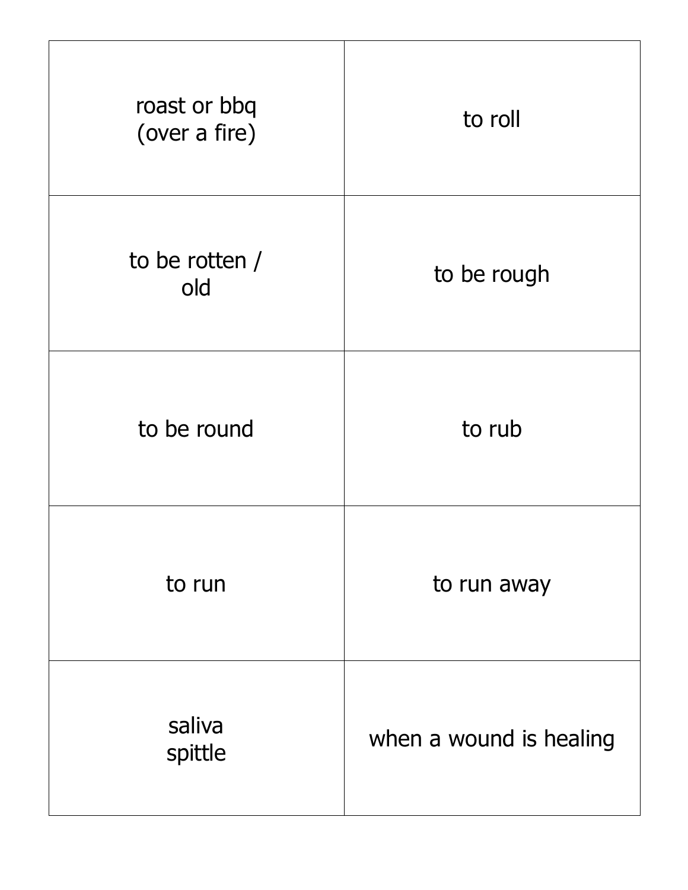| | |
|---|---|
| roast or bbq (over a fire) | to roll |
| to be rotten / old | to be rough |
| to be round | to rub |
| to run | to run away |
| saliva spittle | when a wound is healing |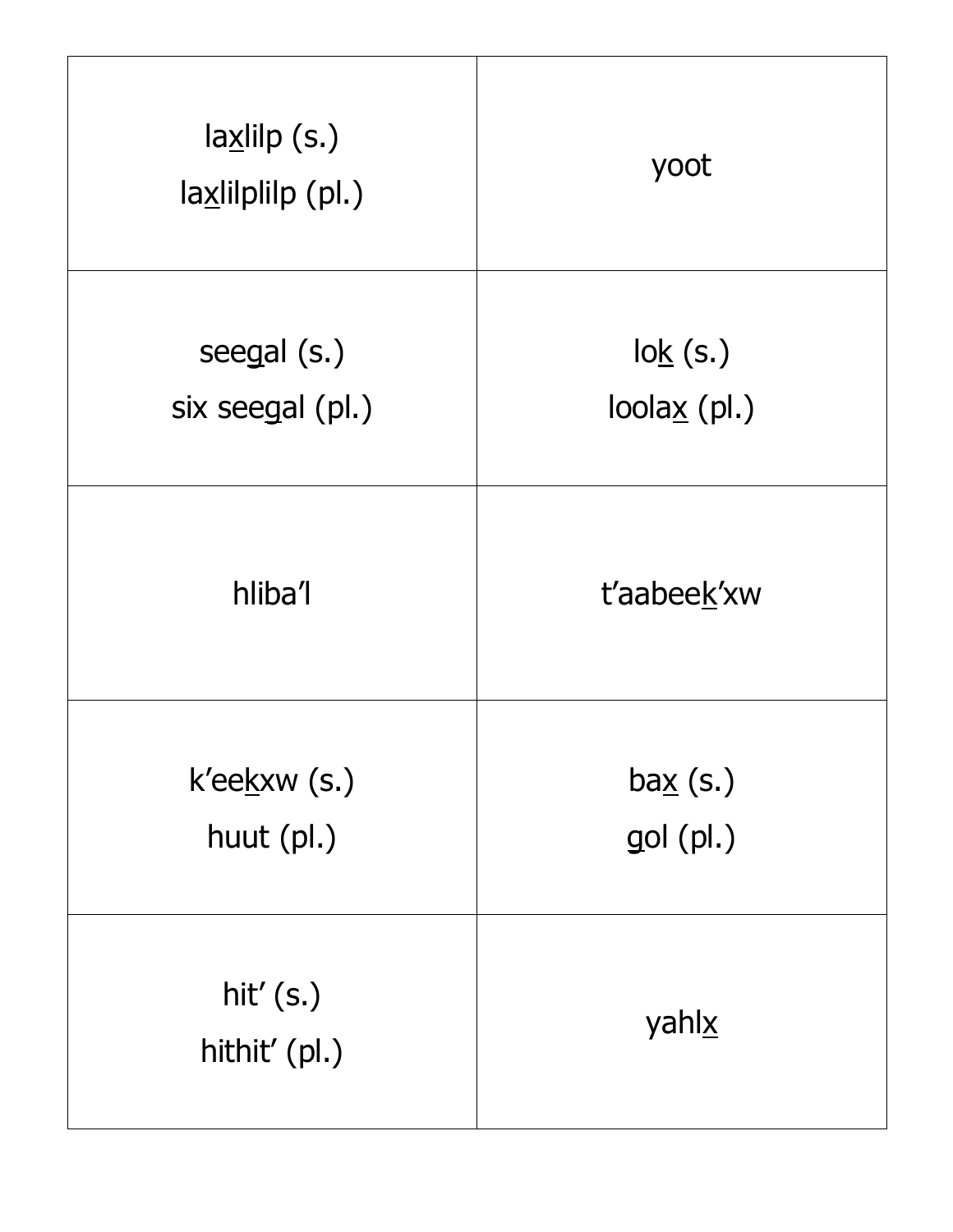| | |
|---|---|
| lax̲lilp (s.)<br>lax̲lilplilp (pl.) | yoot |
| seeg̲al (s.)<br>six seeg̲al (pl.) | lok̲ (s.)<br>loolax̲ (pl.) |
| hliba'l | t'aabeek̲'xw |
| k'eek̲xw (s.)<br>huut (pl.) | bax̲ (s.)<br>g̲ol (pl.) |
| hit' (s.)<br>hithit' (pl.) | yahlx̲ |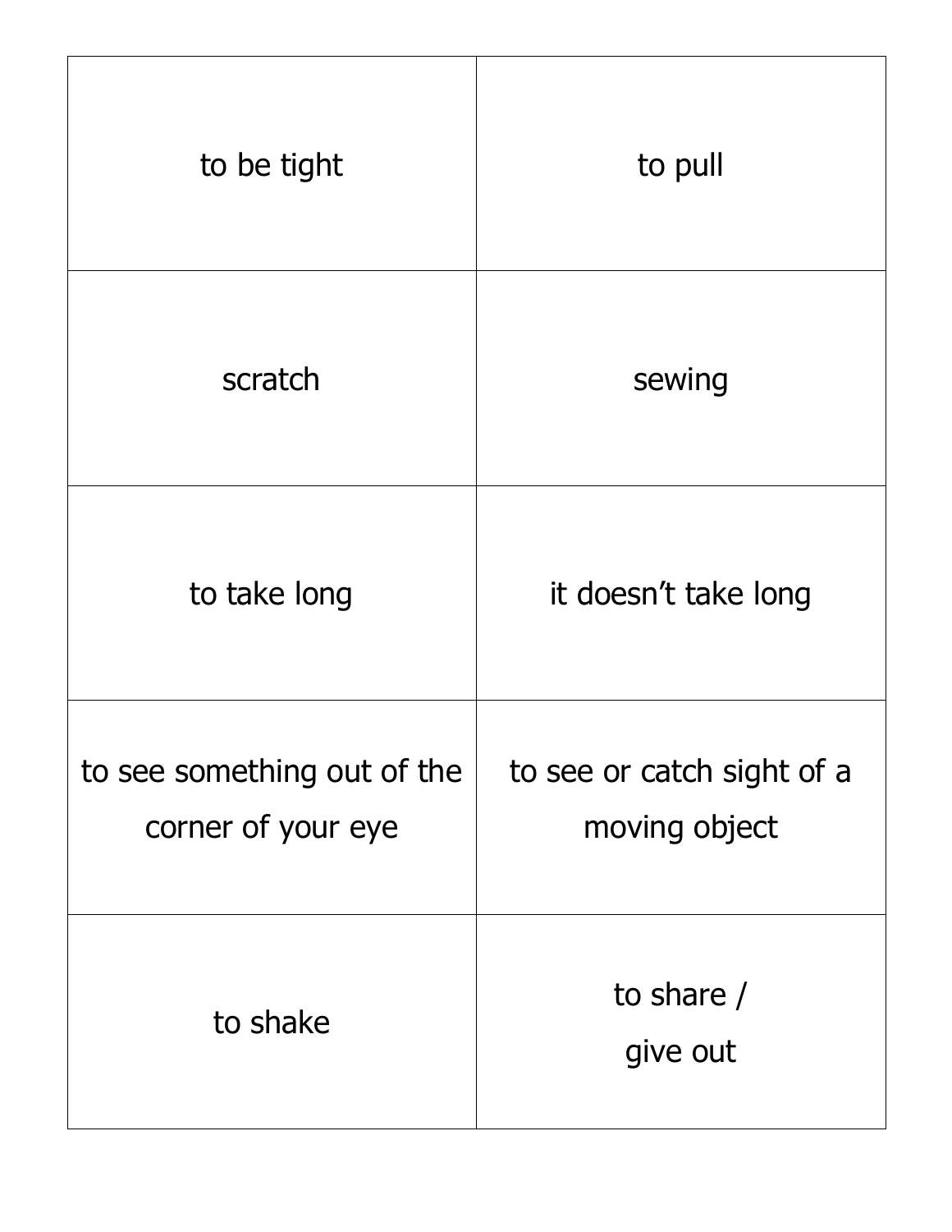| | |
|---|---|
| to be tight | to pull |
| scratch | sewing |
| to take long | it doesn’t take long |
| to see something out of the corner of your eye | to see or catch sight of a moving object |
| to shake | to share / give out |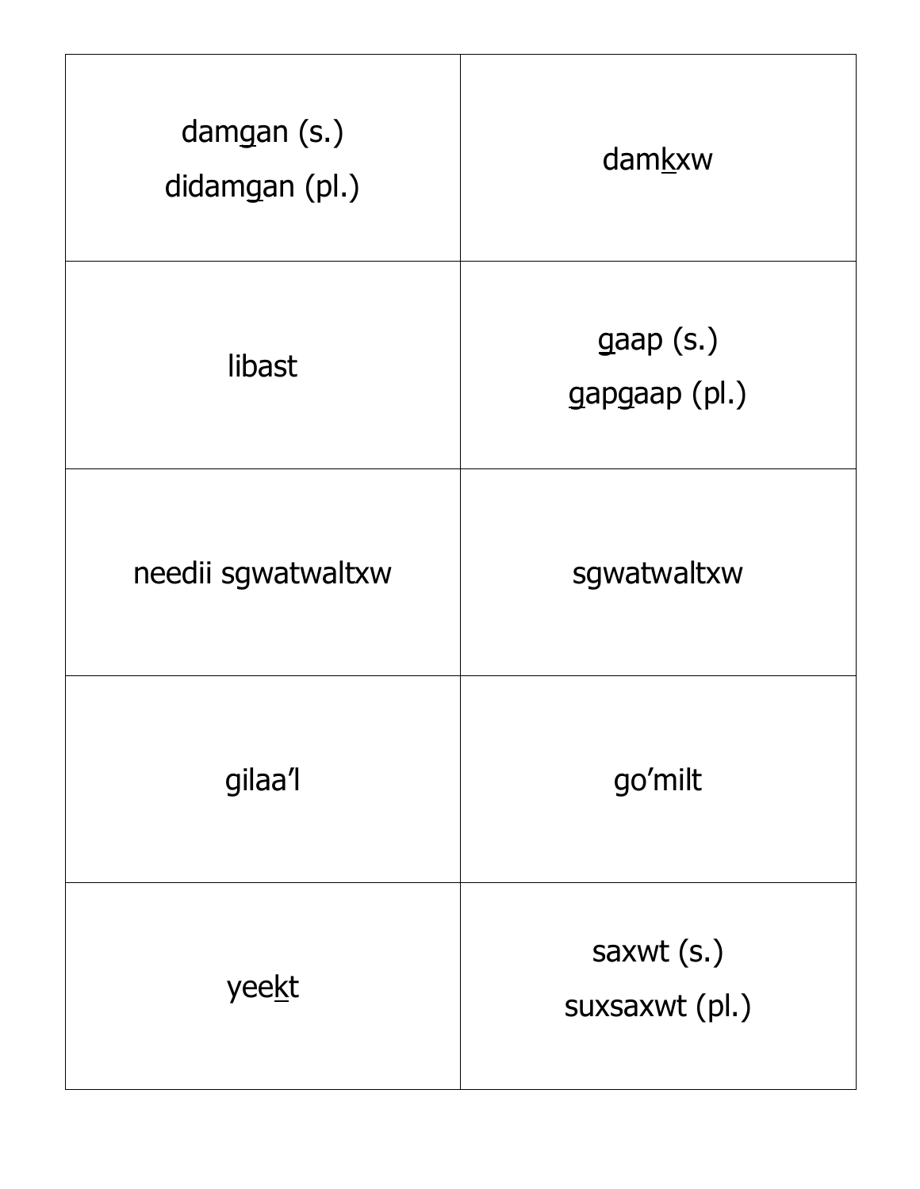| | |
|---|---|
| damg̲an (s.)<br>didamg̲an (pl.) | damk̲xw |
| libast | g̲aap (s.)<br>g̲apg̲aap (pl.) |
| needii sgwatwaltxw | sgwatwaltxw |
| gilaa'l | go'milt |
| yeek̲t | saxwt (s.)<br>suxsaxwt (pl.) |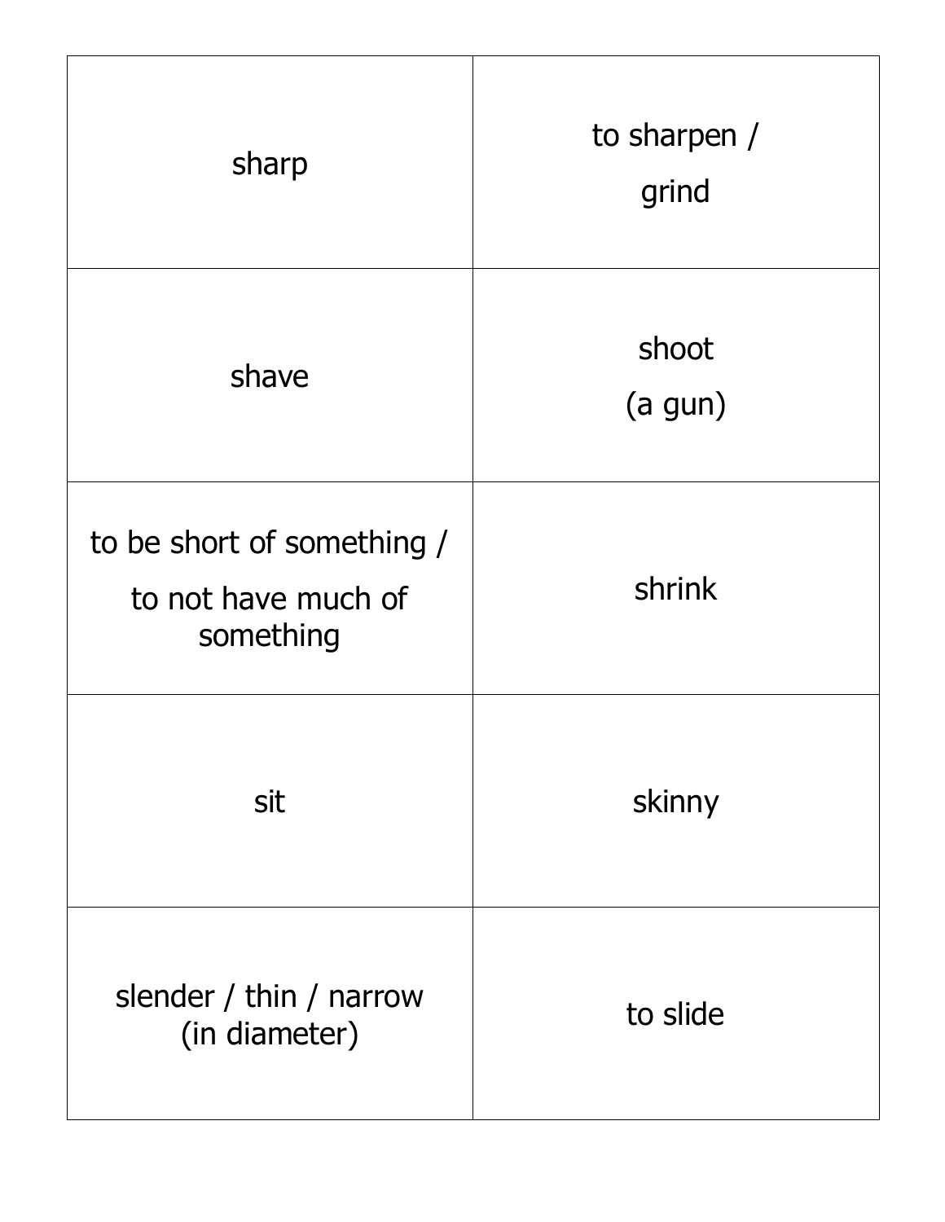| | |
|---|---|
| sharp | to sharpen / grind |
| shave | shoot (a gun) |
| to be short of something / to not have much of something | shrink |
| sit | skinny |
| slender / thin / narrow (in diameter) | to slide |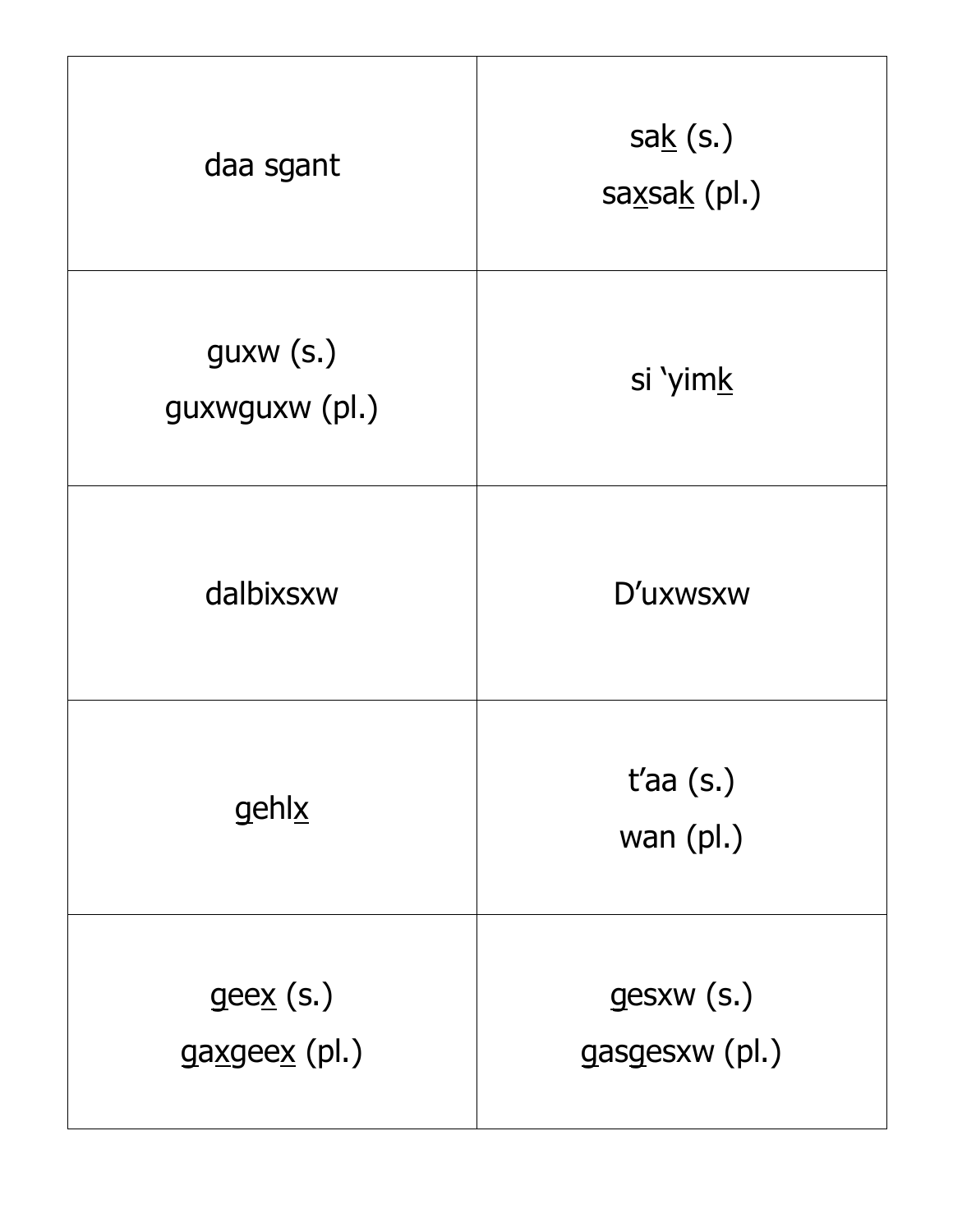| | |
|---|---|
| daa sgant | sa<u>k</u> (s.)<br>sa<u>x</u>sa<u>k</u> (pl.) |
| guxw (s.)<br>guxwguxw (pl.) | si ‘yim<u>k</u> |
| dalbixsxw | D’uxwsxw |
| <u>g</u>ehl<u>x</u> | t’aa (s.)<br>wan (pl.) |
| <u>g</u>ee<u>x</u> (s.)<br><u>g</u>a<u>x</u><u>g</u>ee<u>x</u> (pl.) | <u>g</u>esxw (s.)<br><u>g</u>as<u>g</u>esxw (pl.) |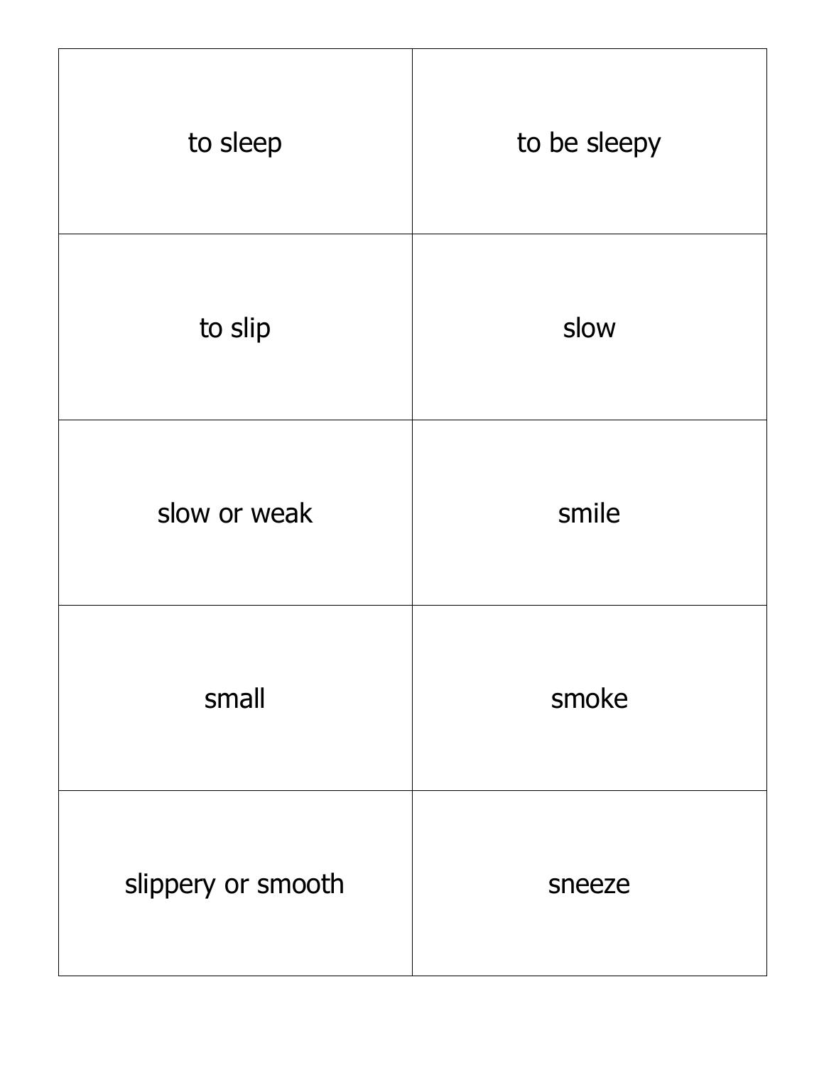| | |
|---|---|
| to sleep | to be sleepy |
| to slip | slow |
| slow or weak | smile |
| small | smoke |
| slippery or smooth | sneeze |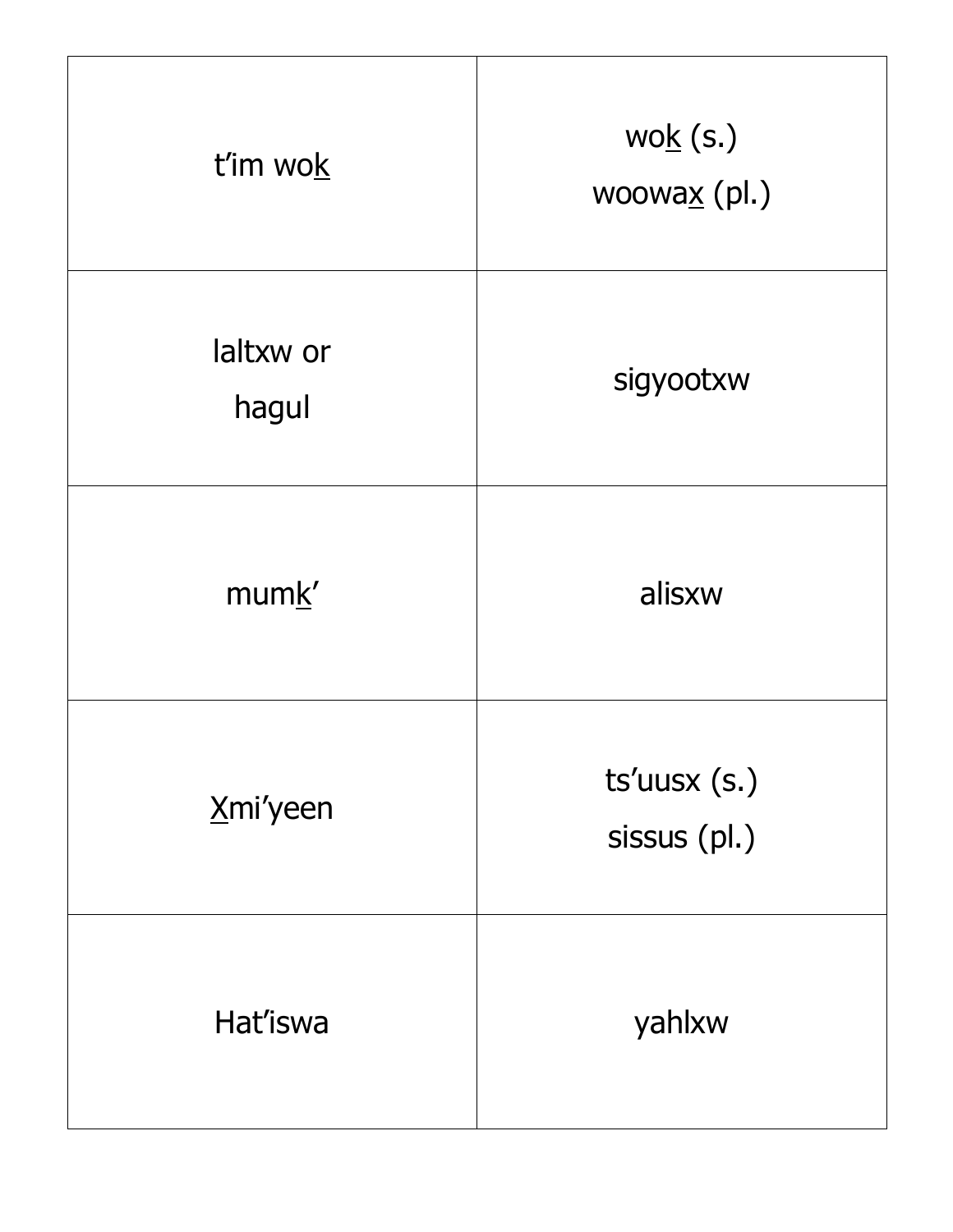| | |
|---|---|
| t'im wo<u>k</u> | wo<u>k</u> (s.)<br>woowa<u>x</u> (pl.) |
| laltxw or<br>hagul | sigyootxw |
| mum<u>k</u>' | alisxw |
| <u>X</u>mi'yeen | ts'uusx (s.)<br>sissus (pl.) |
| Hat'iswa | yahlxw |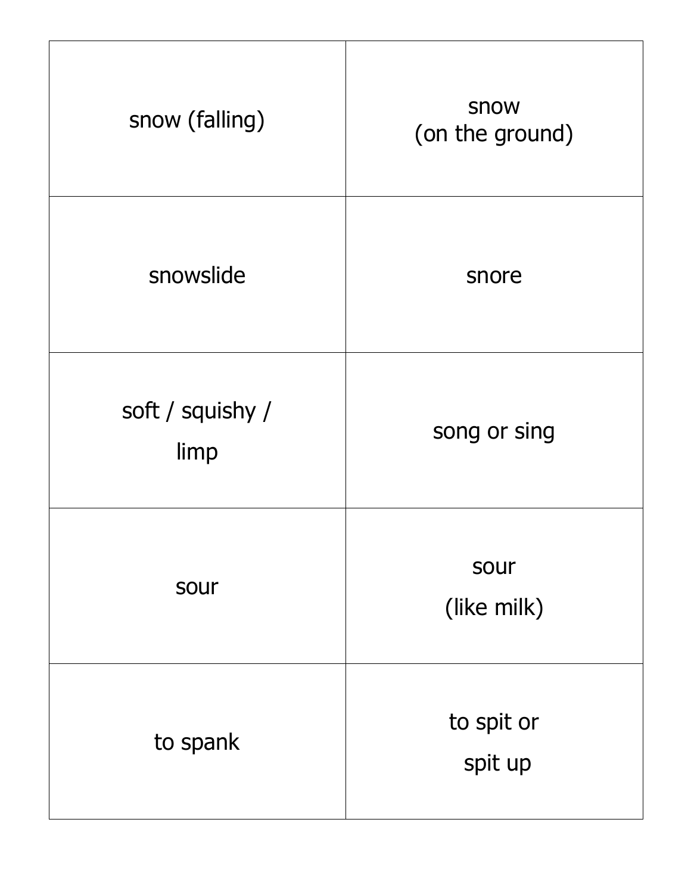| | |
|---|---|
| snow (falling) | snow (on the ground) |
| snowslide | snore |
| soft / squishy / limp | song or sing |
| sour | sour (like milk) |
| to spank | to spit or spit up |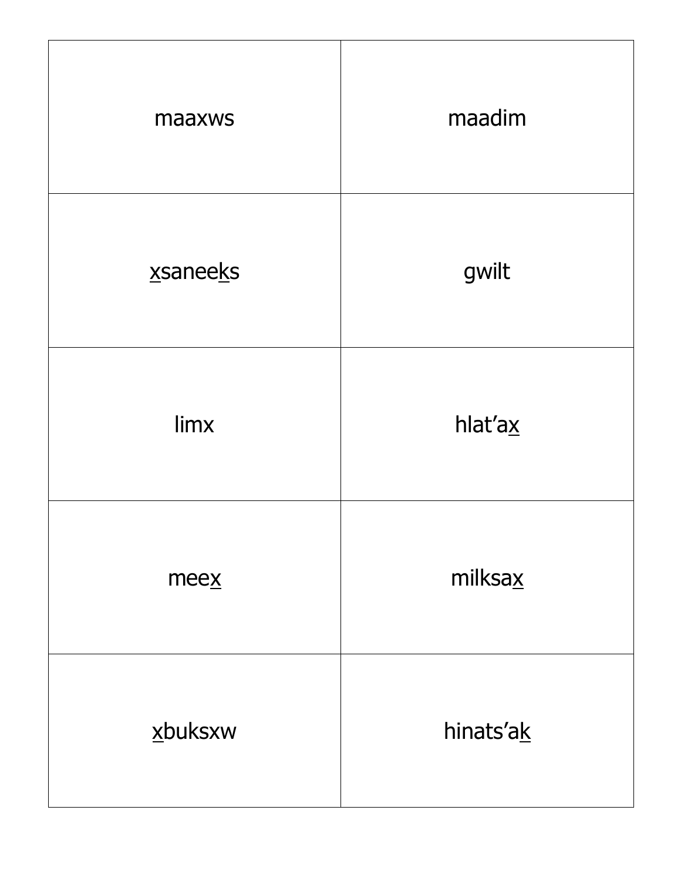| | |
|---|---|
| maaxws | maadim |
| <u>x</u>saneek<u></u>s | gwilt |
| limx | hlat’a<u>x</u> |
| mee<u>x</u> | milksa<u>x</u> |
| <u>x</u>buksxw | hinats’a<u>k</u> |

| | |
|---|---|
| maaxws | maadim |
| <u>x</u>sanee<u>k</u>s | gwilt |
| limx | hlat’a<u>x</u> |
| mee<u>x</u> | milksa<u>x</u> |
| <u>x</u>buksxw | hinats’a<u>k</u> |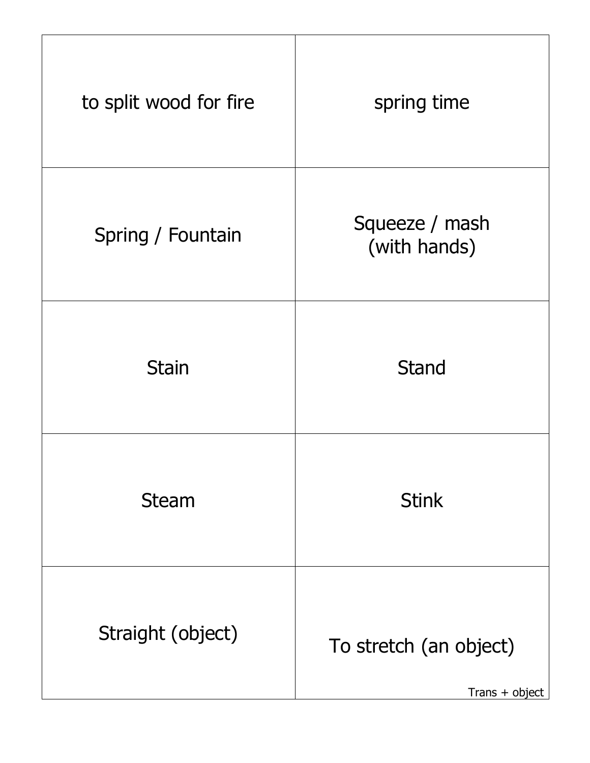| | |
|---|---|
| to split wood for fire | spring time |
| Spring / Fountain | Squeeze / mash (with hands) |
| Stain | Stand |
| Steam | Stink |
| Straight (object) | To stretch (an object) Trans + object |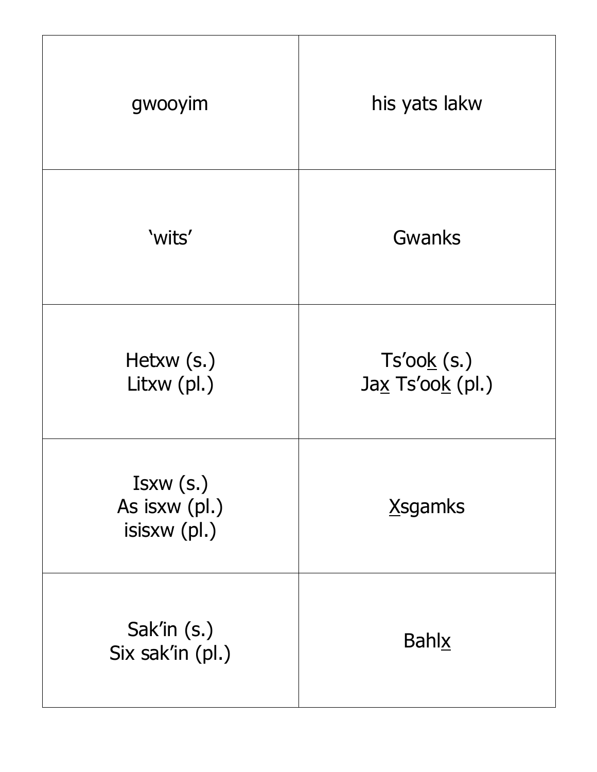| | |
|---|---|
| gwooyim | his yats lakw |
| ‘wits’ | Gwanks |
| Hetxw (s.)<br>Litxw (pl.) | Ts’oo<u>k</u> (s.)<br>Ja<u>x</u> Ts’oo<u>k</u> (pl.) |
| Isxw (s.)<br>As isxw (pl.)<br>isisxw (pl.) | <u>X</u>sgamks |
| Sak’in (s.)<br>Six sak’in (pl.) | Bahl<u>x</u> |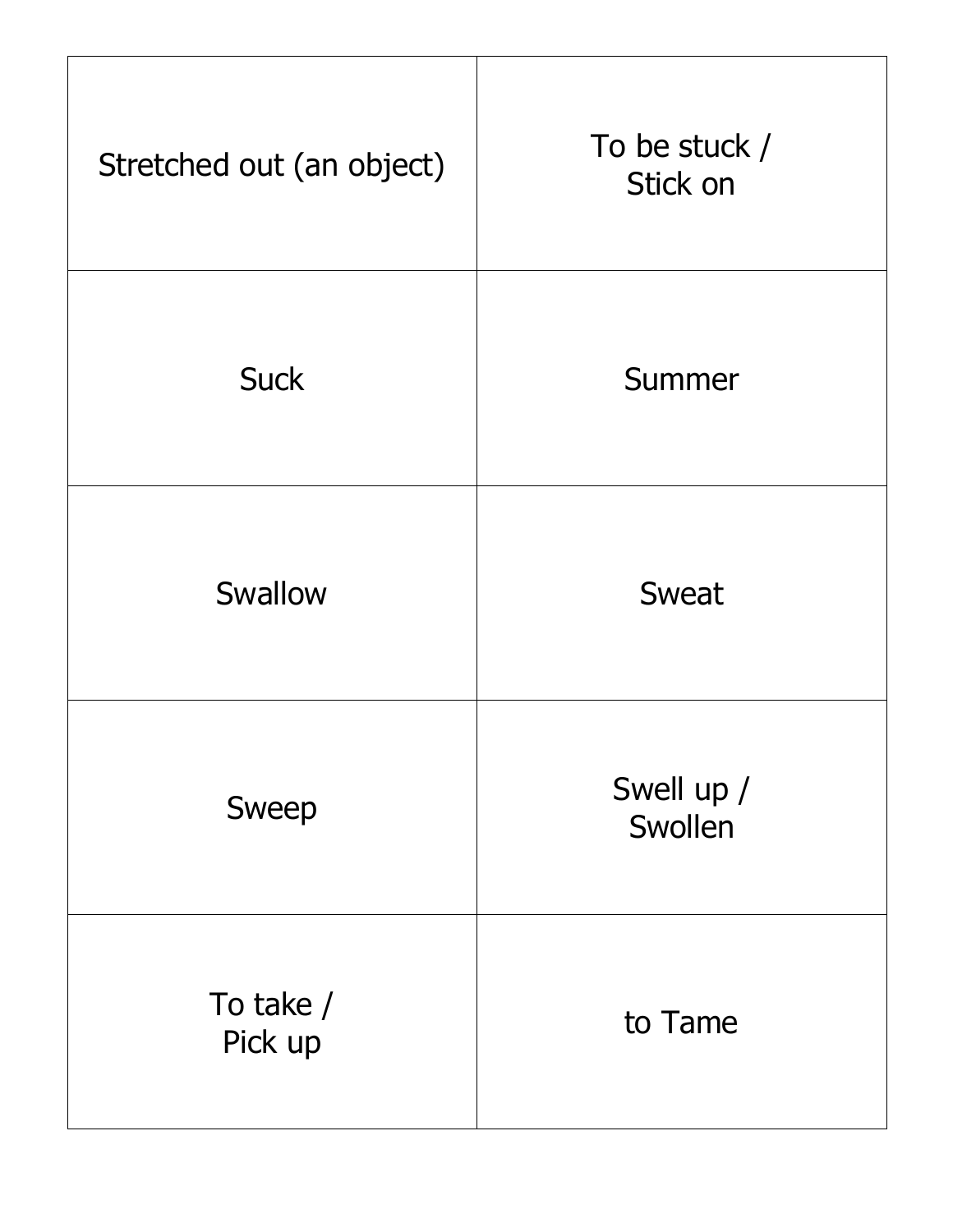| | |
|---|---|
| Stretched out (an object) | To be stuck / Stick on |
| Suck | Summer |
| Swallow | Sweat |
| Sweep | Swell up / Swollen |
| To take / Pick up | to Tame |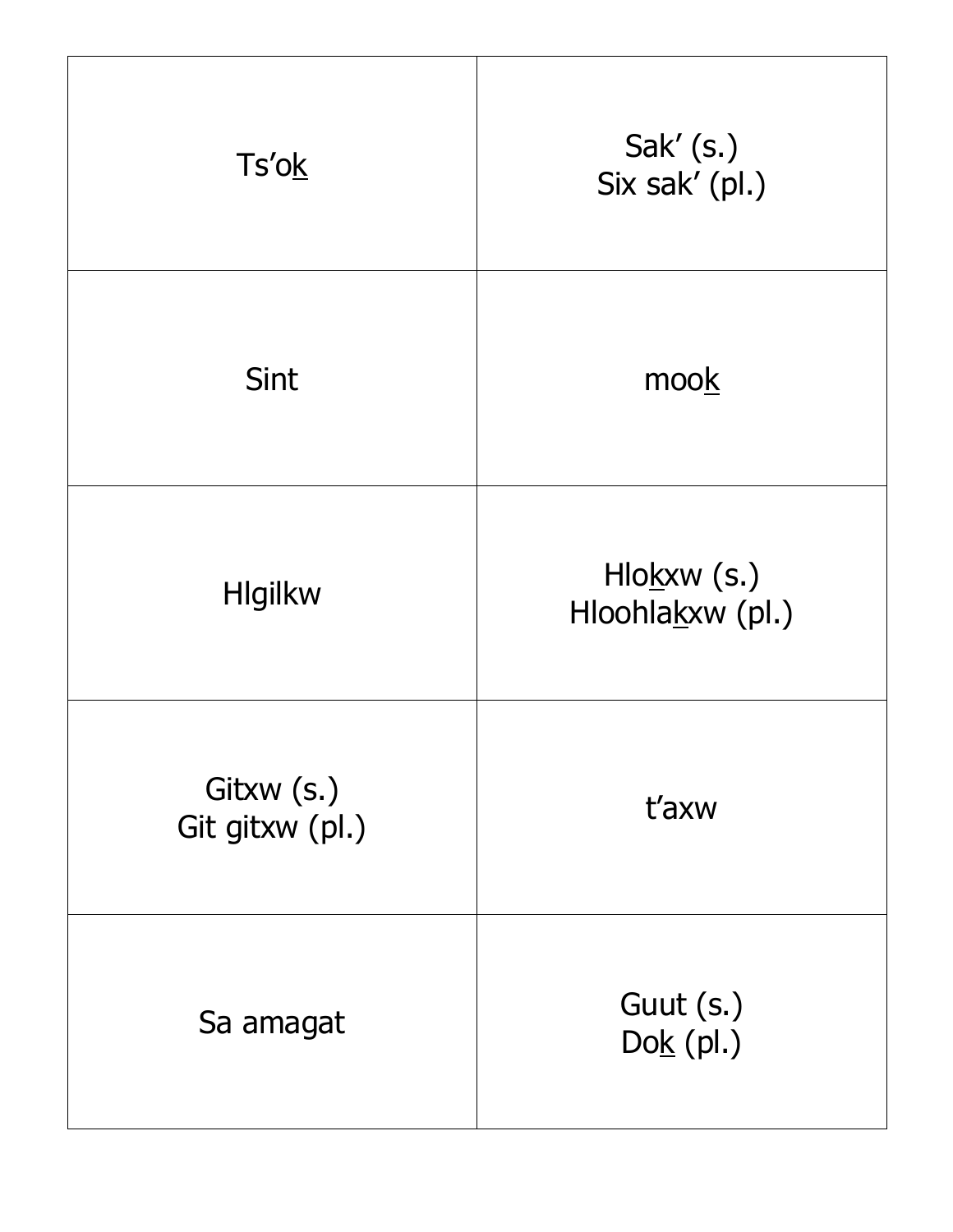| | |
|---|---|
| Ts’o<u>k</u> | Sak’ (s.)<br>Six sak’ (pl.) |
| Sint | moo<u>k</u> |
| Hlgilkw | Hlo<u>k</u>xw (s.)<br>Hloohla<u>k</u>xw (pl.) |
| Gitxw (s.)<br>Git gitxw (pl.) | t’axw |
| Sa amagat | Guut (s.)<br>Do<u>k</u> (pl.) |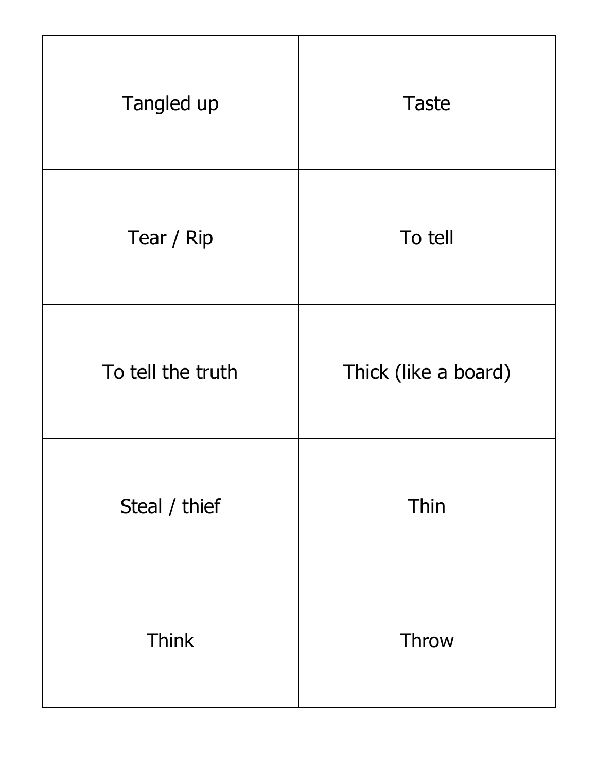| | |
|---|---|
| Tangled up | Taste |
| Tear / Rip | To tell |
| To tell the truth | Thick (like a board) |
| Steal / thief | Thin |
| Think | Throw |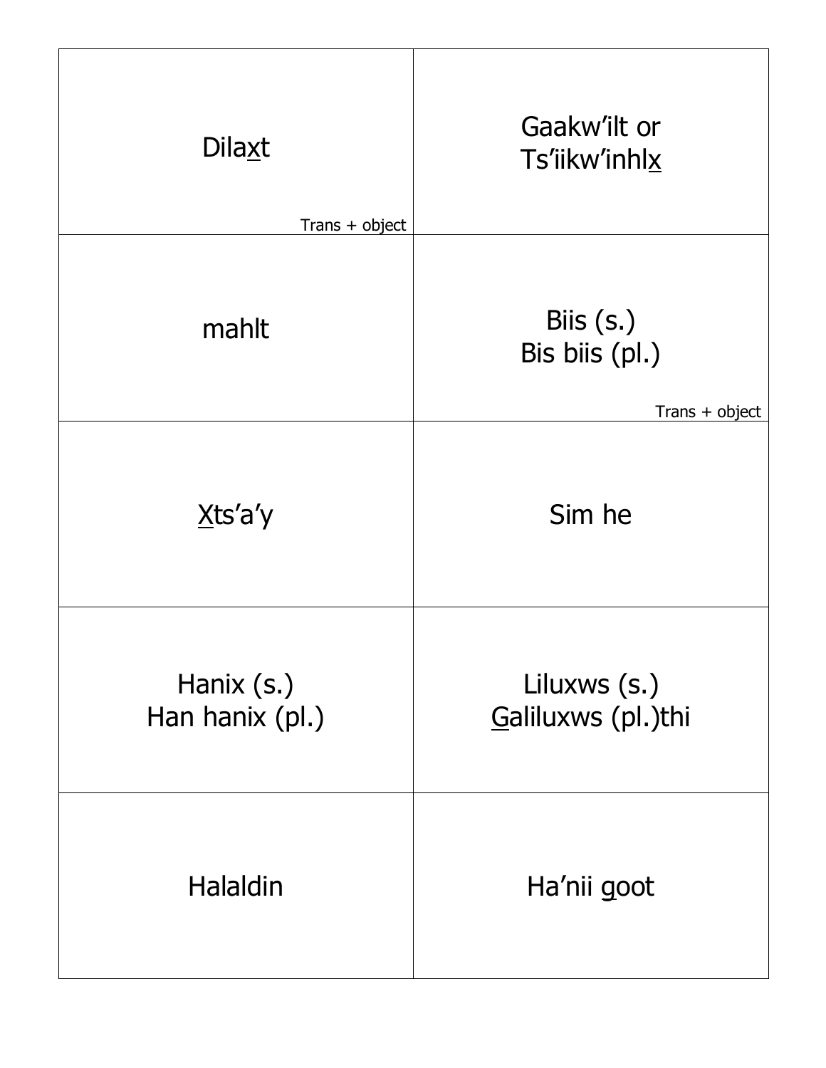| | |
|---|---|
| Dila<u>x</u>t<br>Trans + object | Gaakw'ilt or<br>Ts'iikw'inhl<u>x</u> |
| mahlt | Biis (s.)<br>Bis biis (pl.)<br>Trans + object |
| <u>X</u>ts'a'y | Sim he |
| Hanix (s.)<br>Han hanix (pl.) | Liluxws (s.)<br><u>G</u>aliluxws (pl.)thi |
| Halaldin | Ha'nii <u>g</u>oot |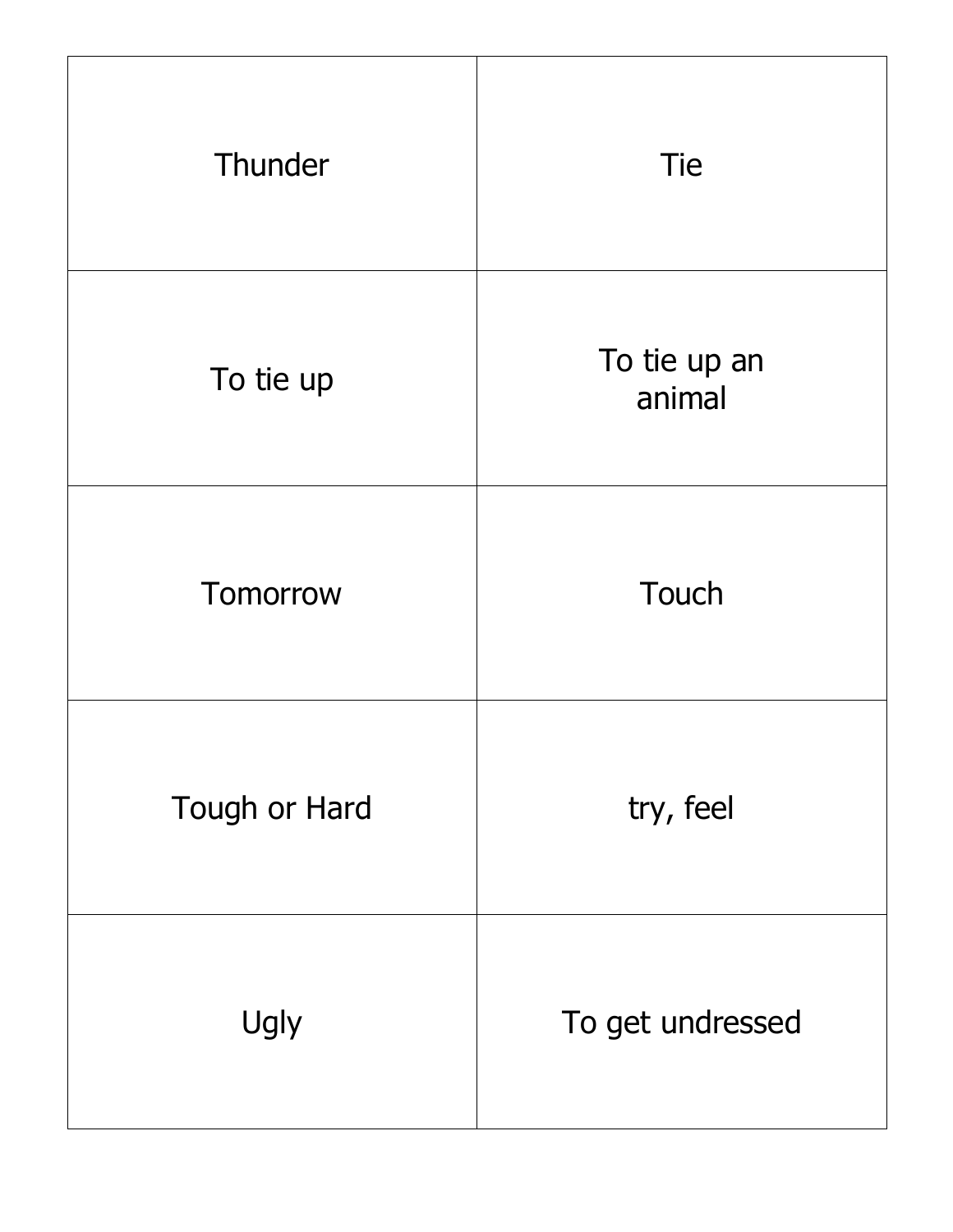| | |
|---|---|
| Thunder | Tie |
| To tie up | To tie up an animal |
| Tomorrow | Touch |
| Tough or Hard | try, feel |
| Ugly | To get undressed |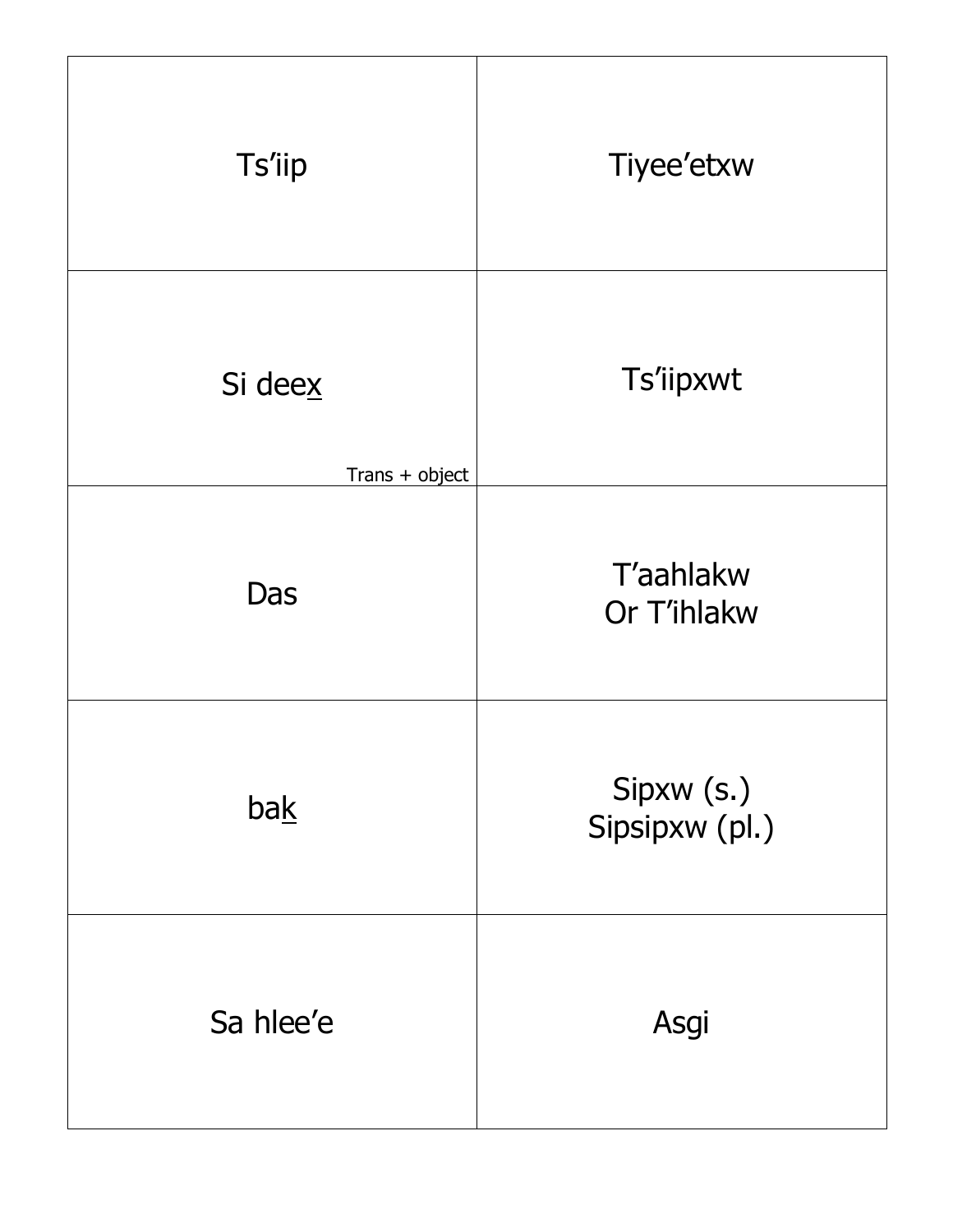| | |
|---|---|
| Ts’iip | Tiyee’etxw |
| Si dee<u>x</u><br>Trans + object | Ts’iipxwt |
| Das | T’aahlakw<br>Or T’ihlakw |
| ba<u>k</u> | Sipxw (s.)<br>Sipsipxw (pl.) |
| Sa hlee’e | Asgi |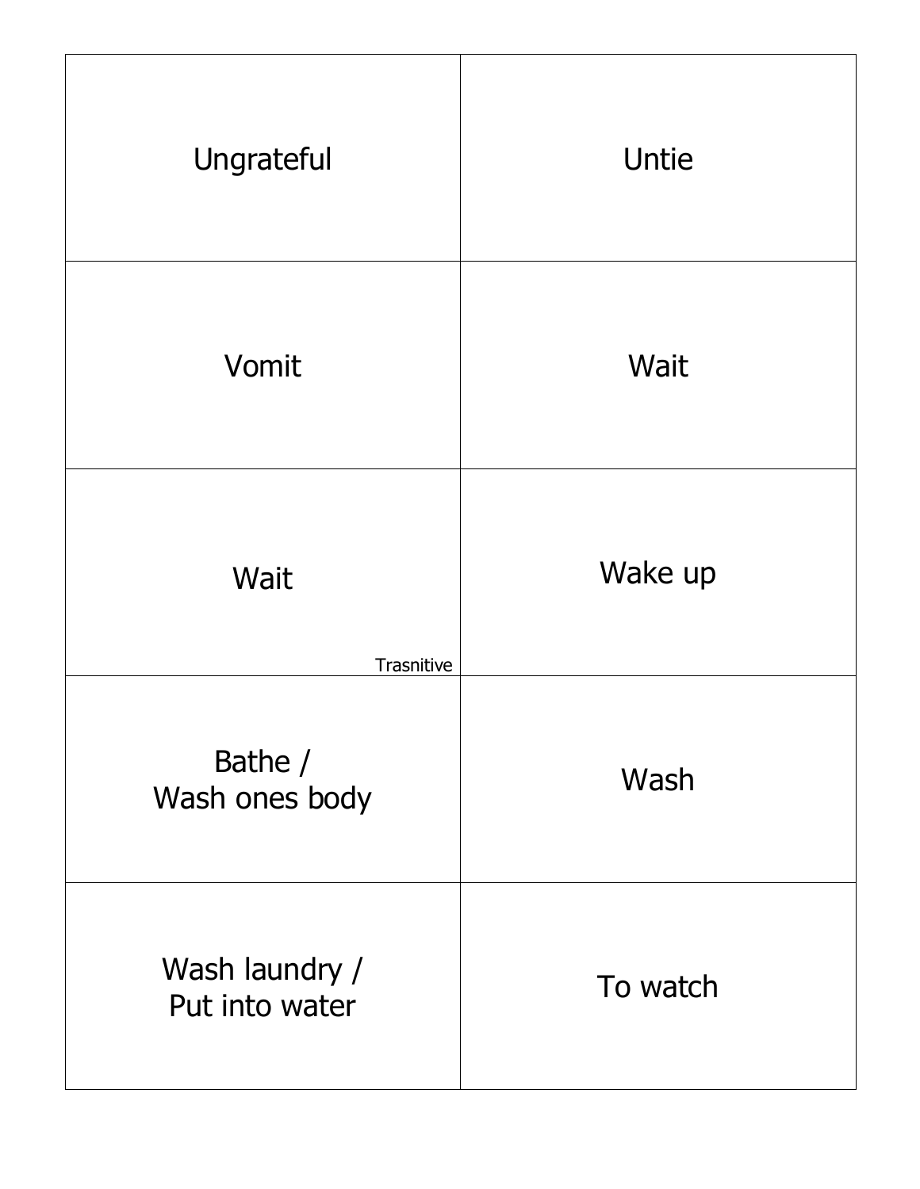| | |
|---|---|
| Ungrateful | Untie |
| Vomit | Wait |
| Wait Trasnitive | Wake up |
| Bathe / Wash ones body | Wash |
| Wash laundry / Put into water | To watch |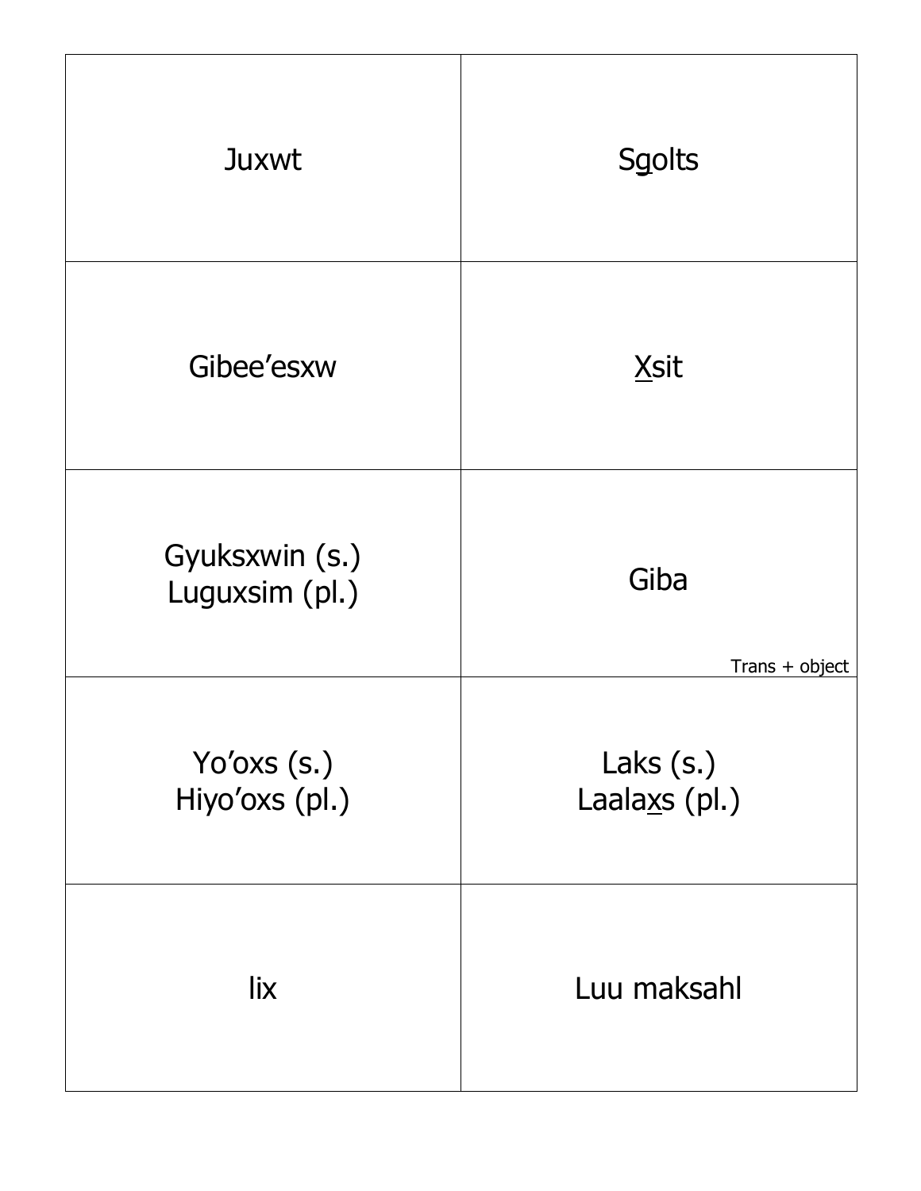| | |
|---|---|
| Juxwt | S<u>g</u>olts |
| Gibee’esxw | <u>X</u>sit |
| Gyuksxwin (s.)<br>Luguxsim (pl.) | Giba<br><br>Trans + object |
| Yo’oxs (s.)<br>Hiyo’oxs (pl.) | Laks (s.)<br>Laala<u>x</u>s (pl.) |
| Iix | Luu maksahl |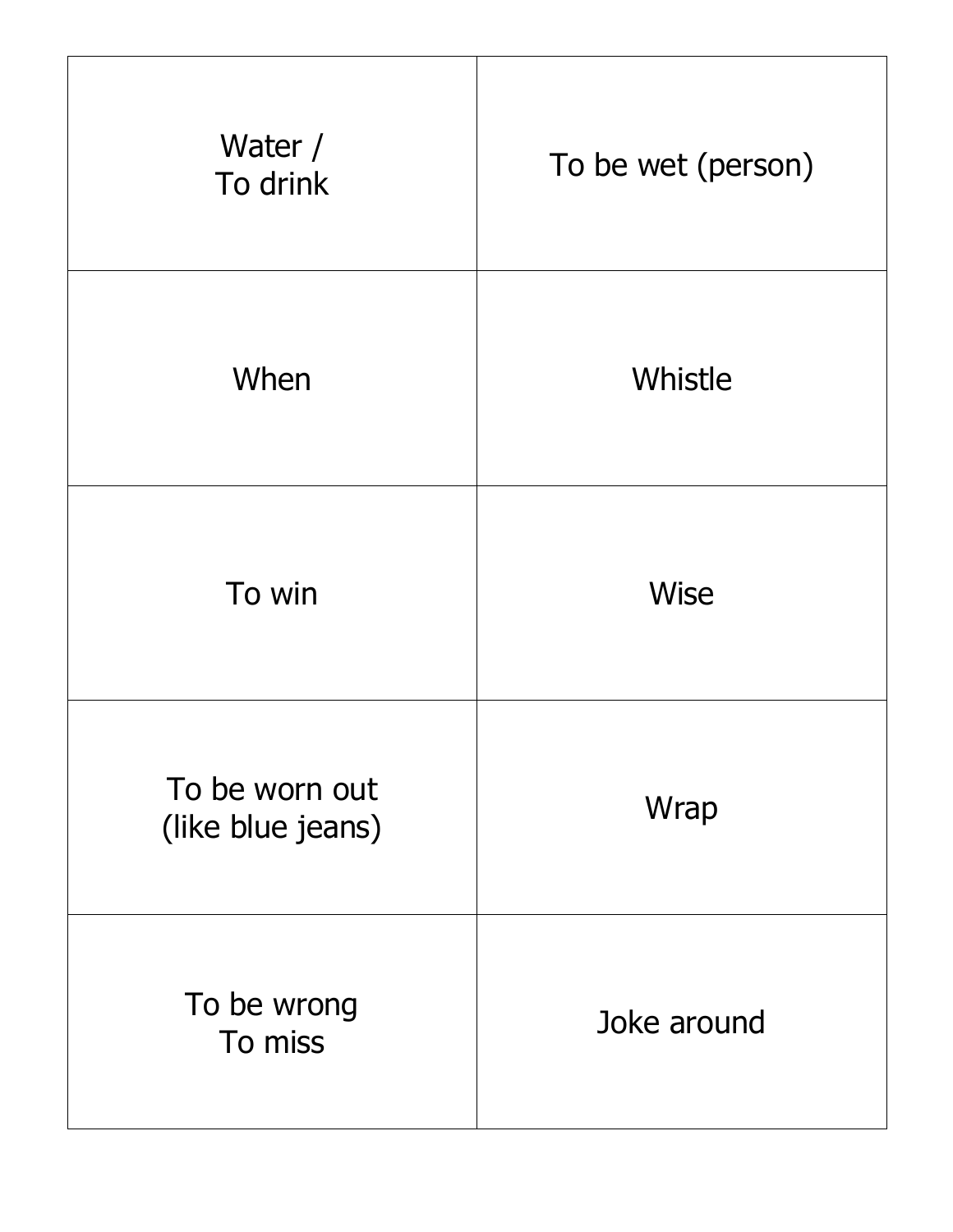| | |
|---|---|
| Water / To drink | To be wet (person) |
| When | Whistle |
| To win | Wise |
| To be worn out (like blue jeans) | Wrap |
| To be wrong To miss | Joke around |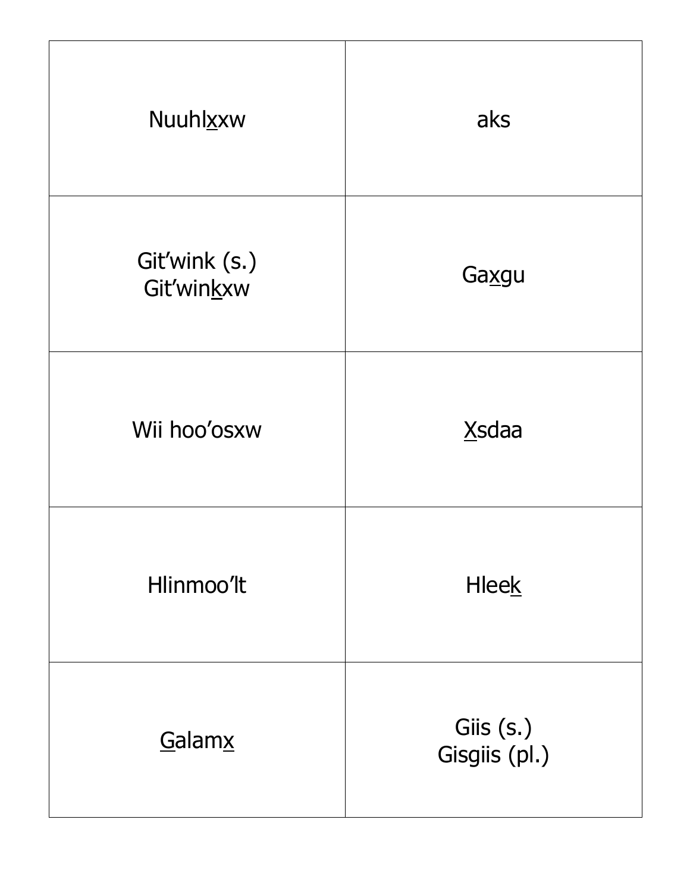| | |
|---|---|
| Nuuhlx̲xw | aks |
| Git'wink (s.)<br>Git'wink̲xw | Gax̲gu |
| Wii hoo'osxw | X̲sdaa |
| Hlinmoo'lt | Hleek̲ |
| G̲alamx̲ | Giis (s.)<br>Gisgiis (pl.) |